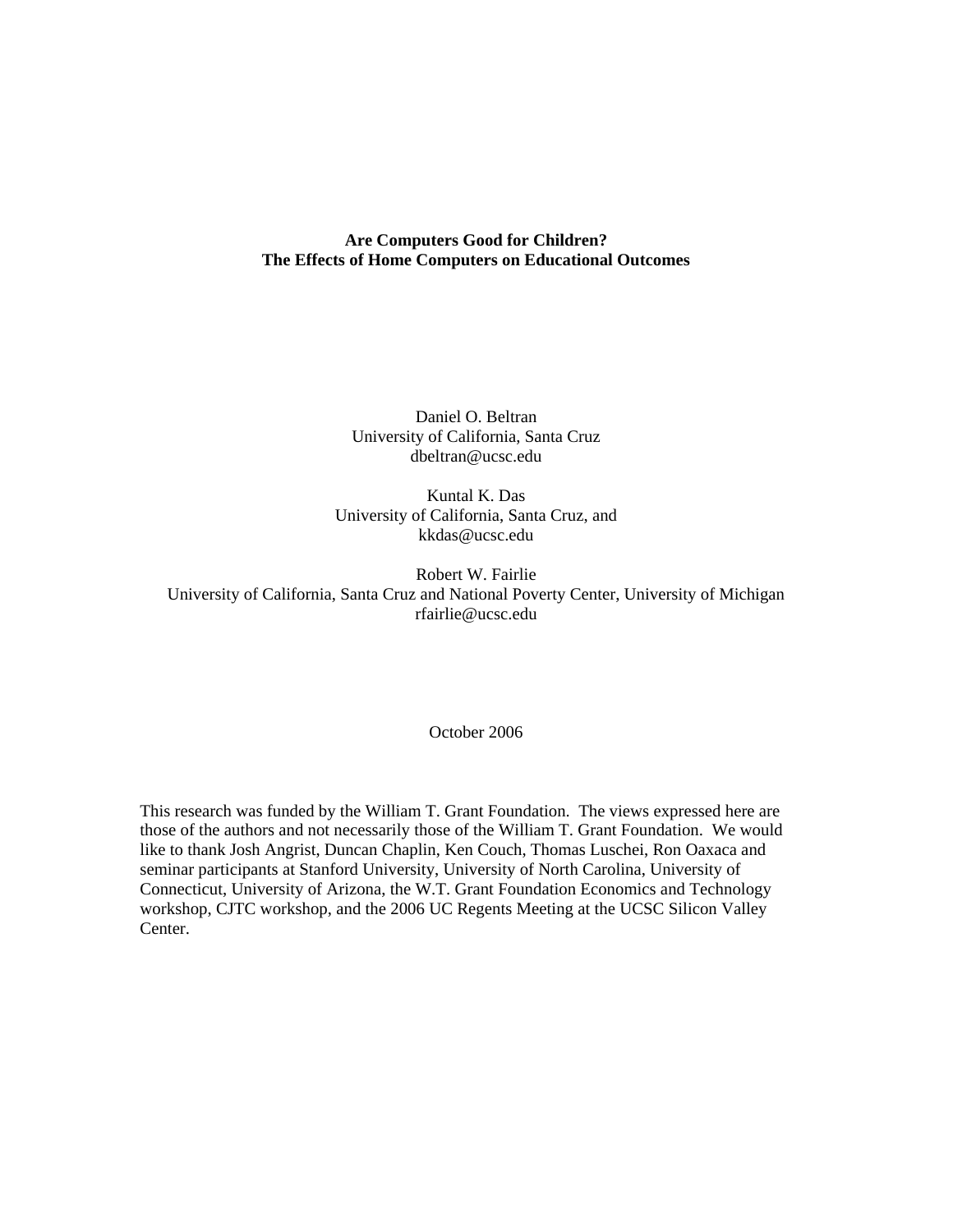# Are Computers Good for Children?
# The Effects of Home Computers on Educational Outcomes

Daniel O. Beltran
University of California, Santa Cruz
dbeltran@ucsc.edu

Kuntal K. Das
University of California, Santa Cruz, and
kkdas@ucsc.edu

Robert W. Fairlie
University of California, Santa Cruz and National Poverty Center, University of Michigan
rfairlie@ucsc.edu

October 2006

This research was funded by the William T. Grant Foundation. The views expressed here are those of the authors and not necessarily those of the William T. Grant Foundation. We would like to thank Josh Angrist, Duncan Chaplin, Ken Couch, Thomas Luschei, Ron Oaxaca and seminar participants at Stanford University, University of North Carolina, University of Connecticut, University of Arizona, the W.T. Grant Foundation Economics and Technology workshop, CJTC workshop, and the 2006 UC Regents Meeting at the UCSC Silicon Valley Center.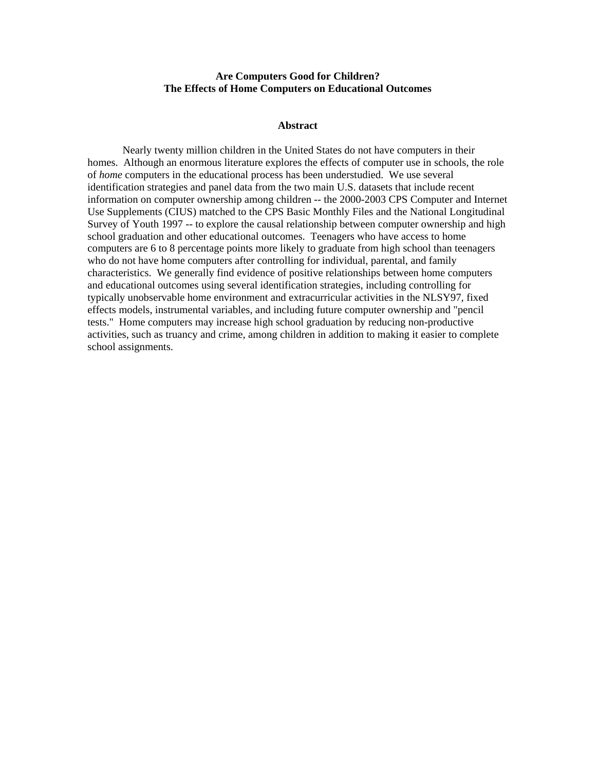**Are Computers Good for Children?**
**The Effects of Home Computers on Educational Outcomes**

## Abstract

Nearly twenty million children in the United States do not have computers in their homes. Although an enormous literature explores the effects of computer use in schools, the role of *home* computers in the educational process has been understudied. We use several identification strategies and panel data from the two main U.S. datasets that include recent information on computer ownership among children -- the 2000-2003 CPS Computer and Internet Use Supplements (CIUS) matched to the CPS Basic Monthly Files and the National Longitudinal Survey of Youth 1997 -- to explore the causal relationship between computer ownership and high school graduation and other educational outcomes. Teenagers who have access to home computers are 6 to 8 percentage points more likely to graduate from high school than teenagers who do not have home computers after controlling for individual, parental, and family characteristics. We generally find evidence of positive relationships between home computers and educational outcomes using several identification strategies, including controlling for typically unobservable home environment and extracurricular activities in the NLSY97, fixed effects models, instrumental variables, and including future computer ownership and "pencil tests." Home computers may increase high school graduation by reducing non-productive activities, such as truancy and crime, among children in addition to making it easier to complete school assignments.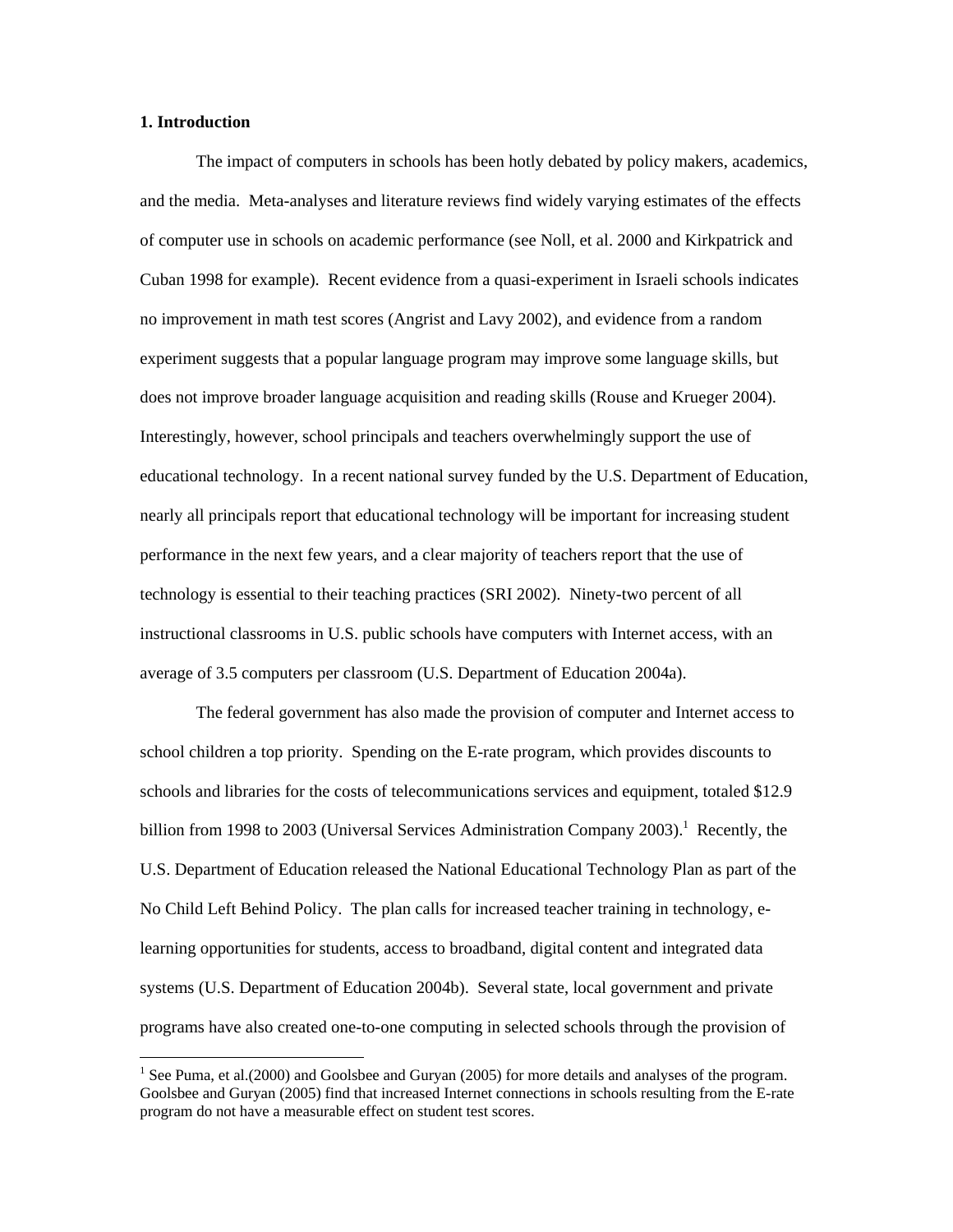## 1. Introduction

The impact of computers in schools has been hotly debated by policy makers, academics, and the media. Meta-analyses and literature reviews find widely varying estimates of the effects of computer use in schools on academic performance (see Noll, et al. 2000 and Kirkpatrick and Cuban 1998 for example). Recent evidence from a quasi-experiment in Israeli schools indicates no improvement in math test scores (Angrist and Lavy 2002), and evidence from a random experiment suggests that a popular language program may improve some language skills, but does not improve broader language acquisition and reading skills (Rouse and Krueger 2004). Interestingly, however, school principals and teachers overwhelmingly support the use of educational technology. In a recent national survey funded by the U.S. Department of Education, nearly all principals report that educational technology will be important for increasing student performance in the next few years, and a clear majority of teachers report that the use of technology is essential to their teaching practices (SRI 2002). Ninety-two percent of all instructional classrooms in U.S. public schools have computers with Internet access, with an average of 3.5 computers per classroom (U.S. Department of Education 2004a).

The federal government has also made the provision of computer and Internet access to school children a top priority. Spending on the E-rate program, which provides discounts to schools and libraries for the costs of telecommunications services and equipment, totaled $12.9 billion from 1998 to 2003 (Universal Services Administration Company 2003).[1] Recently, the U.S. Department of Education released the National Educational Technology Plan as part of the No Child Left Behind Policy. The plan calls for increased teacher training in technology, e-learning opportunities for students, access to broadband, digital content and integrated data systems (U.S. Department of Education 2004b). Several state, local government and private programs have also created one-to-one computing in selected schools through the provision of

[1] See Puma, et al.(2000) and Goolsbee and Guryan (2005) for more details and analyses of the program. Goolsbee and Guryan (2005) find that increased Internet connections in schools resulting from the E-rate program do not have a measurable effect on student test scores.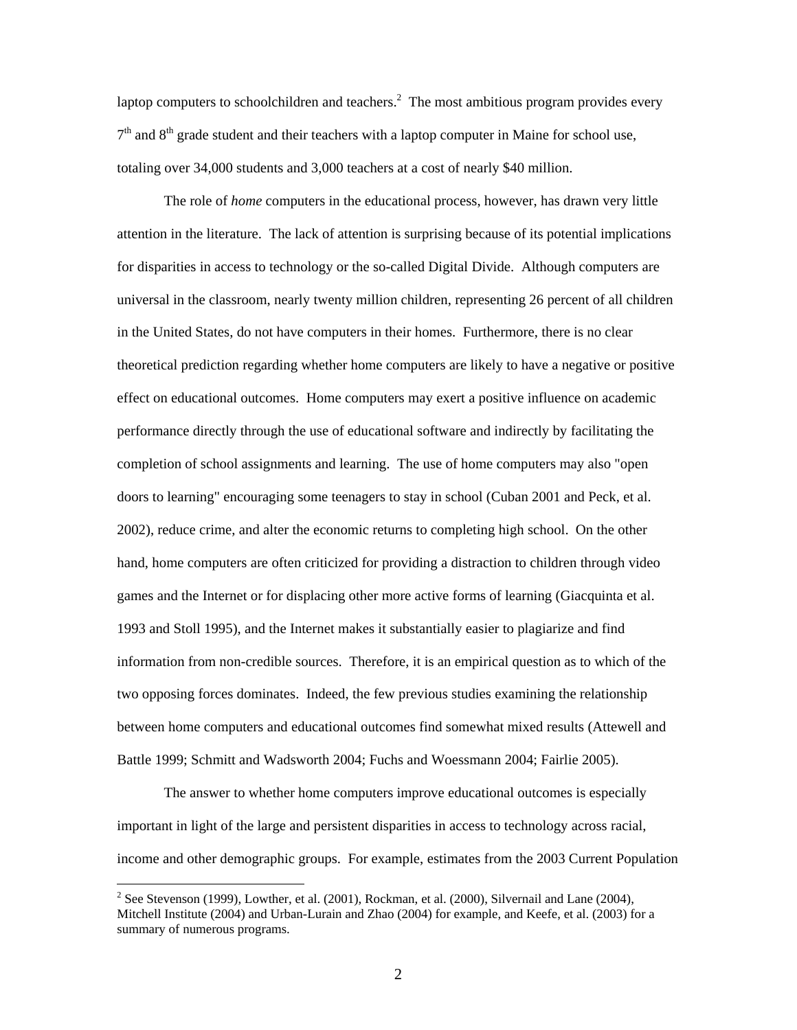laptop computers to schoolchildren and teachers.[2] The most ambitious program provides every 7th and 8th grade student and their teachers with a laptop computer in Maine for school use, totaling over 34,000 students and 3,000 teachers at a cost of nearly $40 million.

The role of *home* computers in the educational process, however, has drawn very little attention in the literature. The lack of attention is surprising because of its potential implications for disparities in access to technology or the so-called Digital Divide. Although computers are universal in the classroom, nearly twenty million children, representing 26 percent of all children in the United States, do not have computers in their homes. Furthermore, there is no clear theoretical prediction regarding whether home computers are likely to have a negative or positive effect on educational outcomes. Home computers may exert a positive influence on academic performance directly through the use of educational software and indirectly by facilitating the completion of school assignments and learning. The use of home computers may also "open doors to learning" encouraging some teenagers to stay in school (Cuban 2001 and Peck, et al. 2002), reduce crime, and alter the economic returns to completing high school. On the other hand, home computers are often criticized for providing a distraction to children through video games and the Internet or for displacing other more active forms of learning (Giacquinta et al. 1993 and Stoll 1995), and the Internet makes it substantially easier to plagiarize and find information from non-credible sources. Therefore, it is an empirical question as to which of the two opposing forces dominates. Indeed, the few previous studies examining the relationship between home computers and educational outcomes find somewhat mixed results (Attewell and Battle 1999; Schmitt and Wadsworth 2004; Fuchs and Woessmann 2004; Fairlie 2005).

The answer to whether home computers improve educational outcomes is especially important in light of the large and persistent disparities in access to technology across racial, income and other demographic groups. For example, estimates from the 2003 Current Population

[2] See Stevenson (1999), Lowther, et al. (2001), Rockman, et al. (2000), Silvernail and Lane (2004), Mitchell Institute (2004) and Urban-Lurain and Zhao (2004) for example, and Keefe, et al. (2003) for a summary of numerous programs.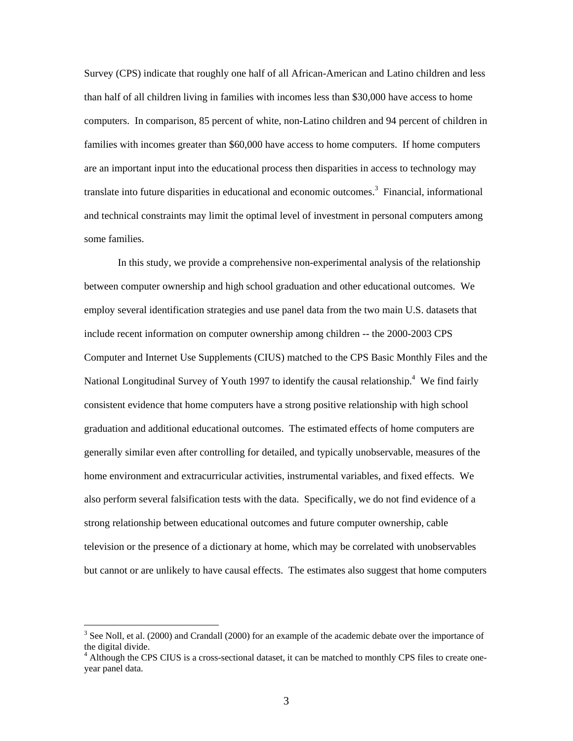Survey (CPS) indicate that roughly one half of all African-American and Latino children and less than half of all children living in families with incomes less than $30,000 have access to home computers. In comparison, 85 percent of white, non-Latino children and 94 percent of children in families with incomes greater than $60,000 have access to home computers. If home computers are an important input into the educational process then disparities in access to technology may translate into future disparities in educational and economic outcomes.[3] Financial, informational and technical constraints may limit the optimal level of investment in personal computers among some families.

In this study, we provide a comprehensive non-experimental analysis of the relationship between computer ownership and high school graduation and other educational outcomes. We employ several identification strategies and use panel data from the two main U.S. datasets that include recent information on computer ownership among children -- the 2000-2003 CPS Computer and Internet Use Supplements (CIUS) matched to the CPS Basic Monthly Files and the National Longitudinal Survey of Youth 1997 to identify the causal relationship.[4] We find fairly consistent evidence that home computers have a strong positive relationship with high school graduation and additional educational outcomes. The estimated effects of home computers are generally similar even after controlling for detailed, and typically unobservable, measures of the home environment and extracurricular activities, instrumental variables, and fixed effects. We also perform several falsification tests with the data. Specifically, we do not find evidence of a strong relationship between educational outcomes and future computer ownership, cable television or the presence of a dictionary at home, which may be correlated with unobservables but cannot or are unlikely to have causal effects. The estimates also suggest that home computers

[3] See Noll, et al. (2000) and Crandall (2000) for an example of the academic debate over the importance of the digital divide.

[4] Although the CPS CIUS is a cross-sectional dataset, it can be matched to monthly CPS files to create one-year panel data.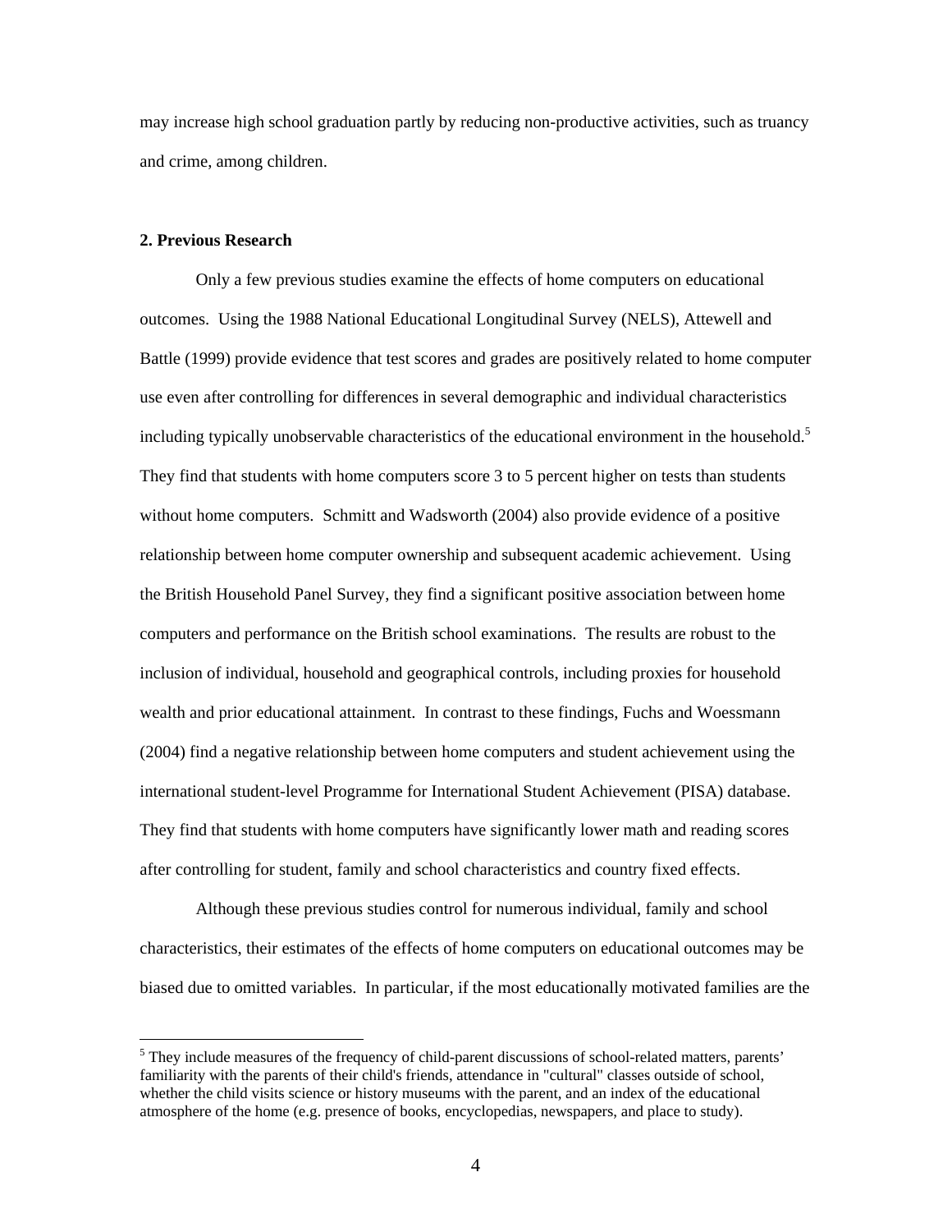may increase high school graduation partly by reducing non-productive activities, such as truancy and crime, among children.

## 2. Previous Research

Only a few previous studies examine the effects of home computers on educational outcomes. Using the 1988 National Educational Longitudinal Survey (NELS), Attewell and Battle (1999) provide evidence that test scores and grades are positively related to home computer use even after controlling for differences in several demographic and individual characteristics including typically unobservable characteristics of the educational environment in the household.[5] They find that students with home computers score 3 to 5 percent higher on tests than students without home computers. Schmitt and Wadsworth (2004) also provide evidence of a positive relationship between home computer ownership and subsequent academic achievement. Using the British Household Panel Survey, they find a significant positive association between home computers and performance on the British school examinations. The results are robust to the inclusion of individual, household and geographical controls, including proxies for household wealth and prior educational attainment. In contrast to these findings, Fuchs and Woessmann (2004) find a negative relationship between home computers and student achievement using the international student-level Programme for International Student Achievement (PISA) database. They find that students with home computers have significantly lower math and reading scores after controlling for student, family and school characteristics and country fixed effects.

Although these previous studies control for numerous individual, family and school characteristics, their estimates of the effects of home computers on educational outcomes may be biased due to omitted variables. In particular, if the most educationally motivated families are the

[5] They include measures of the frequency of child-parent discussions of school-related matters, parents' familiarity with the parents of their child's friends, attendance in "cultural" classes outside of school, whether the child visits science or history museums with the parent, and an index of the educational atmosphere of the home (e.g. presence of books, encyclopedias, newspapers, and place to study).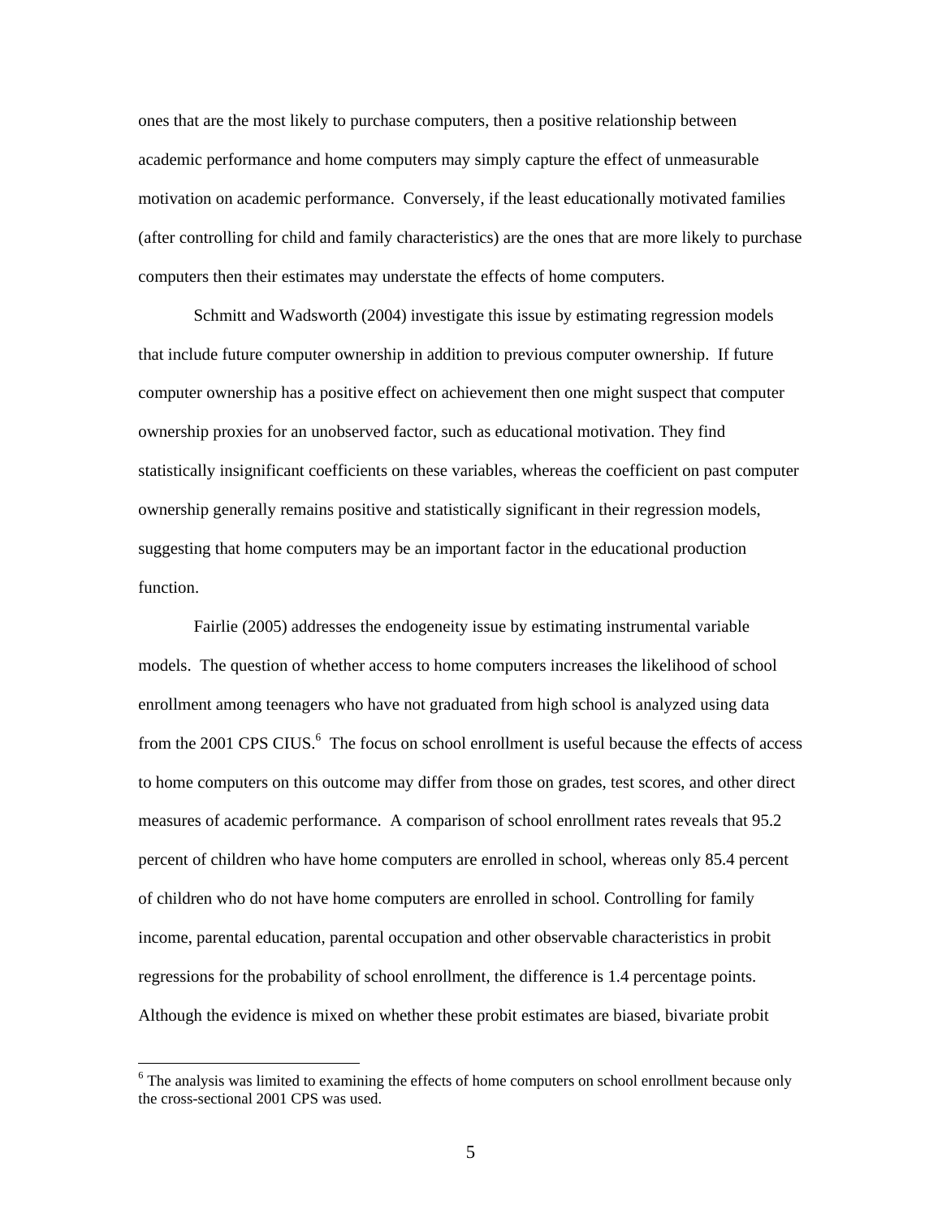ones that are the most likely to purchase computers, then a positive relationship between academic performance and home computers may simply capture the effect of unmeasurable motivation on academic performance. Conversely, if the least educationally motivated families (after controlling for child and family characteristics) are the ones that are more likely to purchase computers then their estimates may understate the effects of home computers.

Schmitt and Wadsworth (2004) investigate this issue by estimating regression models that include future computer ownership in addition to previous computer ownership. If future computer ownership has a positive effect on achievement then one might suspect that computer ownership proxies for an unobserved factor, such as educational motivation. They find statistically insignificant coefficients on these variables, whereas the coefficient on past computer ownership generally remains positive and statistically significant in their regression models, suggesting that home computers may be an important factor in the educational production function.

Fairlie (2005) addresses the endogeneity issue by estimating instrumental variable models. The question of whether access to home computers increases the likelihood of school enrollment among teenagers who have not graduated from high school is analyzed using data from the 2001 CPS CIUS.[6] The focus on school enrollment is useful because the effects of access to home computers on this outcome may differ from those on grades, test scores, and other direct measures of academic performance. A comparison of school enrollment rates reveals that 95.2 percent of children who have home computers are enrolled in school, whereas only 85.4 percent of children who do not have home computers are enrolled in school. Controlling for family income, parental education, parental occupation and other observable characteristics in probit regressions for the probability of school enrollment, the difference is 1.4 percentage points. Although the evidence is mixed on whether these probit estimates are biased, bivariate probit

[6] The analysis was limited to examining the effects of home computers on school enrollment because only the cross-sectional 2001 CPS was used.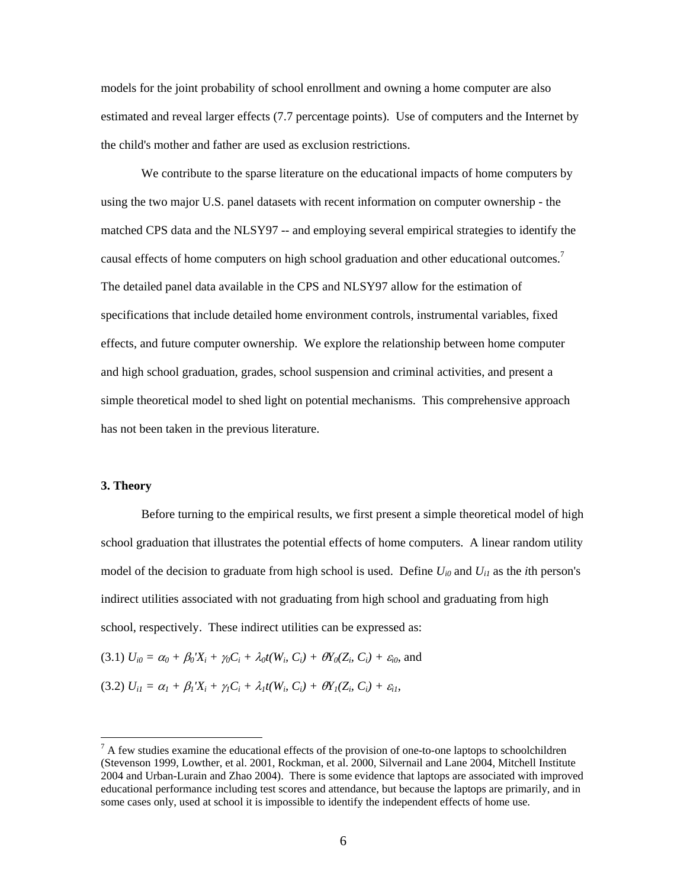models for the joint probability of school enrollment and owning a home computer are also estimated and reveal larger effects (7.7 percentage points). Use of computers and the Internet by the child's mother and father are used as exclusion restrictions.

We contribute to the sparse literature on the educational impacts of home computers by using the two major U.S. panel datasets with recent information on computer ownership - the matched CPS data and the NLSY97 -- and employing several empirical strategies to identify the causal effects of home computers on high school graduation and other educational outcomes.[7] The detailed panel data available in the CPS and NLSY97 allow for the estimation of specifications that include detailed home environment controls, instrumental variables, fixed effects, and future computer ownership. We explore the relationship between home computer and high school graduation, grades, school suspension and criminal activities, and present a simple theoretical model to shed light on potential mechanisms. This comprehensive approach has not been taken in the previous literature.

## 3. Theory

Before turning to the empirical results, we first present a simple theoretical model of high school graduation that illustrates the potential effects of home computers. A linear random utility model of the decision to graduate from high school is used. Define $U_{i0}$ and $U_{i1}$ as the *i*th person's indirect utilities associated with not graduating from high school and graduating from high school, respectively. These indirect utilities can be expressed as:

(3.1) $U_{i0} = \alpha_0 + \beta_0'X_i + \gamma_0 C_i + \lambda_0 t(W_i, C_i) + \theta Y_0(Z_i, C_i) + \varepsilon_{i0}$, and

(3.2) $U_{i1} = \alpha_1 + \beta_1'X_i + \gamma_1 C_i + \lambda_1 t(W_i, C_i) + \theta Y_1(Z_i, C_i) + \varepsilon_{i1}$,

[7] A few studies examine the educational effects of the provision of one-to-one laptops to schoolchildren (Stevenson 1999, Lowther, et al. 2001, Rockman, et al. 2000, Silvernail and Lane 2004, Mitchell Institute 2004 and Urban-Lurain and Zhao 2004). There is some evidence that laptops are associated with improved educational performance including test scores and attendance, but because the laptops are primarily, and in some cases only, used at school it is impossible to identify the independent effects of home use.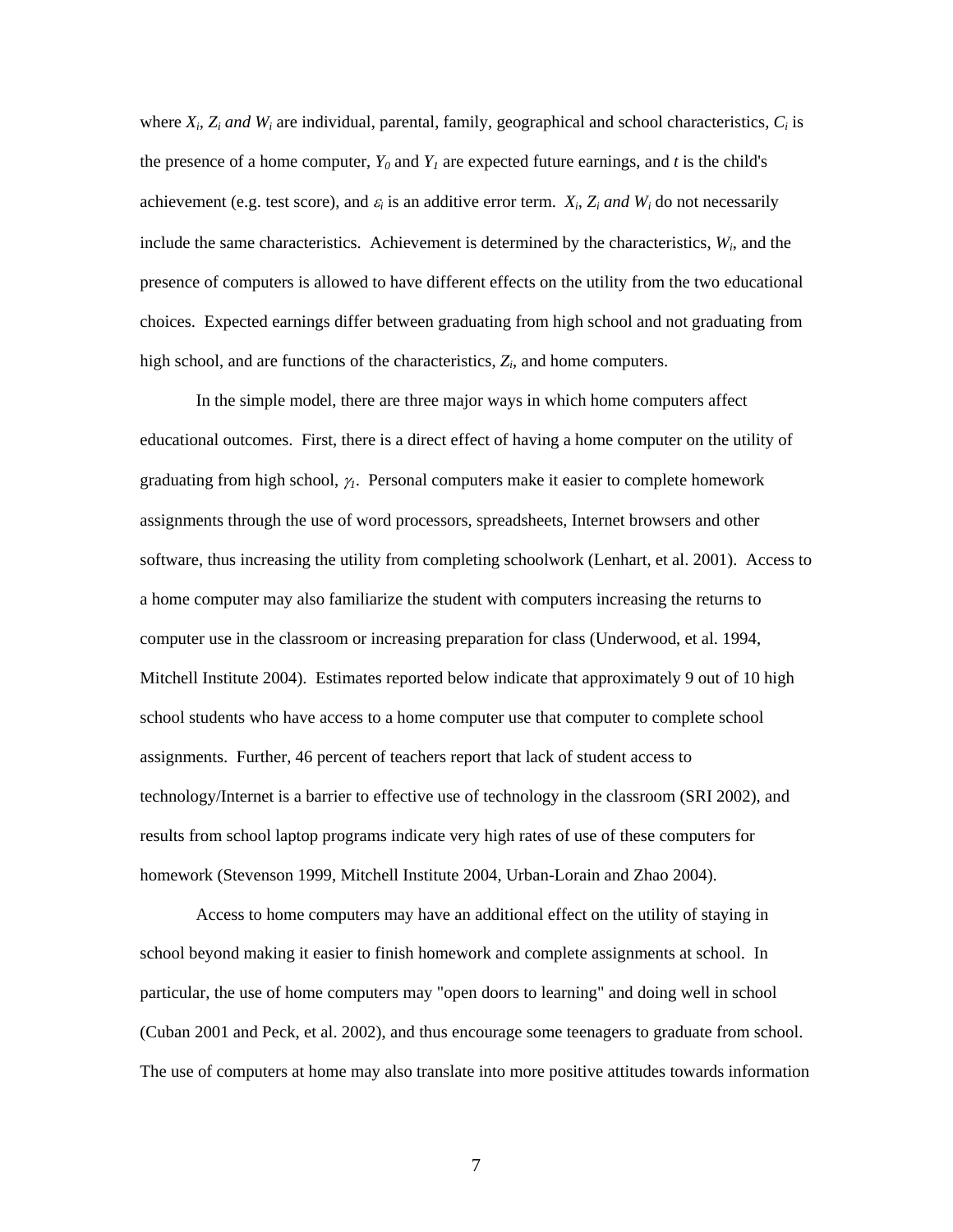where $X_i$, $Z_i$ *and* $W_i$ are individual, parental, family, geographical and school characteristics, $C_i$ is the presence of a home computer, $Y_0$ and $Y_1$ are expected future earnings, and $t$ is the child's achievement (e.g. test score), and $\varepsilon_i$ is an additive error term. $X_i$, $Z_i$ *and* $W_i$ do not necessarily include the same characteristics. Achievement is determined by the characteristics, $W_i$, and the presence of computers is allowed to have different effects on the utility from the two educational choices. Expected earnings differ between graduating from high school and not graduating from high school, and are functions of the characteristics, $Z_i$, and home computers.

In the simple model, there are three major ways in which home computers affect educational outcomes. First, there is a direct effect of having a home computer on the utility of graduating from high school, $\gamma_1$. Personal computers make it easier to complete homework assignments through the use of word processors, spreadsheets, Internet browsers and other software, thus increasing the utility from completing schoolwork (Lenhart, et al. 2001). Access to a home computer may also familiarize the student with computers increasing the returns to computer use in the classroom or increasing preparation for class (Underwood, et al. 1994, Mitchell Institute 2004). Estimates reported below indicate that approximately 9 out of 10 high school students who have access to a home computer use that computer to complete school assignments. Further, 46 percent of teachers report that lack of student access to technology/Internet is a barrier to effective use of technology in the classroom (SRI 2002), and results from school laptop programs indicate very high rates of use of these computers for homework (Stevenson 1999, Mitchell Institute 2004, Urban-Lorain and Zhao 2004).

Access to home computers may have an additional effect on the utility of staying in school beyond making it easier to finish homework and complete assignments at school. In particular, the use of home computers may "open doors to learning" and doing well in school (Cuban 2001 and Peck, et al. 2002), and thus encourage some teenagers to graduate from school. The use of computers at home may also translate into more positive attitudes towards information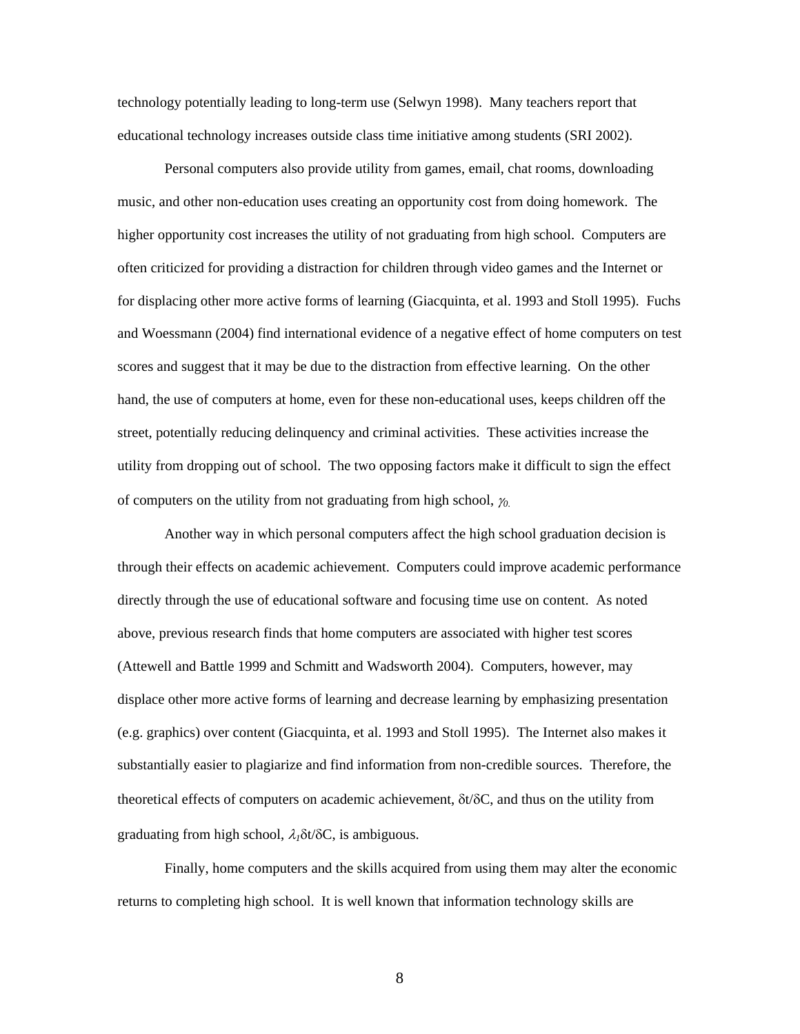technology potentially leading to long-term use (Selwyn 1998). Many teachers report that educational technology increases outside class time initiative among students (SRI 2002).

Personal computers also provide utility from games, email, chat rooms, downloading music, and other non-education uses creating an opportunity cost from doing homework. The higher opportunity cost increases the utility of not graduating from high school. Computers are often criticized for providing a distraction for children through video games and the Internet or for displacing other more active forms of learning (Giacquinta, et al. 1993 and Stoll 1995). Fuchs and Woessmann (2004) find international evidence of a negative effect of home computers on test scores and suggest that it may be due to the distraction from effective learning. On the other hand, the use of computers at home, even for these non-educational uses, keeps children off the street, potentially reducing delinquency and criminal activities. These activities increase the utility from dropping out of school. The two opposing factors make it difficult to sign the effect of computers on the utility from not graduating from high school, $\gamma_0$.

Another way in which personal computers affect the high school graduation decision is through their effects on academic achievement. Computers could improve academic performance directly through the use of educational software and focusing time use on content. As noted above, previous research finds that home computers are associated with higher test scores (Attewell and Battle 1999 and Schmitt and Wadsworth 2004). Computers, however, may displace other more active forms of learning and decrease learning by emphasizing presentation (e.g. graphics) over content (Giacquinta, et al. 1993 and Stoll 1995). The Internet also makes it substantially easier to plagiarize and find information from non-credible sources. Therefore, the theoretical effects of computers on academic achievement, $\delta t/\delta C$, and thus on the utility from graduating from high school, $\lambda_1 \delta t/\delta C$, is ambiguous.

Finally, home computers and the skills acquired from using them may alter the economic returns to completing high school. It is well known that information technology skills are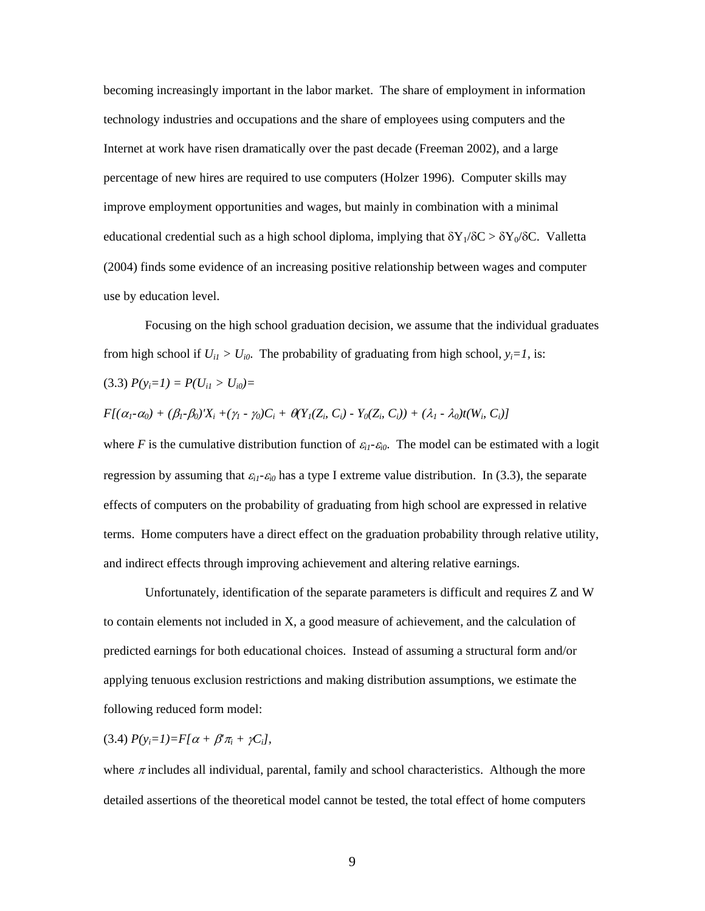becoming increasingly important in the labor market. The share of employment in information technology industries and occupations and the share of employees using computers and the Internet at work have risen dramatically over the past decade (Freeman 2002), and a large percentage of new hires are required to use computers (Holzer 1996). Computer skills may improve employment opportunities and wages, but mainly in combination with a minimal educational credential such as a high school diploma, implying that $\delta Y_1/\delta C > \delta Y_0/\delta C$. Valletta (2004) finds some evidence of an increasing positive relationship between wages and computer use by education level.

Focusing on the high school graduation decision, we assume that the individual graduates from high school if $U_{i1} > U_{i0}$. The probability of graduating from high school, $y_i=1$, is:

(3.3) $P(y_i=1) = P(U_{i1} > U_{i0})=$

$$F[(\alpha_1-\alpha_0) + (\beta_1-\beta_0)'X_i +(\gamma_1 - \gamma_0)C_i + \theta(Y_1(Z_i, C_i) - Y_0(Z_i, C_i)) + (\lambda_1 - \lambda_0)t(W_i, C_i)]$$

where $F$ is the cumulative distribution function of $\varepsilon_{i1}-\varepsilon_{i0}$. The model can be estimated with a logit regression by assuming that $\varepsilon_{i1}-\varepsilon_{i0}$ has a type I extreme value distribution. In (3.3), the separate effects of computers on the probability of graduating from high school are expressed in relative terms. Home computers have a direct effect on the graduation probability through relative utility, and indirect effects through improving achievement and altering relative earnings.

Unfortunately, identification of the separate parameters is difficult and requires Z and W to contain elements not included in X, a good measure of achievement, and the calculation of predicted earnings for both educational choices. Instead of assuming a structural form and/or applying tenuous exclusion restrictions and making distribution assumptions, we estimate the following reduced form model:

(3.4) $P(y_i=1)=F[\alpha + \beta'\pi_i + \gamma C_i]$,

where $\pi$ includes all individual, parental, family and school characteristics. Although the more detailed assertions of the theoretical model cannot be tested, the total effect of home computers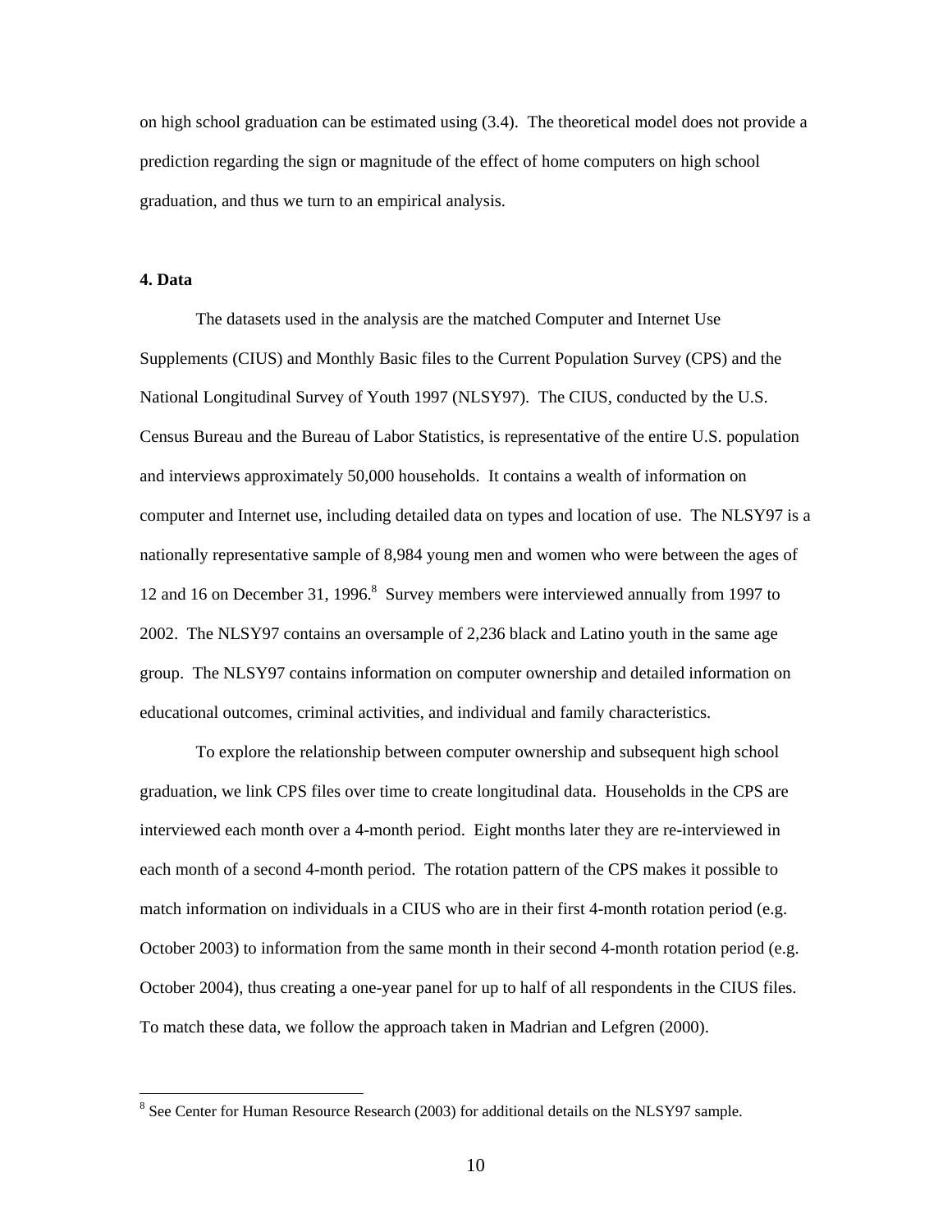on high school graduation can be estimated using (3.4). The theoretical model does not provide a prediction regarding the sign or magnitude of the effect of home computers on high school graduation, and thus we turn to an empirical analysis.

## 4. Data

The datasets used in the analysis are the matched Computer and Internet Use Supplements (CIUS) and Monthly Basic files to the Current Population Survey (CPS) and the National Longitudinal Survey of Youth 1997 (NLSY97). The CIUS, conducted by the U.S. Census Bureau and the Bureau of Labor Statistics, is representative of the entire U.S. population and interviews approximately 50,000 households. It contains a wealth of information on computer and Internet use, including detailed data on types and location of use. The NLSY97 is a nationally representative sample of 8,984 young men and women who were between the ages of 12 and 16 on December 31, 1996.[8] Survey members were interviewed annually from 1997 to 2002. The NLSY97 contains an oversample of 2,236 black and Latino youth in the same age group. The NLSY97 contains information on computer ownership and detailed information on educational outcomes, criminal activities, and individual and family characteristics.

To explore the relationship between computer ownership and subsequent high school graduation, we link CPS files over time to create longitudinal data. Households in the CPS are interviewed each month over a 4-month period. Eight months later they are re-interviewed in each month of a second 4-month period. The rotation pattern of the CPS makes it possible to match information on individuals in a CIUS who are in their first 4-month rotation period (e.g. October 2003) to information from the same month in their second 4-month rotation period (e.g. October 2004), thus creating a one-year panel for up to half of all respondents in the CIUS files. To match these data, we follow the approach taken in Madrian and Lefgren (2000).

[8] See Center for Human Resource Research (2003) for additional details on the NLSY97 sample.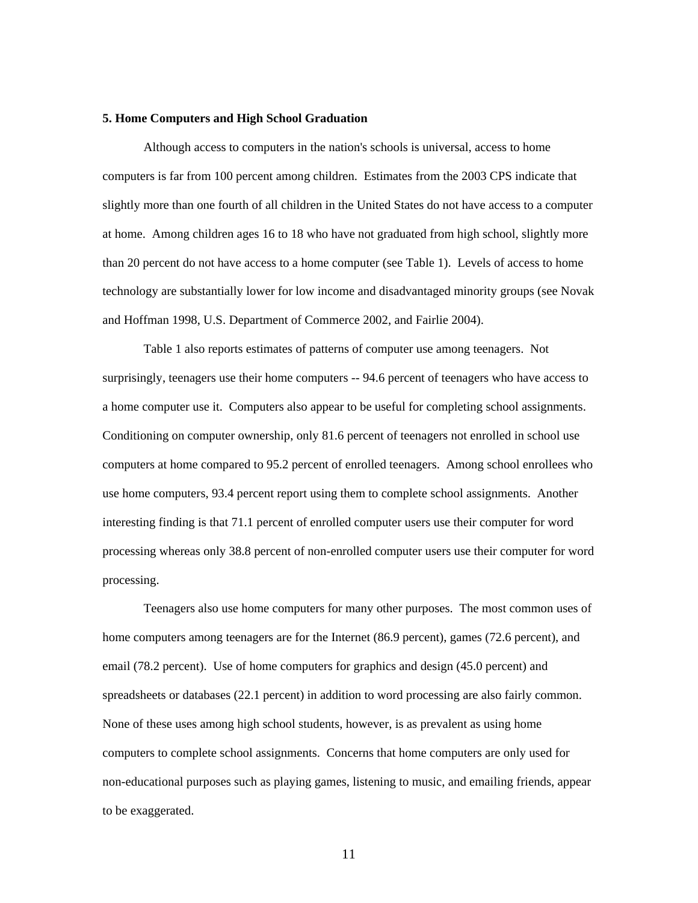### 5. Home Computers and High School Graduation

Although access to computers in the nation's schools is universal, access to home computers is far from 100 percent among children. Estimates from the 2003 CPS indicate that slightly more than one fourth of all children in the United States do not have access to a computer at home. Among children ages 16 to 18 who have not graduated from high school, slightly more than 20 percent do not have access to a home computer (see Table 1). Levels of access to home technology are substantially lower for low income and disadvantaged minority groups (see Novak and Hoffman 1998, U.S. Department of Commerce 2002, and Fairlie 2004).

Table 1 also reports estimates of patterns of computer use among teenagers. Not surprisingly, teenagers use their home computers -- 94.6 percent of teenagers who have access to a home computer use it. Computers also appear to be useful for completing school assignments. Conditioning on computer ownership, only 81.6 percent of teenagers not enrolled in school use computers at home compared to 95.2 percent of enrolled teenagers. Among school enrollees who use home computers, 93.4 percent report using them to complete school assignments. Another interesting finding is that 71.1 percent of enrolled computer users use their computer for word processing whereas only 38.8 percent of non-enrolled computer users use their computer for word processing.

Teenagers also use home computers for many other purposes. The most common uses of home computers among teenagers are for the Internet (86.9 percent), games (72.6 percent), and email (78.2 percent). Use of home computers for graphics and design (45.0 percent) and spreadsheets or databases (22.1 percent) in addition to word processing are also fairly common. None of these uses among high school students, however, is as prevalent as using home computers to complete school assignments. Concerns that home computers are only used for non-educational purposes such as playing games, listening to music, and emailing friends, appear to be exaggerated.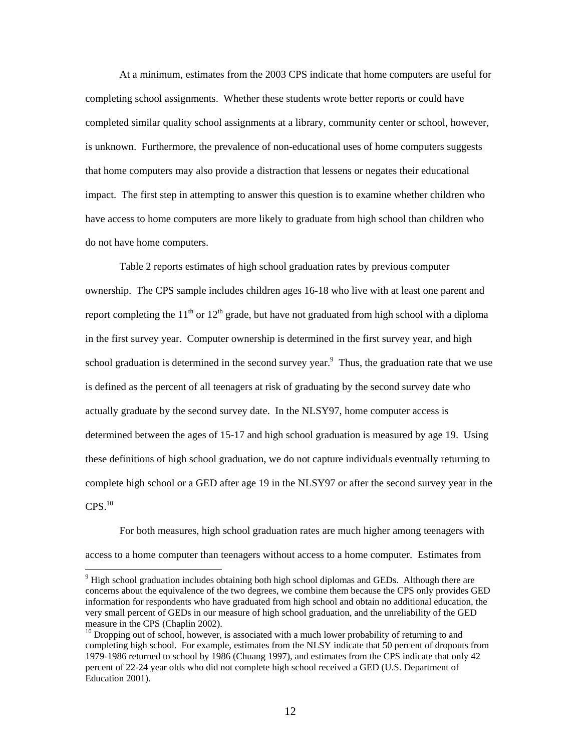At a minimum, estimates from the 2003 CPS indicate that home computers are useful for completing school assignments. Whether these students wrote better reports or could have completed similar quality school assignments at a library, community center or school, however, is unknown. Furthermore, the prevalence of non-educational uses of home computers suggests that home computers may also provide a distraction that lessens or negates their educational impact. The first step in attempting to answer this question is to examine whether children who have access to home computers are more likely to graduate from high school than children who do not have home computers.

Table 2 reports estimates of high school graduation rates by previous computer ownership. The CPS sample includes children ages 16-18 who live with at least one parent and report completing the 11th or 12th grade, but have not graduated from high school with a diploma in the first survey year. Computer ownership is determined in the first survey year, and high school graduation is determined in the second survey year.[9] Thus, the graduation rate that we use is defined as the percent of all teenagers at risk of graduating by the second survey date who actually graduate by the second survey date. In the NLSY97, home computer access is determined between the ages of 15-17 and high school graduation is measured by age 19. Using these definitions of high school graduation, we do not capture individuals eventually returning to complete high school or a GED after age 19 in the NLSY97 or after the second survey year in the CPS.[10]

For both measures, high school graduation rates are much higher among teenagers with access to a home computer than teenagers without access to a home computer. Estimates from

[9] High school graduation includes obtaining both high school diplomas and GEDs. Although there are concerns about the equivalence of the two degrees, we combine them because the CPS only provides GED information for respondents who have graduated from high school and obtain no additional education, the very small percent of GEDs in our measure of high school graduation, and the unreliability of the GED measure in the CPS (Chaplin 2002).

[10] Dropping out of school, however, is associated with a much lower probability of returning to and completing high school. For example, estimates from the NLSY indicate that 50 percent of dropouts from 1979-1986 returned to school by 1986 (Chuang 1997), and estimates from the CPS indicate that only 42 percent of 22-24 year olds who did not complete high school received a GED (U.S. Department of Education 2001).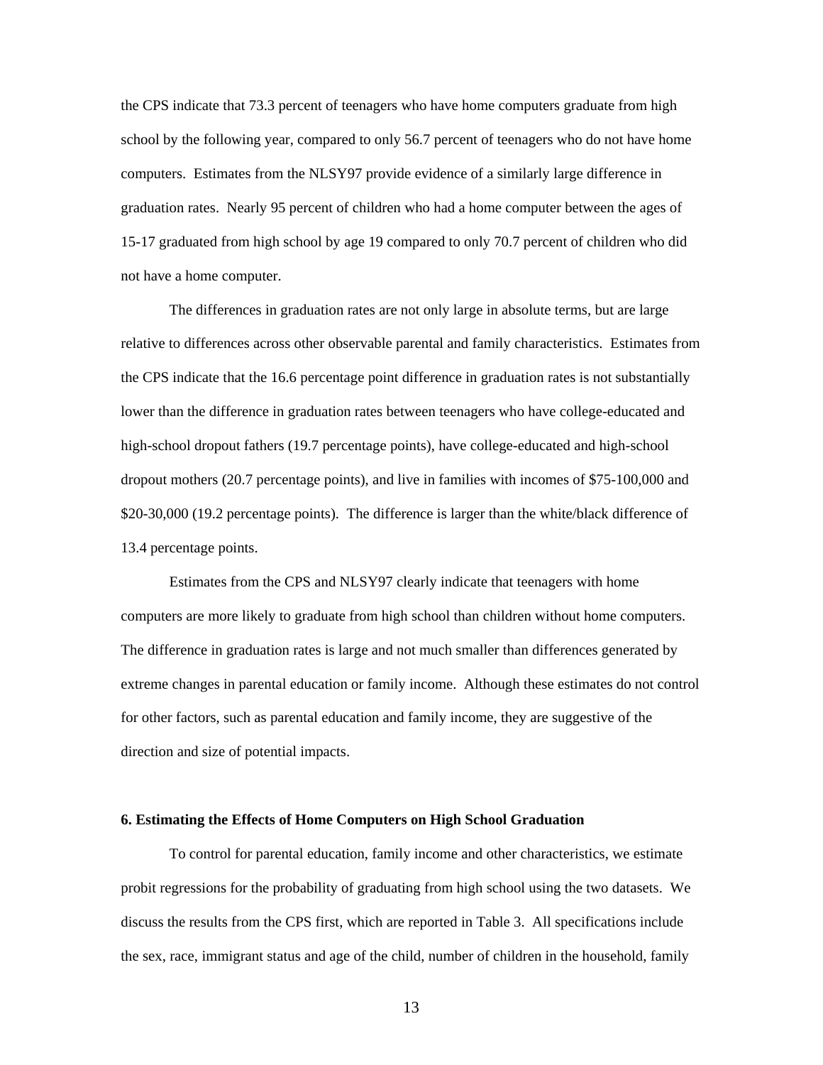the CPS indicate that 73.3 percent of teenagers who have home computers graduate from high school by the following year, compared to only 56.7 percent of teenagers who do not have home computers. Estimates from the NLSY97 provide evidence of a similarly large difference in graduation rates. Nearly 95 percent of children who had a home computer between the ages of 15-17 graduated from high school by age 19 compared to only 70.7 percent of children who did not have a home computer.

The differences in graduation rates are not only large in absolute terms, but are large relative to differences across other observable parental and family characteristics. Estimates from the CPS indicate that the 16.6 percentage point difference in graduation rates is not substantially lower than the difference in graduation rates between teenagers who have college-educated and high-school dropout fathers (19.7 percentage points), have college-educated and high-school dropout mothers (20.7 percentage points), and live in families with incomes of $75-100,000 and $20-30,000 (19.2 percentage points). The difference is larger than the white/black difference of 13.4 percentage points.

Estimates from the CPS and NLSY97 clearly indicate that teenagers with home computers are more likely to graduate from high school than children without home computers. The difference in graduation rates is large and not much smaller than differences generated by extreme changes in parental education or family income. Although these estimates do not control for other factors, such as parental education and family income, they are suggestive of the direction and size of potential impacts.

## 6. Estimating the Effects of Home Computers on High School Graduation

To control for parental education, family income and other characteristics, we estimate probit regressions for the probability of graduating from high school using the two datasets. We discuss the results from the CPS first, which are reported in Table 3. All specifications include the sex, race, immigrant status and age of the child, number of children in the household, family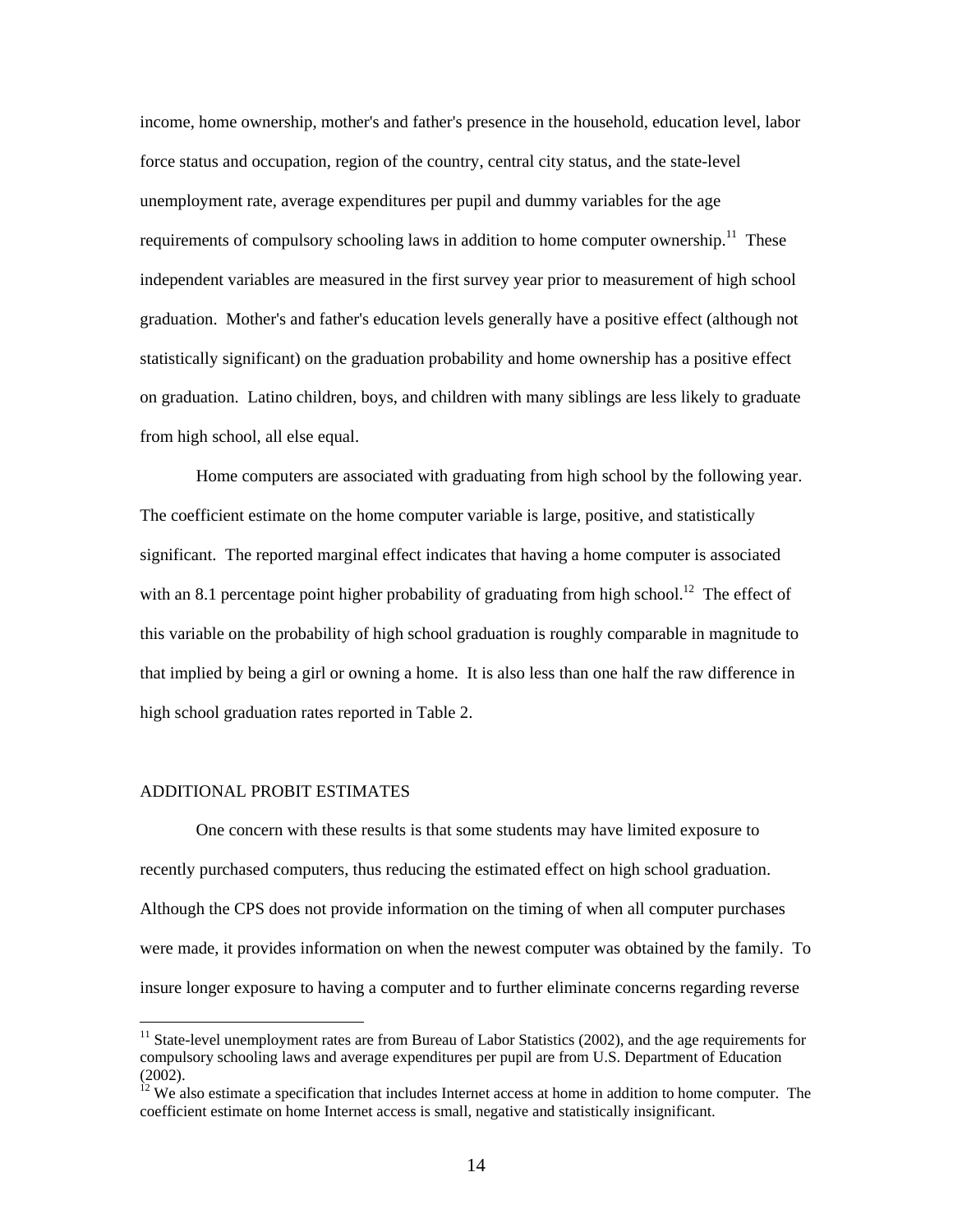income, home ownership, mother's and father's presence in the household, education level, labor force status and occupation, region of the country, central city status, and the state-level unemployment rate, average expenditures per pupil and dummy variables for the age requirements of compulsory schooling laws in addition to home computer ownership.[11] These independent variables are measured in the first survey year prior to measurement of high school graduation. Mother's and father's education levels generally have a positive effect (although not statistically significant) on the graduation probability and home ownership has a positive effect on graduation. Latino children, boys, and children with many siblings are less likely to graduate from high school, all else equal.

Home computers are associated with graduating from high school by the following year. The coefficient estimate on the home computer variable is large, positive, and statistically significant. The reported marginal effect indicates that having a home computer is associated with an 8.1 percentage point higher probability of graduating from high school.[12] The effect of this variable on the probability of high school graduation is roughly comparable in magnitude to that implied by being a girl or owning a home. It is also less than one half the raw difference in high school graduation rates reported in Table 2.

## ADDITIONAL PROBIT ESTIMATES

One concern with these results is that some students may have limited exposure to recently purchased computers, thus reducing the estimated effect on high school graduation. Although the CPS does not provide information on the timing of when all computer purchases were made, it provides information on when the newest computer was obtained by the family. To insure longer exposure to having a computer and to further eliminate concerns regarding reverse

---

[11] State-level unemployment rates are from Bureau of Labor Statistics (2002), and the age requirements for compulsory schooling laws and average expenditures per pupil are from U.S. Department of Education (2002).

[12] We also estimate a specification that includes Internet access at home in addition to home computer. The coefficient estimate on home Internet access is small, negative and statistically insignificant.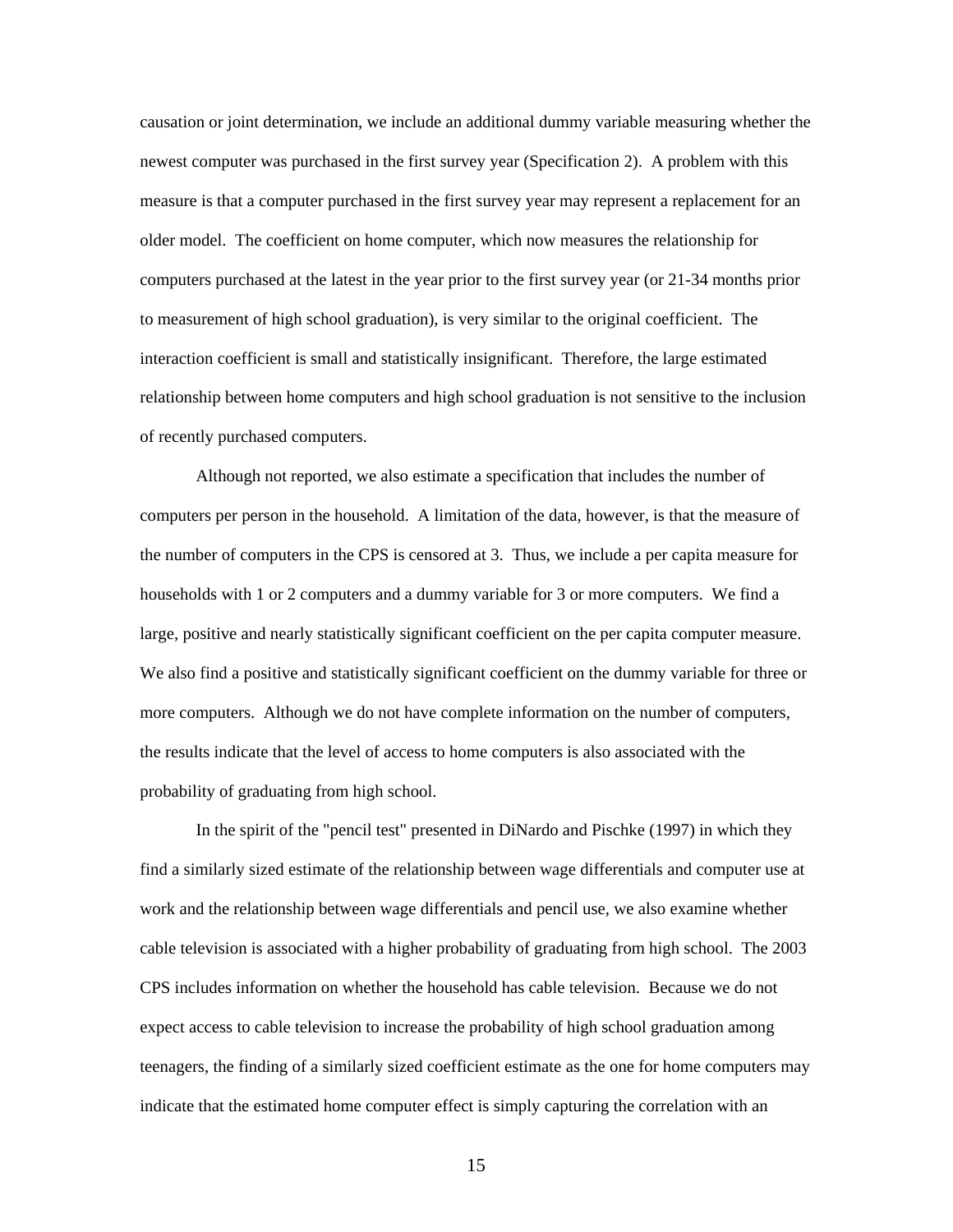causation or joint determination, we include an additional dummy variable measuring whether the newest computer was purchased in the first survey year (Specification 2). A problem with this measure is that a computer purchased in the first survey year may represent a replacement for an older model. The coefficient on home computer, which now measures the relationship for computers purchased at the latest in the year prior to the first survey year (or 21-34 months prior to measurement of high school graduation), is very similar to the original coefficient. The interaction coefficient is small and statistically insignificant. Therefore, the large estimated relationship between home computers and high school graduation is not sensitive to the inclusion of recently purchased computers.

Although not reported, we also estimate a specification that includes the number of computers per person in the household. A limitation of the data, however, is that the measure of the number of computers in the CPS is censored at 3. Thus, we include a per capita measure for households with 1 or 2 computers and a dummy variable for 3 or more computers. We find a large, positive and nearly statistically significant coefficient on the per capita computer measure. We also find a positive and statistically significant coefficient on the dummy variable for three or more computers. Although we do not have complete information on the number of computers, the results indicate that the level of access to home computers is also associated with the probability of graduating from high school.

In the spirit of the "pencil test" presented in DiNardo and Pischke (1997) in which they find a similarly sized estimate of the relationship between wage differentials and computer use at work and the relationship between wage differentials and pencil use, we also examine whether cable television is associated with a higher probability of graduating from high school. The 2003 CPS includes information on whether the household has cable television. Because we do not expect access to cable television to increase the probability of high school graduation among teenagers, the finding of a similarly sized coefficient estimate as the one for home computers may indicate that the estimated home computer effect is simply capturing the correlation with an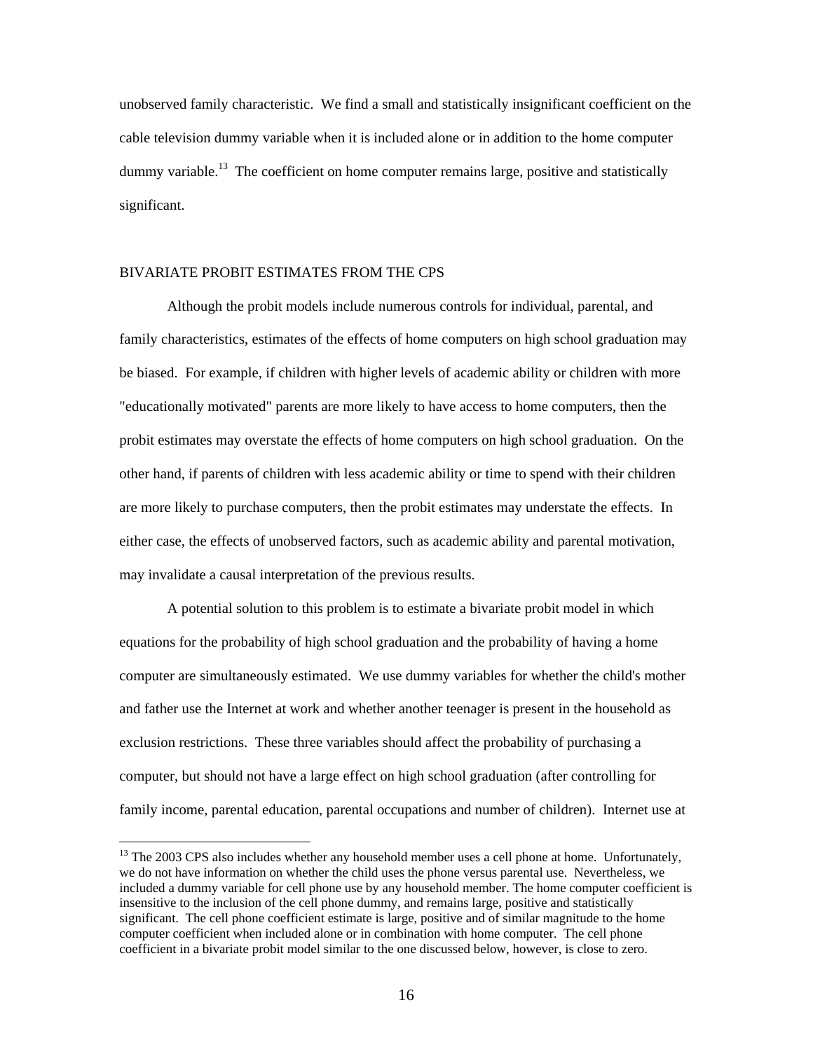unobserved family characteristic. We find a small and statistically insignificant coefficient on the cable television dummy variable when it is included alone or in addition to the home computer dummy variable.[13] The coefficient on home computer remains large, positive and statistically significant.

## BIVARIATE PROBIT ESTIMATES FROM THE CPS

Although the probit models include numerous controls for individual, parental, and family characteristics, estimates of the effects of home computers on high school graduation may be biased. For example, if children with higher levels of academic ability or children with more "educationally motivated" parents are more likely to have access to home computers, then the probit estimates may overstate the effects of home computers on high school graduation. On the other hand, if parents of children with less academic ability or time to spend with their children are more likely to purchase computers, then the probit estimates may understate the effects. In either case, the effects of unobserved factors, such as academic ability and parental motivation, may invalidate a causal interpretation of the previous results.

A potential solution to this problem is to estimate a bivariate probit model in which equations for the probability of high school graduation and the probability of having a home computer are simultaneously estimated. We use dummy variables for whether the child's mother and father use the Internet at work and whether another teenager is present in the household as exclusion restrictions. These three variables should affect the probability of purchasing a computer, but should not have a large effect on high school graduation (after controlling for family income, parental education, parental occupations and number of children). Internet use at

---

[13] The 2003 CPS also includes whether any household member uses a cell phone at home. Unfortunately, we do not have information on whether the child uses the phone versus parental use. Nevertheless, we included a dummy variable for cell phone use by any household member. The home computer coefficient is insensitive to the inclusion of the cell phone dummy, and remains large, positive and statistically significant. The cell phone coefficient estimate is large, positive and of similar magnitude to the home computer coefficient when included alone or in combination with home computer. The cell phone coefficient in a bivariate probit model similar to the one discussed below, however, is close to zero.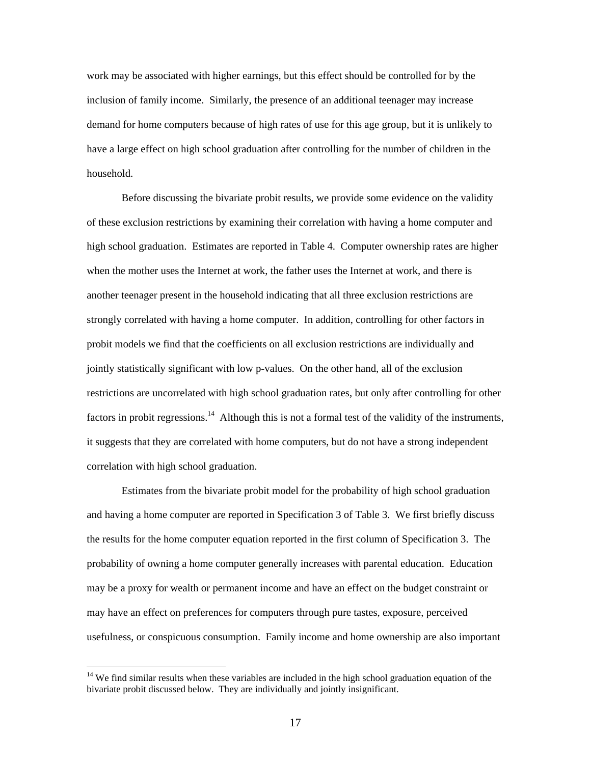work may be associated with higher earnings, but this effect should be controlled for by the inclusion of family income. Similarly, the presence of an additional teenager may increase demand for home computers because of high rates of use for this age group, but it is unlikely to have a large effect on high school graduation after controlling for the number of children in the household.

Before discussing the bivariate probit results, we provide some evidence on the validity of these exclusion restrictions by examining their correlation with having a home computer and high school graduation. Estimates are reported in Table 4. Computer ownership rates are higher when the mother uses the Internet at work, the father uses the Internet at work, and there is another teenager present in the household indicating that all three exclusion restrictions are strongly correlated with having a home computer. In addition, controlling for other factors in probit models we find that the coefficients on all exclusion restrictions are individually and jointly statistically significant with low p-values. On the other hand, all of the exclusion restrictions are uncorrelated with high school graduation rates, but only after controlling for other factors in probit regressions.[14] Although this is not a formal test of the validity of the instruments, it suggests that they are correlated with home computers, but do not have a strong independent correlation with high school graduation.

Estimates from the bivariate probit model for the probability of high school graduation and having a home computer are reported in Specification 3 of Table 3. We first briefly discuss the results for the home computer equation reported in the first column of Specification 3. The probability of owning a home computer generally increases with parental education. Education may be a proxy for wealth or permanent income and have an effect on the budget constraint or may have an effect on preferences for computers through pure tastes, exposure, perceived usefulness, or conspicuous consumption. Family income and home ownership are also important

[14] We find similar results when these variables are included in the high school graduation equation of the bivariate probit discussed below. They are individually and jointly insignificant.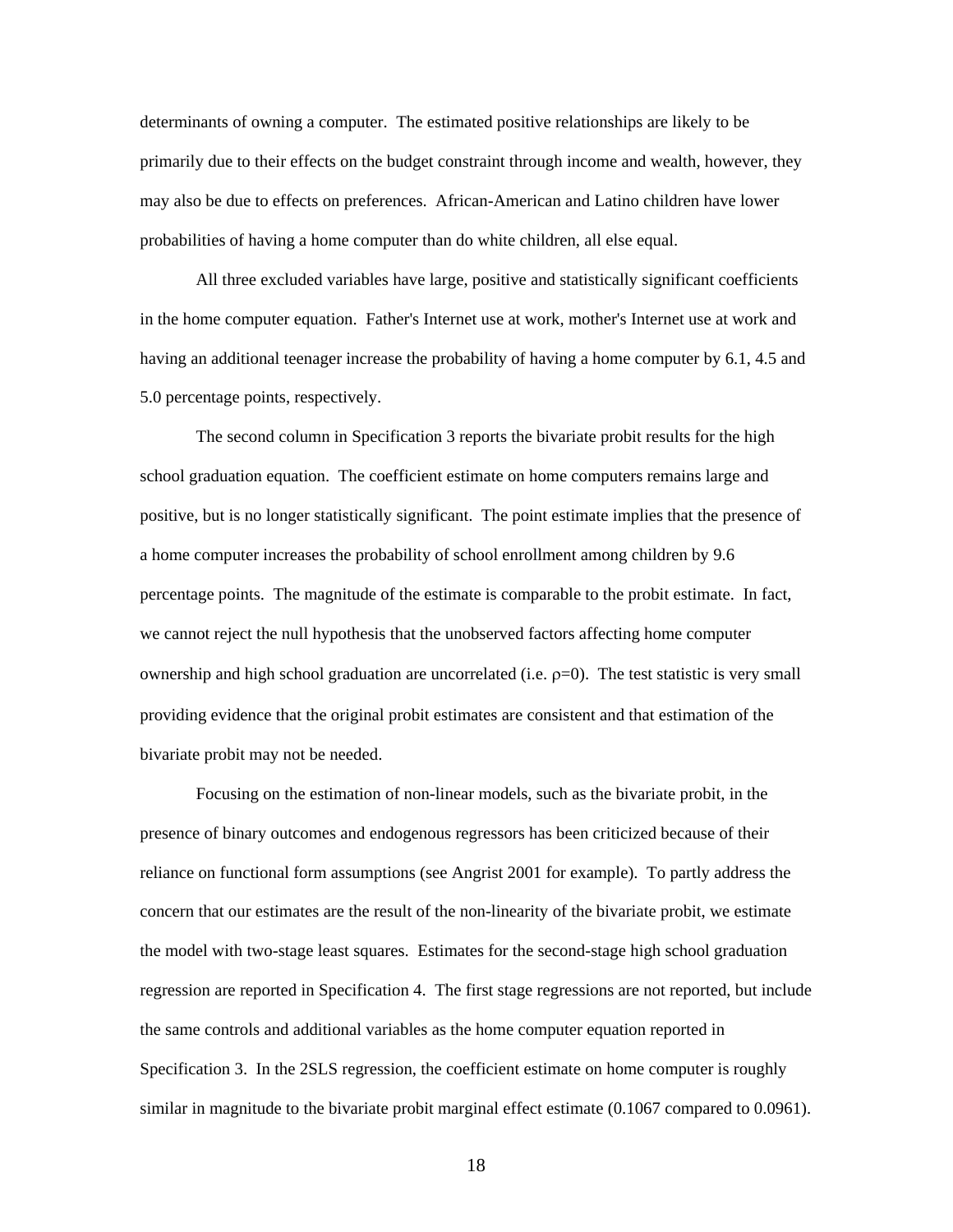determinants of owning a computer. The estimated positive relationships are likely to be primarily due to their effects on the budget constraint through income and wealth, however, they may also be due to effects on preferences. African-American and Latino children have lower probabilities of having a home computer than do white children, all else equal.

All three excluded variables have large, positive and statistically significant coefficients in the home computer equation. Father's Internet use at work, mother's Internet use at work and having an additional teenager increase the probability of having a home computer by 6.1, 4.5 and 5.0 percentage points, respectively.

The second column in Specification 3 reports the bivariate probit results for the high school graduation equation. The coefficient estimate on home computers remains large and positive, but is no longer statistically significant. The point estimate implies that the presence of a home computer increases the probability of school enrollment among children by 9.6 percentage points. The magnitude of the estimate is comparable to the probit estimate. In fact, we cannot reject the null hypothesis that the unobserved factors affecting home computer ownership and high school graduation are uncorrelated (i.e. $\rho$=0). The test statistic is very small providing evidence that the original probit estimates are consistent and that estimation of the bivariate probit may not be needed.

Focusing on the estimation of non-linear models, such as the bivariate probit, in the presence of binary outcomes and endogenous regressors has been criticized because of their reliance on functional form assumptions (see Angrist 2001 for example). To partly address the concern that our estimates are the result of the non-linearity of the bivariate probit, we estimate the model with two-stage least squares. Estimates for the second-stage high school graduation regression are reported in Specification 4. The first stage regressions are not reported, but include the same controls and additional variables as the home computer equation reported in Specification 3. In the 2SLS regression, the coefficient estimate on home computer is roughly similar in magnitude to the bivariate probit marginal effect estimate (0.1067 compared to 0.0961).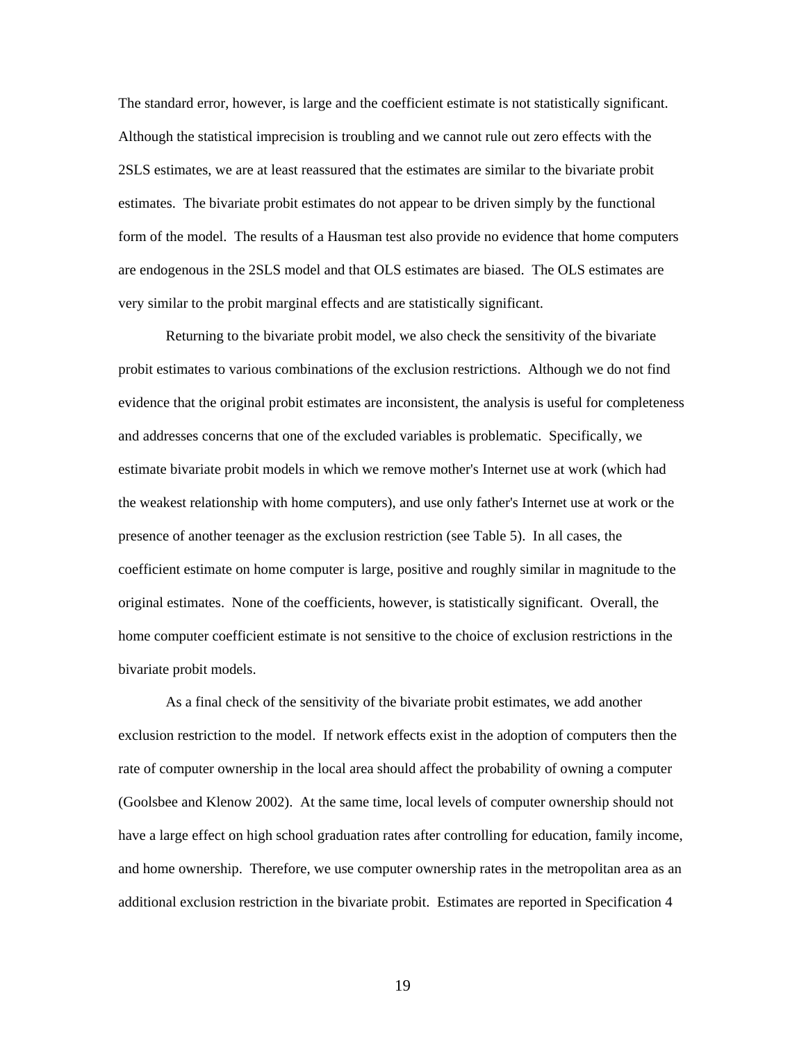The standard error, however, is large and the coefficient estimate is not statistically significant. Although the statistical imprecision is troubling and we cannot rule out zero effects with the 2SLS estimates, we are at least reassured that the estimates are similar to the bivariate probit estimates. The bivariate probit estimates do not appear to be driven simply by the functional form of the model. The results of a Hausman test also provide no evidence that home computers are endogenous in the 2SLS model and that OLS estimates are biased. The OLS estimates are very similar to the probit marginal effects and are statistically significant.

Returning to the bivariate probit model, we also check the sensitivity of the bivariate probit estimates to various combinations of the exclusion restrictions. Although we do not find evidence that the original probit estimates are inconsistent, the analysis is useful for completeness and addresses concerns that one of the excluded variables is problematic. Specifically, we estimate bivariate probit models in which we remove mother's Internet use at work (which had the weakest relationship with home computers), and use only father's Internet use at work or the presence of another teenager as the exclusion restriction (see Table 5). In all cases, the coefficient estimate on home computer is large, positive and roughly similar in magnitude to the original estimates. None of the coefficients, however, is statistically significant. Overall, the home computer coefficient estimate is not sensitive to the choice of exclusion restrictions in the bivariate probit models.

As a final check of the sensitivity of the bivariate probit estimates, we add another exclusion restriction to the model. If network effects exist in the adoption of computers then the rate of computer ownership in the local area should affect the probability of owning a computer (Goolsbee and Klenow 2002). At the same time, local levels of computer ownership should not have a large effect on high school graduation rates after controlling for education, family income, and home ownership. Therefore, we use computer ownership rates in the metropolitan area as an additional exclusion restriction in the bivariate probit. Estimates are reported in Specification 4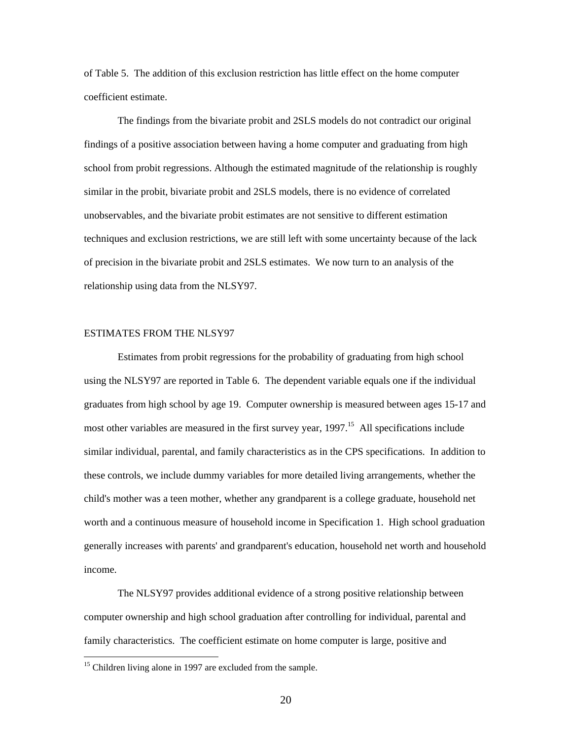of Table 5. The addition of this exclusion restriction has little effect on the home computer coefficient estimate.

The findings from the bivariate probit and 2SLS models do not contradict our original findings of a positive association between having a home computer and graduating from high school from probit regressions. Although the estimated magnitude of the relationship is roughly similar in the probit, bivariate probit and 2SLS models, there is no evidence of correlated unobservables, and the bivariate probit estimates are not sensitive to different estimation techniques and exclusion restrictions, we are still left with some uncertainty because of the lack of precision in the bivariate probit and 2SLS estimates. We now turn to an analysis of the relationship using data from the NLSY97.

## ESTIMATES FROM THE NLSY97

Estimates from probit regressions for the probability of graduating from high school using the NLSY97 are reported in Table 6. The dependent variable equals one if the individual graduates from high school by age 19. Computer ownership is measured between ages 15-17 and most other variables are measured in the first survey year, 1997.[15] All specifications include similar individual, parental, and family characteristics as in the CPS specifications. In addition to these controls, we include dummy variables for more detailed living arrangements, whether the child's mother was a teen mother, whether any grandparent is a college graduate, household net worth and a continuous measure of household income in Specification 1. High school graduation generally increases with parents' and grandparent's education, household net worth and household income.

The NLSY97 provides additional evidence of a strong positive relationship between computer ownership and high school graduation after controlling for individual, parental and family characteristics. The coefficient estimate on home computer is large, positive and

[15] Children living alone in 1997 are excluded from the sample.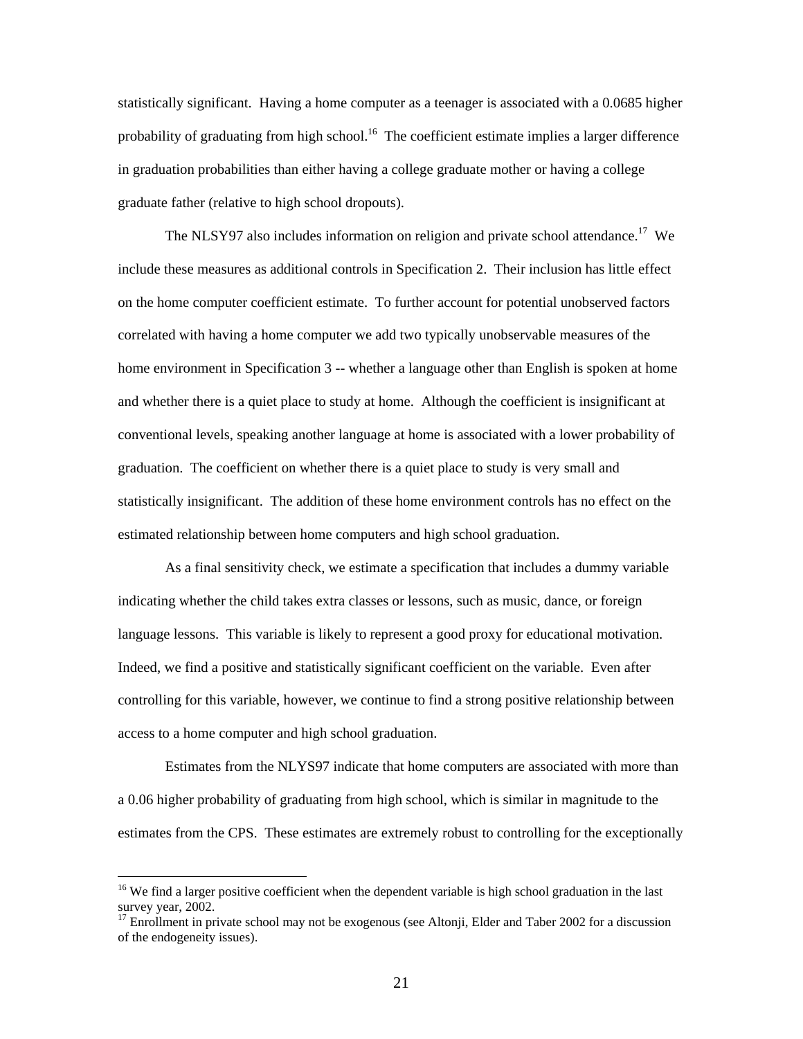statistically significant. Having a home computer as a teenager is associated with a 0.0685 higher probability of graduating from high school.[16] The coefficient estimate implies a larger difference in graduation probabilities than either having a college graduate mother or having a college graduate father (relative to high school dropouts).

The NLSY97 also includes information on religion and private school attendance.[17] We include these measures as additional controls in Specification 2. Their inclusion has little effect on the home computer coefficient estimate. To further account for potential unobserved factors correlated with having a home computer we add two typically unobservable measures of the home environment in Specification 3 -- whether a language other than English is spoken at home and whether there is a quiet place to study at home. Although the coefficient is insignificant at conventional levels, speaking another language at home is associated with a lower probability of graduation. The coefficient on whether there is a quiet place to study is very small and statistically insignificant. The addition of these home environment controls has no effect on the estimated relationship between home computers and high school graduation.

As a final sensitivity check, we estimate a specification that includes a dummy variable indicating whether the child takes extra classes or lessons, such as music, dance, or foreign language lessons. This variable is likely to represent a good proxy for educational motivation. Indeed, we find a positive and statistically significant coefficient on the variable. Even after controlling for this variable, however, we continue to find a strong positive relationship between access to a home computer and high school graduation.

Estimates from the NLYS97 indicate that home computers are associated with more than a 0.06 higher probability of graduating from high school, which is similar in magnitude to the estimates from the CPS. These estimates are extremely robust to controlling for the exceptionally

---

[16] We find a larger positive coefficient when the dependent variable is high school graduation in the last survey year, 2002.

[17] Enrollment in private school may not be exogenous (see Altonji, Elder and Taber 2002 for a discussion of the endogeneity issues).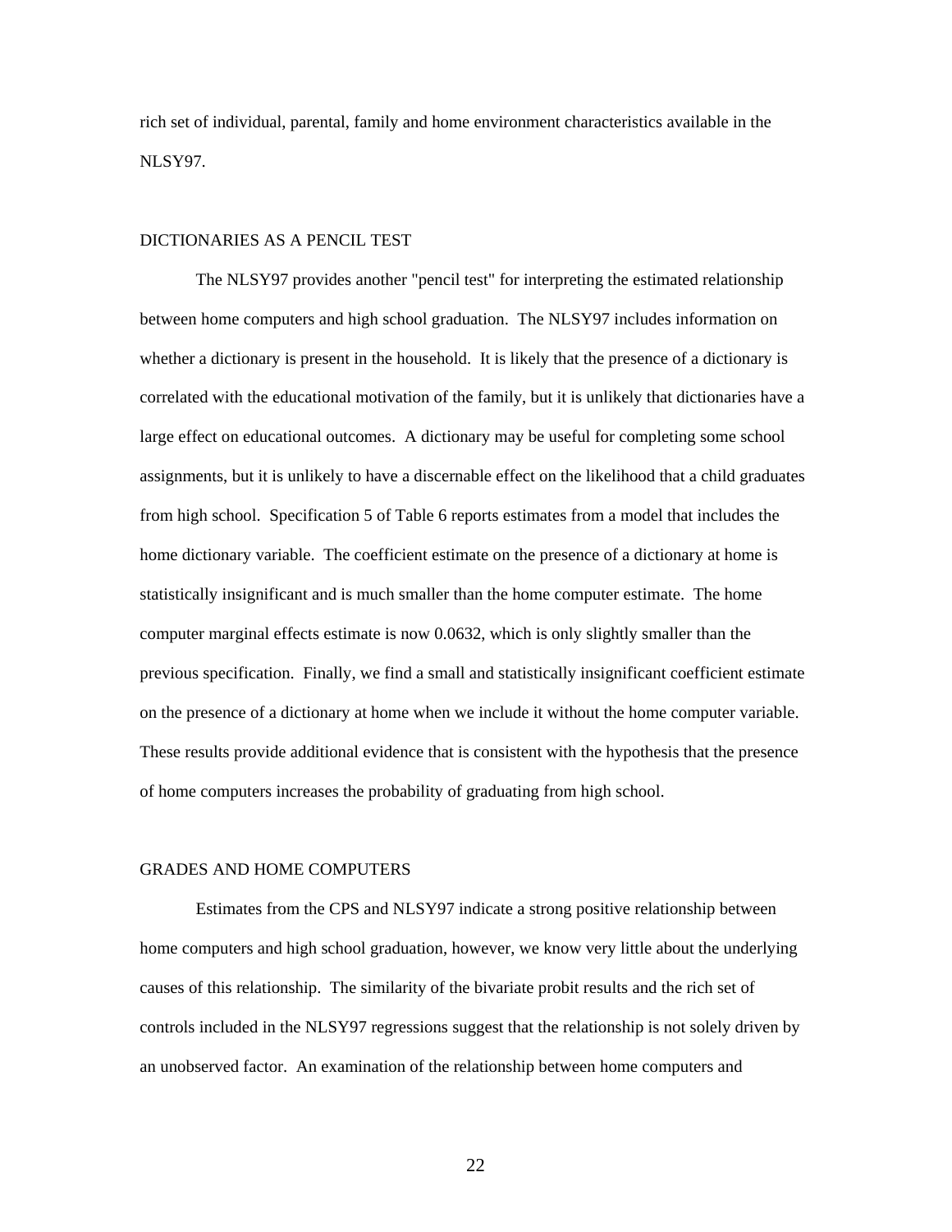rich set of individual, parental, family and home environment characteristics available in the NLSY97.

## DICTIONARIES AS A PENCIL TEST

The NLSY97 provides another "pencil test" for interpreting the estimated relationship between home computers and high school graduation. The NLSY97 includes information on whether a dictionary is present in the household. It is likely that the presence of a dictionary is correlated with the educational motivation of the family, but it is unlikely that dictionaries have a large effect on educational outcomes. A dictionary may be useful for completing some school assignments, but it is unlikely to have a discernable effect on the likelihood that a child graduates from high school. Specification 5 of Table 6 reports estimates from a model that includes the home dictionary variable. The coefficient estimate on the presence of a dictionary at home is statistically insignificant and is much smaller than the home computer estimate. The home computer marginal effects estimate is now 0.0632, which is only slightly smaller than the previous specification. Finally, we find a small and statistically insignificant coefficient estimate on the presence of a dictionary at home when we include it without the home computer variable. These results provide additional evidence that is consistent with the hypothesis that the presence of home computers increases the probability of graduating from high school.

## GRADES AND HOME COMPUTERS

Estimates from the CPS and NLSY97 indicate a strong positive relationship between home computers and high school graduation, however, we know very little about the underlying causes of this relationship. The similarity of the bivariate probit results and the rich set of controls included in the NLSY97 regressions suggest that the relationship is not solely driven by an unobserved factor. An examination of the relationship between home computers and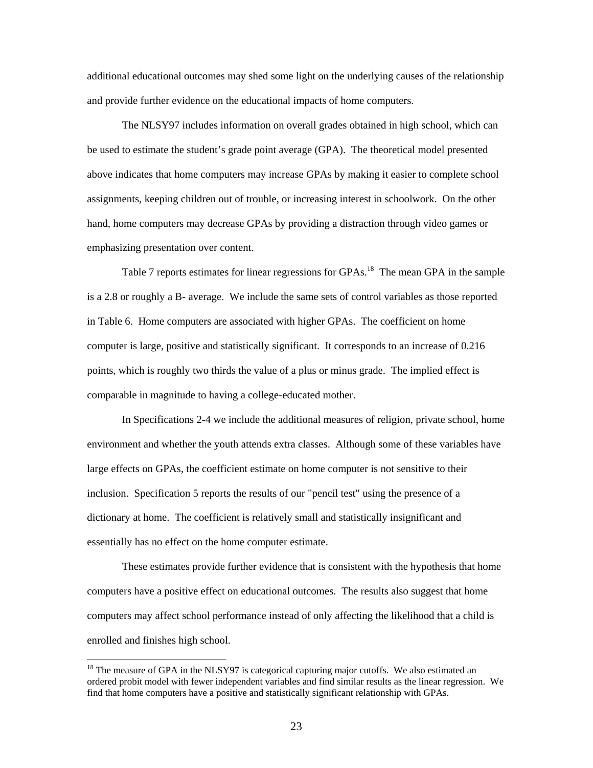additional educational outcomes may shed some light on the underlying causes of the relationship and provide further evidence on the educational impacts of home computers.

The NLSY97 includes information on overall grades obtained in high school, which can be used to estimate the student's grade point average (GPA). The theoretical model presented above indicates that home computers may increase GPAs by making it easier to complete school assignments, keeping children out of trouble, or increasing interest in schoolwork. On the other hand, home computers may decrease GPAs by providing a distraction through video games or emphasizing presentation over content.

Table 7 reports estimates for linear regressions for GPAs.[18] The mean GPA in the sample is a 2.8 or roughly a B- average. We include the same sets of control variables as those reported in Table 6. Home computers are associated with higher GPAs. The coefficient on home computer is large, positive and statistically significant. It corresponds to an increase of 0.216 points, which is roughly two thirds the value of a plus or minus grade. The implied effect is comparable in magnitude to having a college-educated mother.

In Specifications 2-4 we include the additional measures of religion, private school, home environment and whether the youth attends extra classes. Although some of these variables have large effects on GPAs, the coefficient estimate on home computer is not sensitive to their inclusion. Specification 5 reports the results of our "pencil test" using the presence of a dictionary at home. The coefficient is relatively small and statistically insignificant and essentially has no effect on the home computer estimate.

These estimates provide further evidence that is consistent with the hypothesis that home computers have a positive effect on educational outcomes. The results also suggest that home computers may affect school performance instead of only affecting the likelihood that a child is enrolled and finishes high school.

[18] The measure of GPA in the NLSY97 is categorical capturing major cutoffs. We also estimated an ordered probit model with fewer independent variables and find similar results as the linear regression. We find that home computers have a positive and statistically significant relationship with GPAs.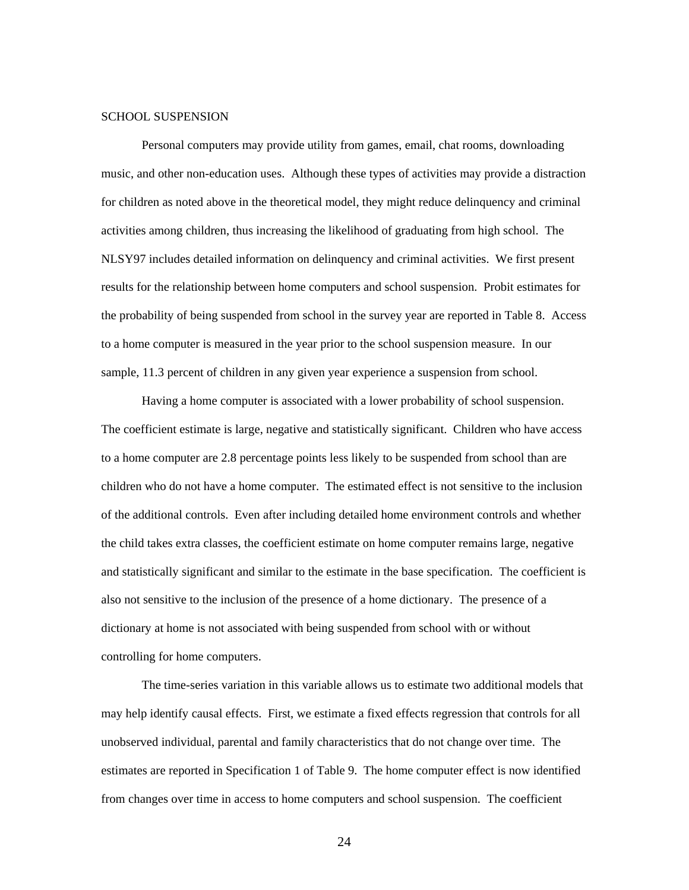SCHOOL SUSPENSION

Personal computers may provide utility from games, email, chat rooms, downloading music, and other non-education uses. Although these types of activities may provide a distraction for children as noted above in the theoretical model, they might reduce delinquency and criminal activities among children, thus increasing the likelihood of graduating from high school. The NLSY97 includes detailed information on delinquency and criminal activities. We first present results for the relationship between home computers and school suspension. Probit estimates for the probability of being suspended from school in the survey year are reported in Table 8. Access to a home computer is measured in the year prior to the school suspension measure. In our sample, 11.3 percent of children in any given year experience a suspension from school.

Having a home computer is associated with a lower probability of school suspension. The coefficient estimate is large, negative and statistically significant. Children who have access to a home computer are 2.8 percentage points less likely to be suspended from school than are children who do not have a home computer. The estimated effect is not sensitive to the inclusion of the additional controls. Even after including detailed home environment controls and whether the child takes extra classes, the coefficient estimate on home computer remains large, negative and statistically significant and similar to the estimate in the base specification. The coefficient is also not sensitive to the inclusion of the presence of a home dictionary. The presence of a dictionary at home is not associated with being suspended from school with or without controlling for home computers.

The time-series variation in this variable allows us to estimate two additional models that may help identify causal effects. First, we estimate a fixed effects regression that controls for all unobserved individual, parental and family characteristics that do not change over time. The estimates are reported in Specification 1 of Table 9. The home computer effect is now identified from changes over time in access to home computers and school suspension. The coefficient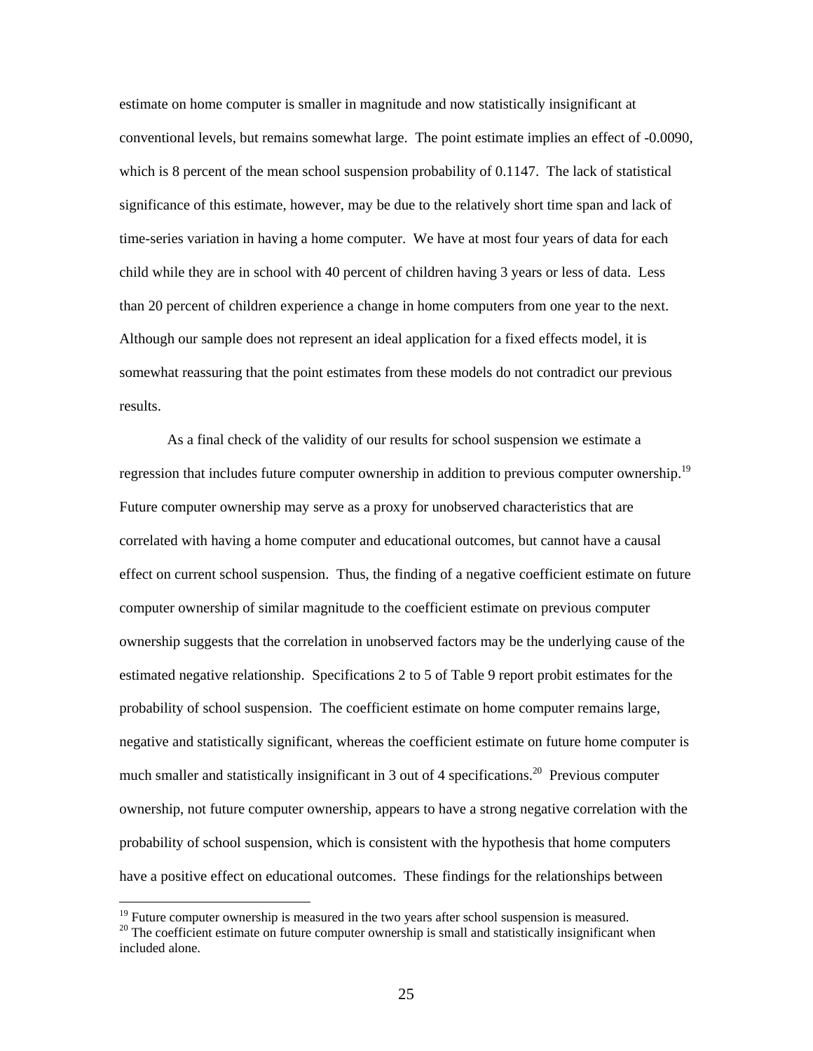estimate on home computer is smaller in magnitude and now statistically insignificant at conventional levels, but remains somewhat large. The point estimate implies an effect of -0.0090, which is 8 percent of the mean school suspension probability of 0.1147. The lack of statistical significance of this estimate, however, may be due to the relatively short time span and lack of time-series variation in having a home computer. We have at most four years of data for each child while they are in school with 40 percent of children having 3 years or less of data. Less than 20 percent of children experience a change in home computers from one year to the next. Although our sample does not represent an ideal application for a fixed effects model, it is somewhat reassuring that the point estimates from these models do not contradict our previous results.

As a final check of the validity of our results for school suspension we estimate a regression that includes future computer ownership in addition to previous computer ownership.[19] Future computer ownership may serve as a proxy for unobserved characteristics that are correlated with having a home computer and educational outcomes, but cannot have a causal effect on current school suspension. Thus, the finding of a negative coefficient estimate on future computer ownership of similar magnitude to the coefficient estimate on previous computer ownership suggests that the correlation in unobserved factors may be the underlying cause of the estimated negative relationship. Specifications 2 to 5 of Table 9 report probit estimates for the probability of school suspension. The coefficient estimate on home computer remains large, negative and statistically significant, whereas the coefficient estimate on future home computer is much smaller and statistically insignificant in 3 out of 4 specifications.[20] Previous computer ownership, not future computer ownership, appears to have a strong negative correlation with the probability of school suspension, which is consistent with the hypothesis that home computers have a positive effect on educational outcomes. These findings for the relationships between

[19] Future computer ownership is measured in the two years after school suspension is measured.

[20] The coefficient estimate on future computer ownership is small and statistically insignificant when included alone.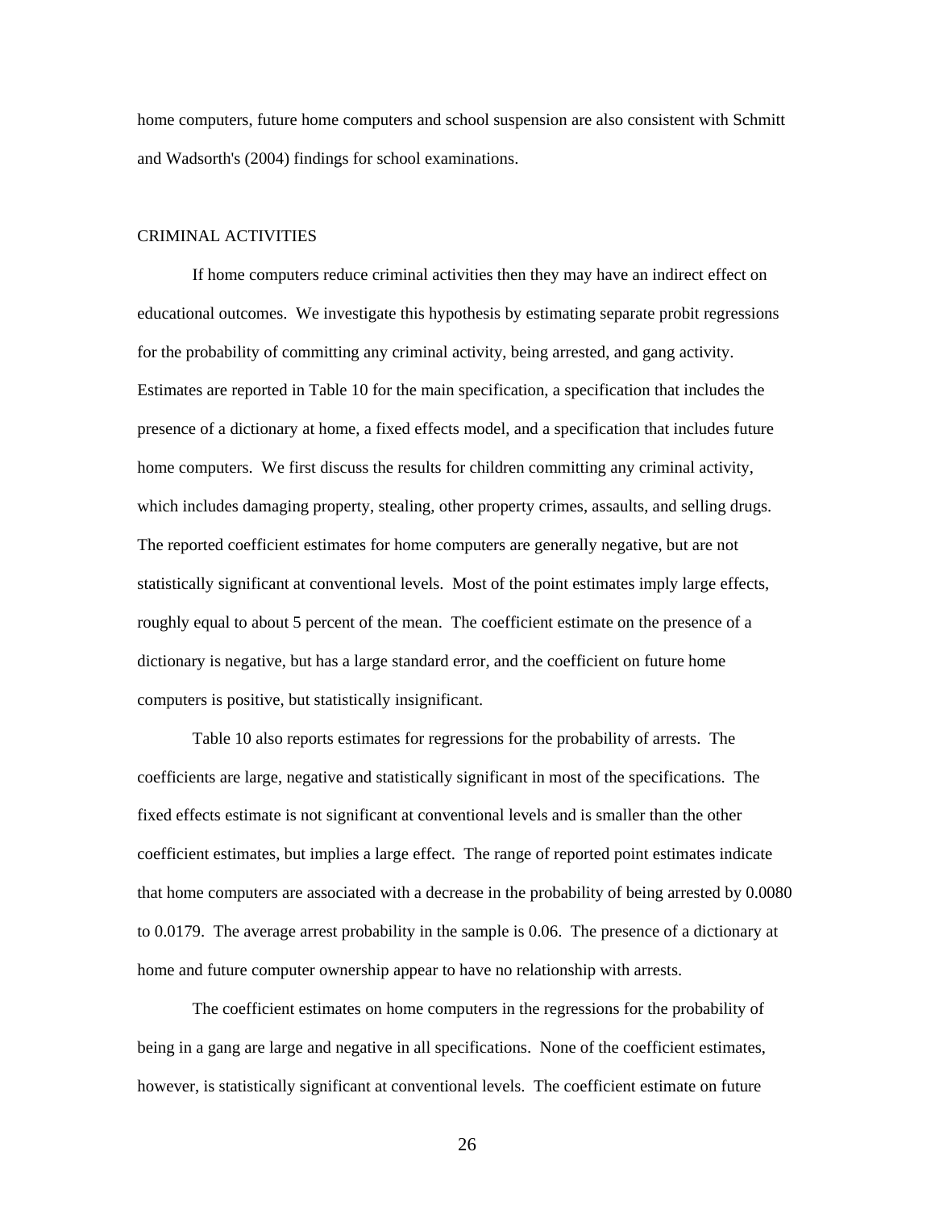home computers, future home computers and school suspension are also consistent with Schmitt and Wadsorth's (2004) findings for school examinations.

## CRIMINAL ACTIVITIES

If home computers reduce criminal activities then they may have an indirect effect on educational outcomes. We investigate this hypothesis by estimating separate probit regressions for the probability of committing any criminal activity, being arrested, and gang activity. Estimates are reported in Table 10 for the main specification, a specification that includes the presence of a dictionary at home, a fixed effects model, and a specification that includes future home computers. We first discuss the results for children committing any criminal activity, which includes damaging property, stealing, other property crimes, assaults, and selling drugs. The reported coefficient estimates for home computers are generally negative, but are not statistically significant at conventional levels. Most of the point estimates imply large effects, roughly equal to about 5 percent of the mean. The coefficient estimate on the presence of a dictionary is negative, but has a large standard error, and the coefficient on future home computers is positive, but statistically insignificant.

Table 10 also reports estimates for regressions for the probability of arrests. The coefficients are large, negative and statistically significant in most of the specifications. The fixed effects estimate is not significant at conventional levels and is smaller than the other coefficient estimates, but implies a large effect. The range of reported point estimates indicate that home computers are associated with a decrease in the probability of being arrested by 0.0080 to 0.0179. The average arrest probability in the sample is 0.06. The presence of a dictionary at home and future computer ownership appear to have no relationship with arrests.

The coefficient estimates on home computers in the regressions for the probability of being in a gang are large and negative in all specifications. None of the coefficient estimates, however, is statistically significant at conventional levels. The coefficient estimate on future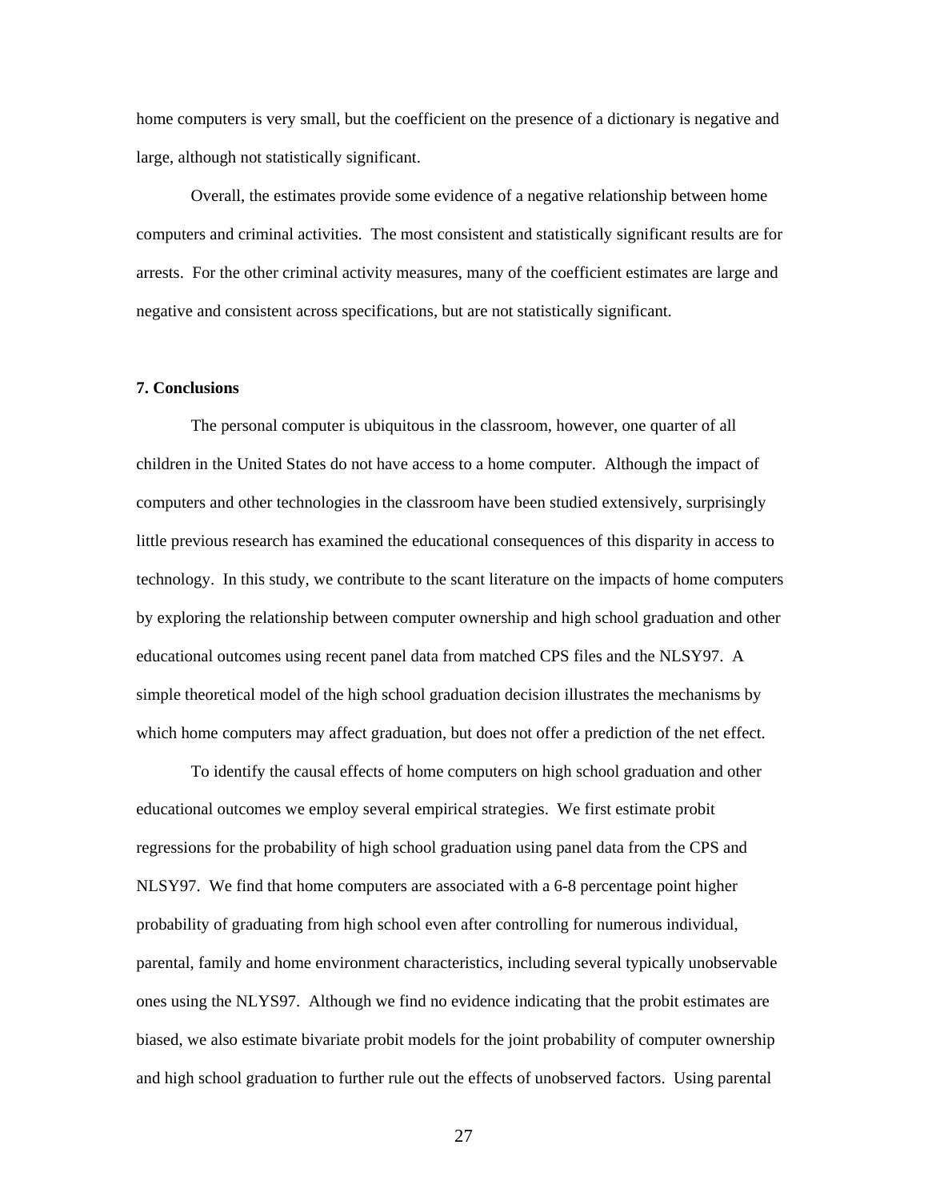home computers is very small, but the coefficient on the presence of a dictionary is negative and large, although not statistically significant.

Overall, the estimates provide some evidence of a negative relationship between home computers and criminal activities. The most consistent and statistically significant results are for arrests. For the other criminal activity measures, many of the coefficient estimates are large and negative and consistent across specifications, but are not statistically significant.

## 7. Conclusions

The personal computer is ubiquitous in the classroom, however, one quarter of all children in the United States do not have access to a home computer. Although the impact of computers and other technologies in the classroom have been studied extensively, surprisingly little previous research has examined the educational consequences of this disparity in access to technology. In this study, we contribute to the scant literature on the impacts of home computers by exploring the relationship between computer ownership and high school graduation and other educational outcomes using recent panel data from matched CPS files and the NLSY97. A simple theoretical model of the high school graduation decision illustrates the mechanisms by which home computers may affect graduation, but does not offer a prediction of the net effect.

To identify the causal effects of home computers on high school graduation and other educational outcomes we employ several empirical strategies. We first estimate probit regressions for the probability of high school graduation using panel data from the CPS and NLSY97. We find that home computers are associated with a 6-8 percentage point higher probability of graduating from high school even after controlling for numerous individual, parental, family and home environment characteristics, including several typically unobservable ones using the NLYS97. Although we find no evidence indicating that the probit estimates are biased, we also estimate bivariate probit models for the joint probability of computer ownership and high school graduation to further rule out the effects of unobserved factors. Using parental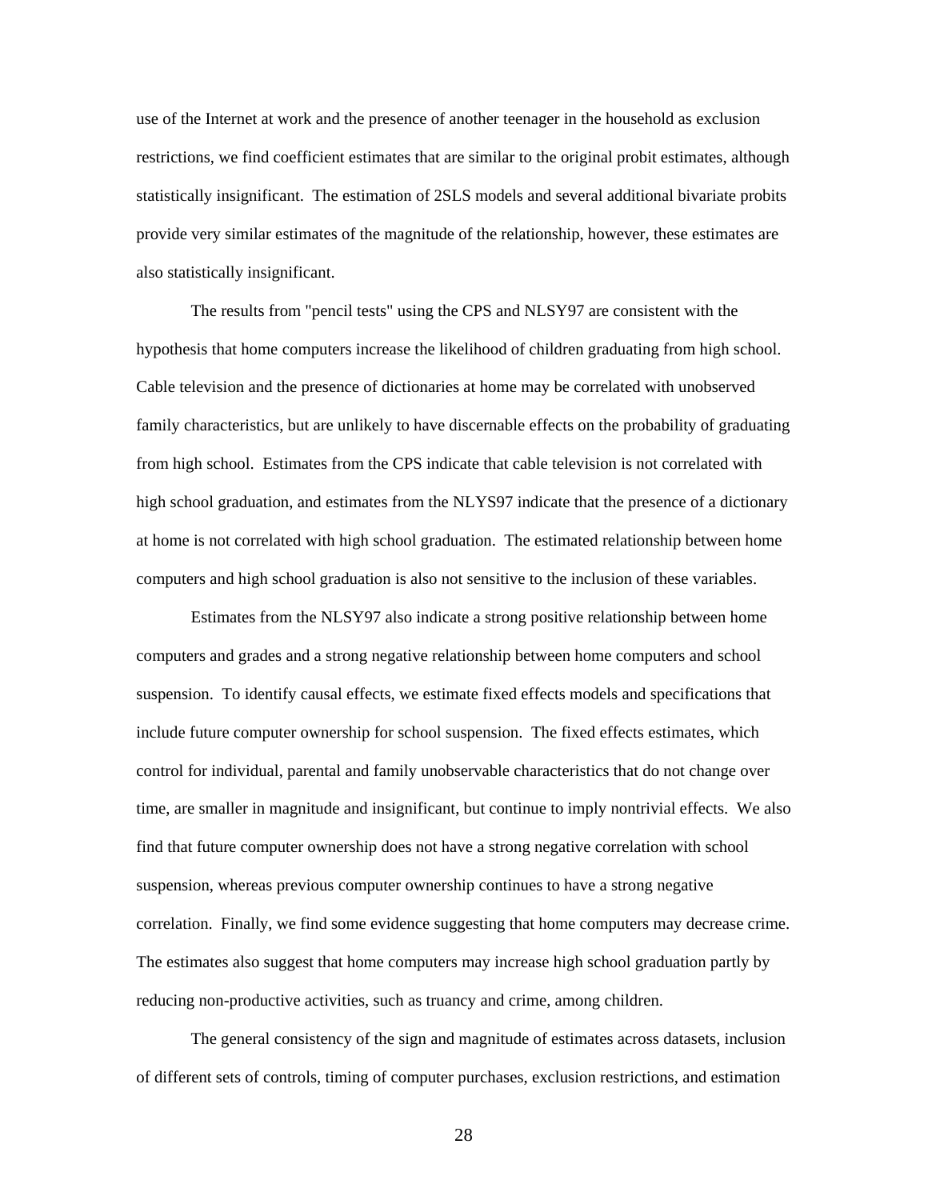use of the Internet at work and the presence of another teenager in the household as exclusion restrictions, we find coefficient estimates that are similar to the original probit estimates, although statistically insignificant. The estimation of 2SLS models and several additional bivariate probits provide very similar estimates of the magnitude of the relationship, however, these estimates are also statistically insignificant.

The results from "pencil tests" using the CPS and NLSY97 are consistent with the hypothesis that home computers increase the likelihood of children graduating from high school. Cable television and the presence of dictionaries at home may be correlated with unobserved family characteristics, but are unlikely to have discernable effects on the probability of graduating from high school. Estimates from the CPS indicate that cable television is not correlated with high school graduation, and estimates from the NLYS97 indicate that the presence of a dictionary at home is not correlated with high school graduation. The estimated relationship between home computers and high school graduation is also not sensitive to the inclusion of these variables.

Estimates from the NLSY97 also indicate a strong positive relationship between home computers and grades and a strong negative relationship between home computers and school suspension. To identify causal effects, we estimate fixed effects models and specifications that include future computer ownership for school suspension. The fixed effects estimates, which control for individual, parental and family unobservable characteristics that do not change over time, are smaller in magnitude and insignificant, but continue to imply nontrivial effects. We also find that future computer ownership does not have a strong negative correlation with school suspension, whereas previous computer ownership continues to have a strong negative correlation. Finally, we find some evidence suggesting that home computers may decrease crime. The estimates also suggest that home computers may increase high school graduation partly by reducing non-productive activities, such as truancy and crime, among children.

The general consistency of the sign and magnitude of estimates across datasets, inclusion of different sets of controls, timing of computer purchases, exclusion restrictions, and estimation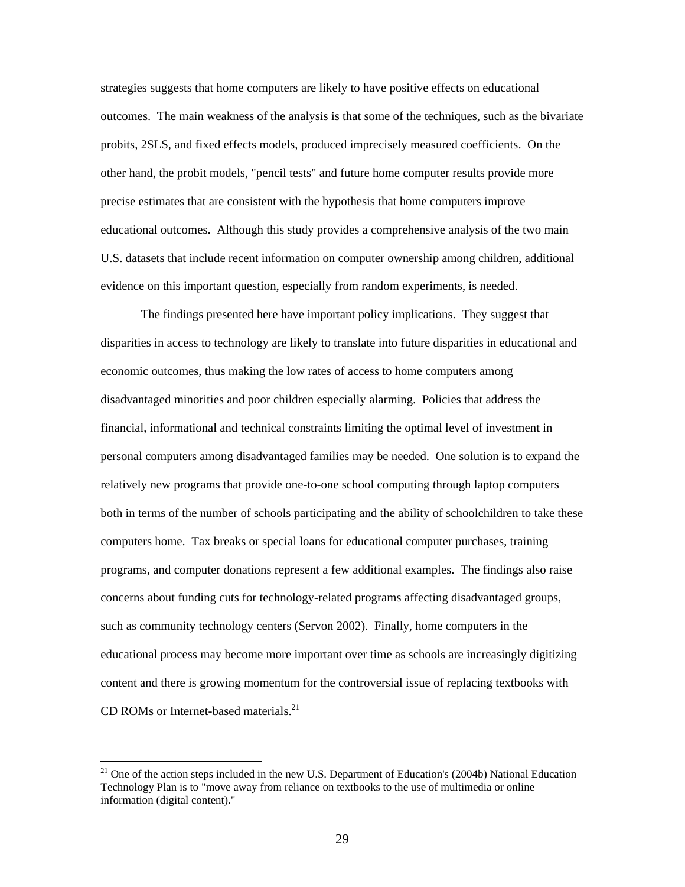strategies suggests that home computers are likely to have positive effects on educational outcomes. The main weakness of the analysis is that some of the techniques, such as the bivariate probits, 2SLS, and fixed effects models, produced imprecisely measured coefficients. On the other hand, the probit models, "pencil tests" and future home computer results provide more precise estimates that are consistent with the hypothesis that home computers improve educational outcomes. Although this study provides a comprehensive analysis of the two main U.S. datasets that include recent information on computer ownership among children, additional evidence on this important question, especially from random experiments, is needed.

The findings presented here have important policy implications. They suggest that disparities in access to technology are likely to translate into future disparities in educational and economic outcomes, thus making the low rates of access to home computers among disadvantaged minorities and poor children especially alarming. Policies that address the financial, informational and technical constraints limiting the optimal level of investment in personal computers among disadvantaged families may be needed. One solution is to expand the relatively new programs that provide one-to-one school computing through laptop computers both in terms of the number of schools participating and the ability of schoolchildren to take these computers home. Tax breaks or special loans for educational computer purchases, training programs, and computer donations represent a few additional examples. The findings also raise concerns about funding cuts for technology-related programs affecting disadvantaged groups, such as community technology centers (Servon 2002). Finally, home computers in the educational process may become more important over time as schools are increasingly digitizing content and there is growing momentum for the controversial issue of replacing textbooks with CD ROMs or Internet-based materials.[21]

[21] One of the action steps included in the new U.S. Department of Education's (2004b) National Education Technology Plan is to "move away from reliance on textbooks to the use of multimedia or online information (digital content)."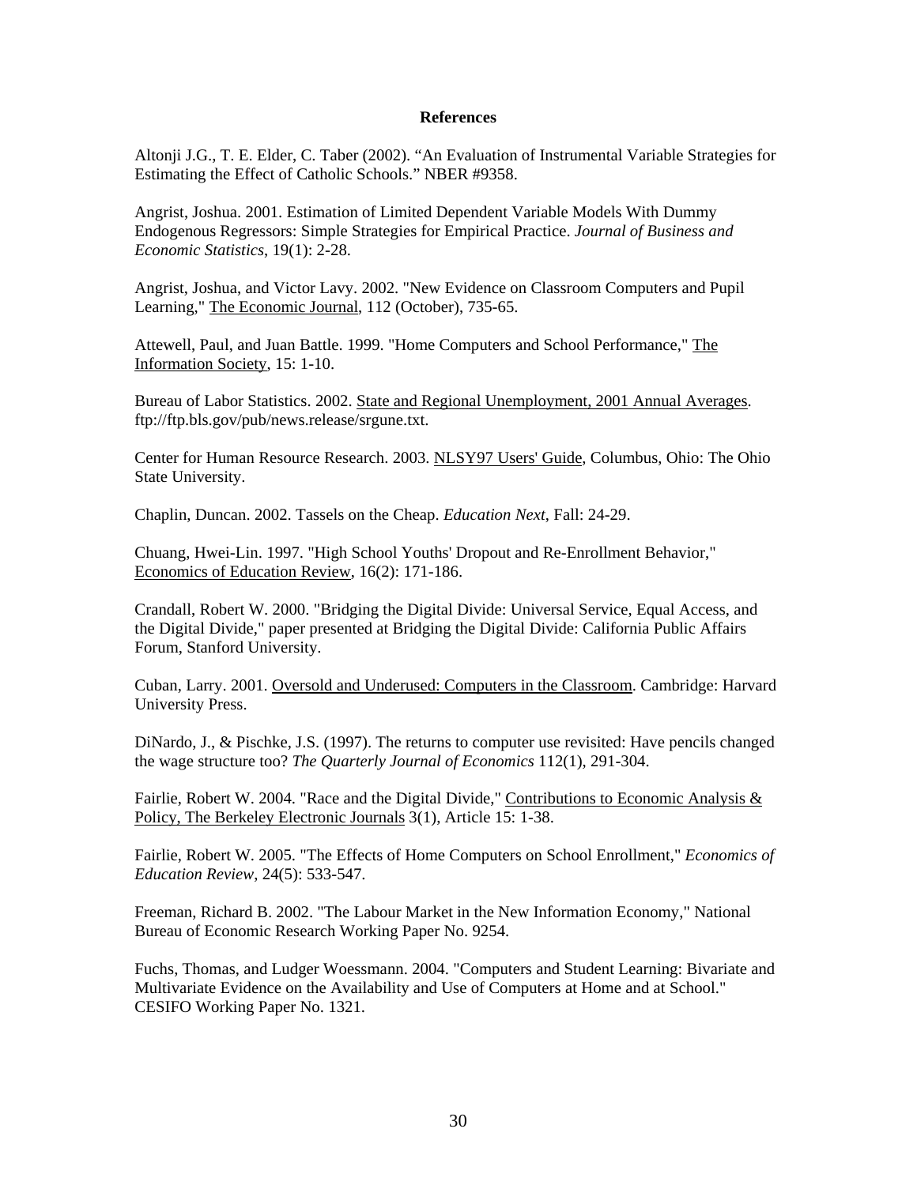**References**

Altonji J.G., T. E. Elder, C. Taber (2002). “An Evaluation of Instrumental Variable Strategies for Estimating the Effect of Catholic Schools.” NBER #9358.

Angrist, Joshua. 2001. Estimation of Limited Dependent Variable Models With Dummy Endogenous Regressors: Simple Strategies for Empirical Practice. *Journal of Business and Economic Statistics*, 19(1): 2-28.

Angrist, Joshua, and Victor Lavy. 2002. "New Evidence on Classroom Computers and Pupil Learning," The Economic Journal, 112 (October), 735-65.

Attewell, Paul, and Juan Battle. 1999. "Home Computers and School Performance," The Information Society, 15: 1-10.

Bureau of Labor Statistics. 2002. State and Regional Unemployment, 2001 Annual Averages. ftp://ftp.bls.gov/pub/news.release/srgune.txt.

Center for Human Resource Research. 2003. NLSY97 Users' Guide, Columbus, Ohio: The Ohio State University.

Chaplin, Duncan. 2002. Tassels on the Cheap. *Education Next*, Fall: 24-29.

Chuang, Hwei-Lin. 1997. "High School Youths' Dropout and Re-Enrollment Behavior," Economics of Education Review, 16(2): 171-186.

Crandall, Robert W. 2000. "Bridging the Digital Divide: Universal Service, Equal Access, and the Digital Divide," paper presented at Bridging the Digital Divide: California Public Affairs Forum, Stanford University.

Cuban, Larry. 2001. Oversold and Underused: Computers in the Classroom. Cambridge: Harvard University Press.

DiNardo, J., & Pischke, J.S. (1997). The returns to computer use revisited: Have pencils changed the wage structure too? *The Quarterly Journal of Economics* 112(1), 291-304.

Fairlie, Robert W. 2004. "Race and the Digital Divide," Contributions to Economic Analysis & Policy, The Berkeley Electronic Journals 3(1), Article 15: 1-38.

Fairlie, Robert W. 2005. "The Effects of Home Computers on School Enrollment," *Economics of Education Review*, 24(5): 533-547.

Freeman, Richard B. 2002. "The Labour Market in the New Information Economy," National Bureau of Economic Research Working Paper No. 9254.

Fuchs, Thomas, and Ludger Woessmann. 2004. "Computers and Student Learning: Bivariate and Multivariate Evidence on the Availability and Use of Computers at Home and at School." CESIFO Working Paper No. 1321.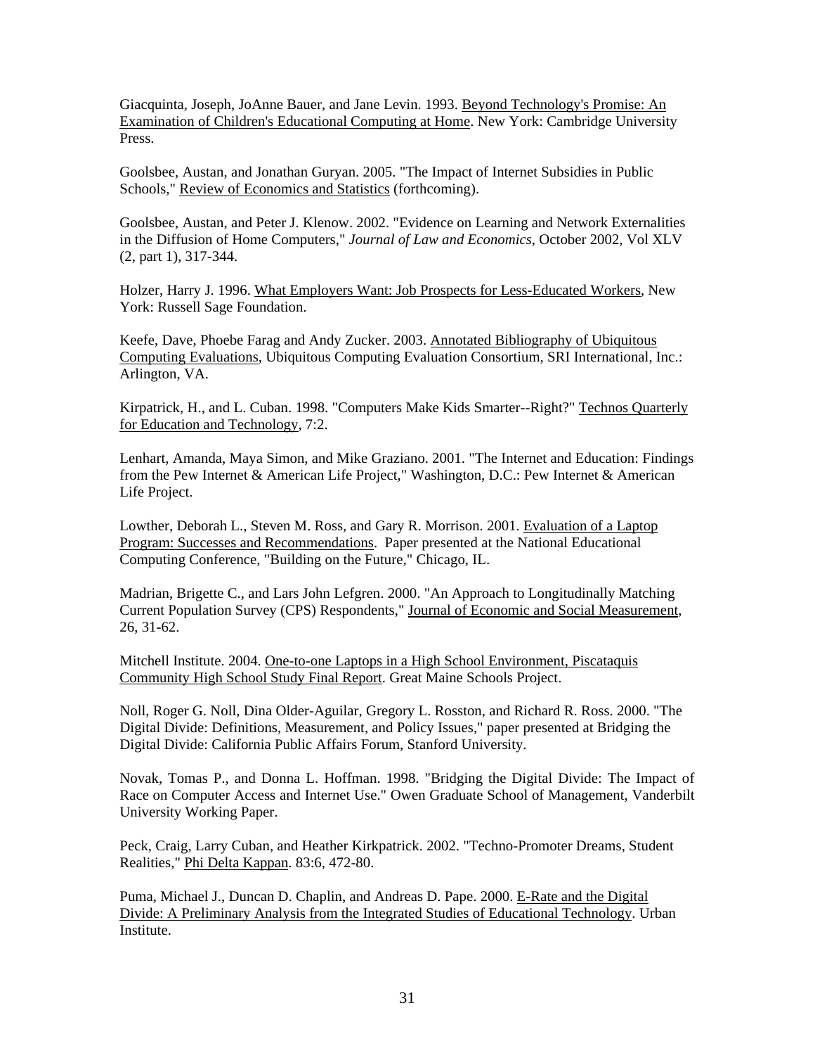Giacquinta, Joseph, JoAnne Bauer, and Jane Levin. 1993. Beyond Technology's Promise: An Examination of Children's Educational Computing at Home. New York: Cambridge University Press.

Goolsbee, Austan, and Jonathan Guryan. 2005. "The Impact of Internet Subsidies in Public Schools," Review of Economics and Statistics (forthcoming).

Goolsbee, Austan, and Peter J. Klenow. 2002. "Evidence on Learning and Network Externalities in the Diffusion of Home Computers," *Journal of Law and Economics*, October 2002, Vol XLV (2, part 1), 317-344.

Holzer, Harry J. 1996. What Employers Want: Job Prospects for Less-Educated Workers, New York: Russell Sage Foundation.

Keefe, Dave, Phoebe Farag and Andy Zucker. 2003. Annotated Bibliography of Ubiquitous Computing Evaluations, Ubiquitous Computing Evaluation Consortium, SRI International, Inc.: Arlington, VA.

Kirpatrick, H., and L. Cuban. 1998. "Computers Make Kids Smarter--Right?" Technos Quarterly for Education and Technology, 7:2.

Lenhart, Amanda, Maya Simon, and Mike Graziano. 2001. "The Internet and Education: Findings from the Pew Internet & American Life Project," Washington, D.C.: Pew Internet & American Life Project.

Lowther, Deborah L., Steven M. Ross, and Gary R. Morrison. 2001. Evaluation of a Laptop Program: Successes and Recommendations. Paper presented at the National Educational Computing Conference, "Building on the Future," Chicago, IL.

Madrian, Brigette C., and Lars John Lefgren. 2000. "An Approach to Longitudinally Matching Current Population Survey (CPS) Respondents," Journal of Economic and Social Measurement, 26, 31-62.

Mitchell Institute. 2004. One-to-one Laptops in a High School Environment, Piscataquis Community High School Study Final Report. Great Maine Schools Project.

Noll, Roger G. Noll, Dina Older-Aguilar, Gregory L. Rosston, and Richard R. Ross. 2000. "The Digital Divide: Definitions, Measurement, and Policy Issues," paper presented at Bridging the Digital Divide: California Public Affairs Forum, Stanford University.

Novak, Tomas P., and Donna L. Hoffman. 1998. "Bridging the Digital Divide: The Impact of Race on Computer Access and Internet Use." Owen Graduate School of Management, Vanderbilt University Working Paper.

Peck, Craig, Larry Cuban, and Heather Kirkpatrick. 2002. "Techno-Promoter Dreams, Student Realities," Phi Delta Kappan. 83:6, 472-80.

Puma, Michael J., Duncan D. Chaplin, and Andreas D. Pape. 2000. E-Rate and the Digital Divide: A Preliminary Analysis from the Integrated Studies of Educational Technology. Urban Institute.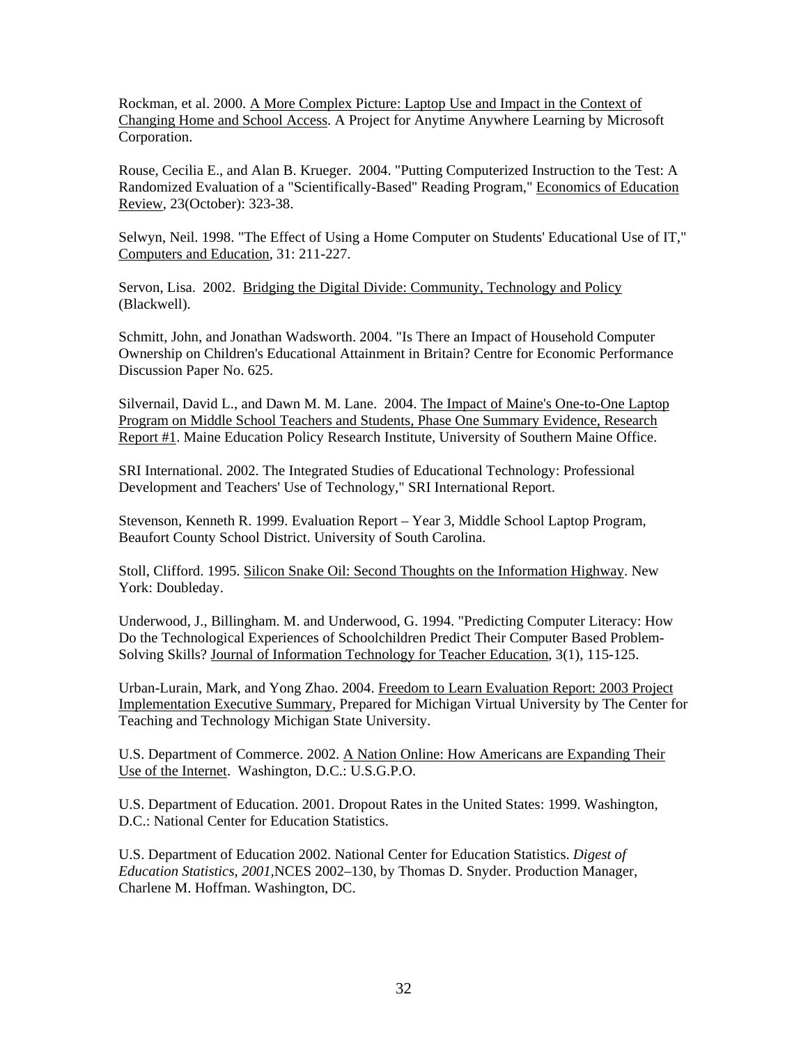Rockman, et al. 2000. A More Complex Picture: Laptop Use and Impact in the Context of Changing Home and School Access. A Project for Anytime Anywhere Learning by Microsoft Corporation.

Rouse, Cecilia E., and Alan B. Krueger. 2004. "Putting Computerized Instruction to the Test: A Randomized Evaluation of a "Scientifically-Based" Reading Program," Economics of Education Review, 23(October): 323-38.

Selwyn, Neil. 1998. "The Effect of Using a Home Computer on Students' Educational Use of IT," Computers and Education, 31: 211-227.

Servon, Lisa. 2002. Bridging the Digital Divide: Community, Technology and Policy (Blackwell).

Schmitt, John, and Jonathan Wadsworth. 2004. "Is There an Impact of Household Computer Ownership on Children's Educational Attainment in Britain? Centre for Economic Performance Discussion Paper No. 625.

Silvernail, David L., and Dawn M. M. Lane. 2004. The Impact of Maine's One-to-One Laptop Program on Middle School Teachers and Students, Phase One Summary Evidence, Research Report #1. Maine Education Policy Research Institute, University of Southern Maine Office.

SRI International. 2002. The Integrated Studies of Educational Technology: Professional Development and Teachers' Use of Technology," SRI International Report.

Stevenson, Kenneth R. 1999. Evaluation Report – Year 3, Middle School Laptop Program, Beaufort County School District. University of South Carolina.

Stoll, Clifford. 1995. Silicon Snake Oil: Second Thoughts on the Information Highway. New York: Doubleday.

Underwood, J., Billingham. M. and Underwood, G. 1994. "Predicting Computer Literacy: How Do the Technological Experiences of Schoolchildren Predict Their Computer Based Problem-Solving Skills? Journal of Information Technology for Teacher Education, 3(1), 115-125.

Urban-Lurain, Mark, and Yong Zhao. 2004. Freedom to Learn Evaluation Report: 2003 Project Implementation Executive Summary, Prepared for Michigan Virtual University by The Center for Teaching and Technology Michigan State University.

U.S. Department of Commerce. 2002. A Nation Online: How Americans are Expanding Their Use of the Internet. Washington, D.C.: U.S.G.P.O.

U.S. Department of Education. 2001. Dropout Rates in the United States: 1999. Washington, D.C.: National Center for Education Statistics.

U.S. Department of Education 2002. National Center for Education Statistics. *Digest of Education Statistics, 2001,*NCES 2002–130, by Thomas D. Snyder. Production Manager, Charlene M. Hoffman. Washington, DC.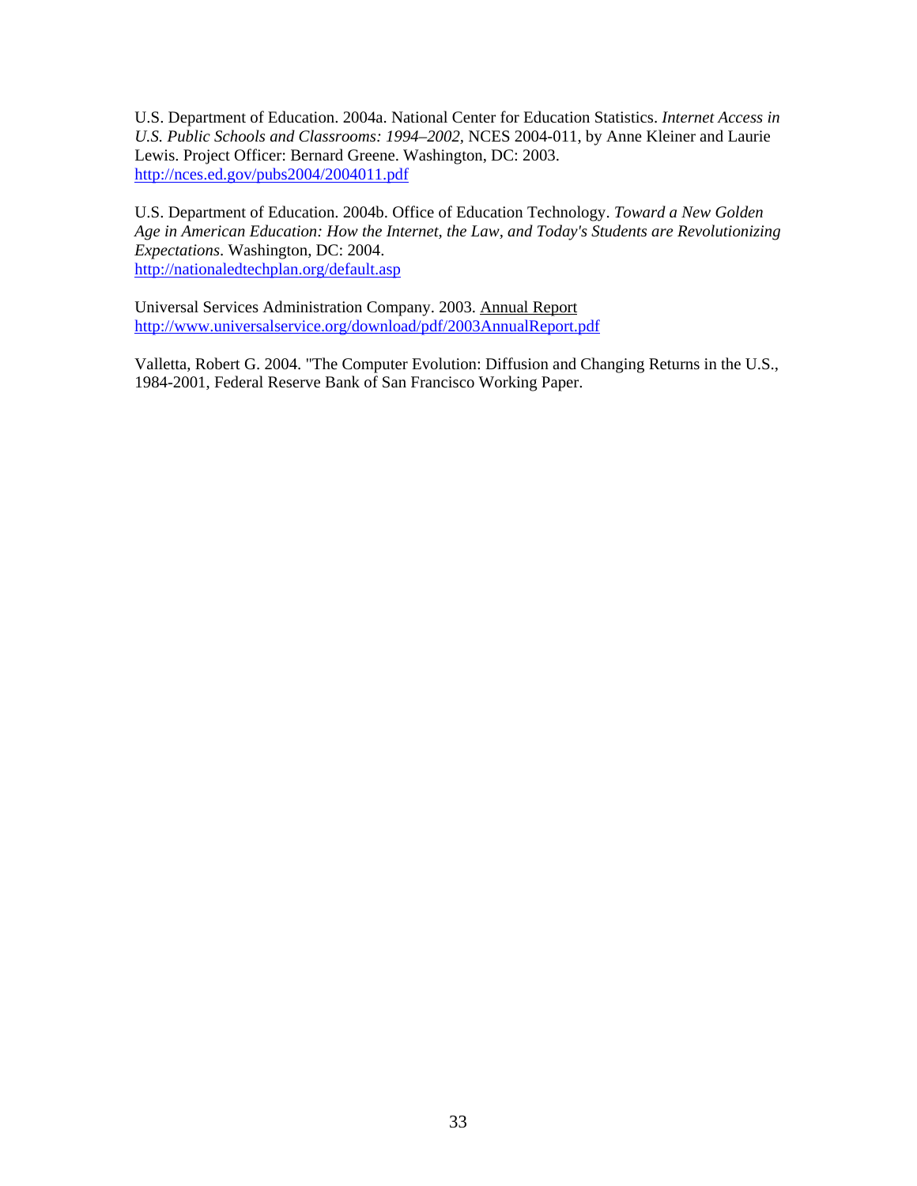U.S. Department of Education. 2004a. National Center for Education Statistics. *Internet Access in U.S. Public Schools and Classrooms: 1994–2002*, NCES 2004-011, by Anne Kleiner and Laurie Lewis. Project Officer: Bernard Greene. Washington, DC: 2003. http://nces.ed.gov/pubs2004/2004011.pdf

U.S. Department of Education. 2004b. Office of Education Technology. *Toward a New Golden Age in American Education: How the Internet, the Law, and Today's Students are Revolutionizing Expectations*. Washington, DC: 2004. http://nationaledtechplan.org/default.asp

Universal Services Administration Company. 2003. Annual Report http://www.universalservice.org/download/pdf/2003AnnualReport.pdf

Valletta, Robert G. 2004. "The Computer Evolution: Diffusion and Changing Returns in the U.S., 1984-2001, Federal Reserve Bank of San Francisco Working Paper.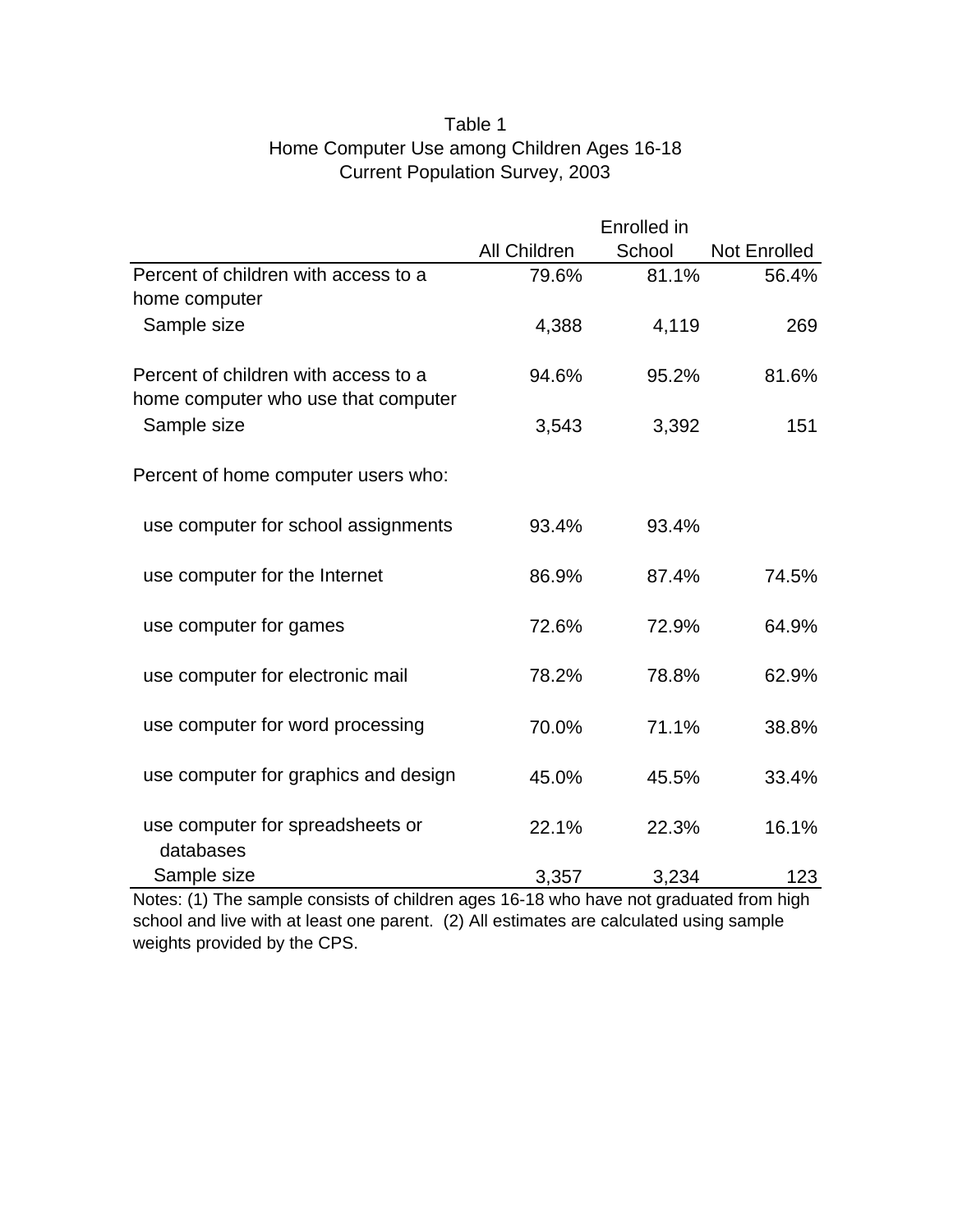Table 1
Home Computer Use among Children Ages 16-18
Current Population Survey, 2003

| | All Children | Enrolled in School | Not Enrolled |
|---|---|---|---|
| Percent of children with access to a home computer | 79.6% | 81.1% | 56.4% |
| Sample size | 4,388 | 4,119 | 269 |
| Percent of children with access to a home computer who use that computer | 94.6% | 95.2% | 81.6% |
| Sample size | 3,543 | 3,392 | 151 |
| Percent of home computer users who: | | | |
| use computer for school assignments | 93.4% | 93.4% | |
| use computer for the Internet | 86.9% | 87.4% | 74.5% |
| use computer for games | 72.6% | 72.9% | 64.9% |
| use computer for electronic mail | 78.2% | 78.8% | 62.9% |
| use computer for word processing | 70.0% | 71.1% | 38.8% |
| use computer for graphics and design | 45.0% | 45.5% | 33.4% |
| use computer for spreadsheets or databases | 22.1% | 22.3% | 16.1% |
| Sample size | 3,357 | 3,234 | 123 |

Notes: (1) The sample consists of children ages 16-18 who have not graduated from high school and live with at least one parent. (2) All estimates are calculated using sample weights provided by the CPS.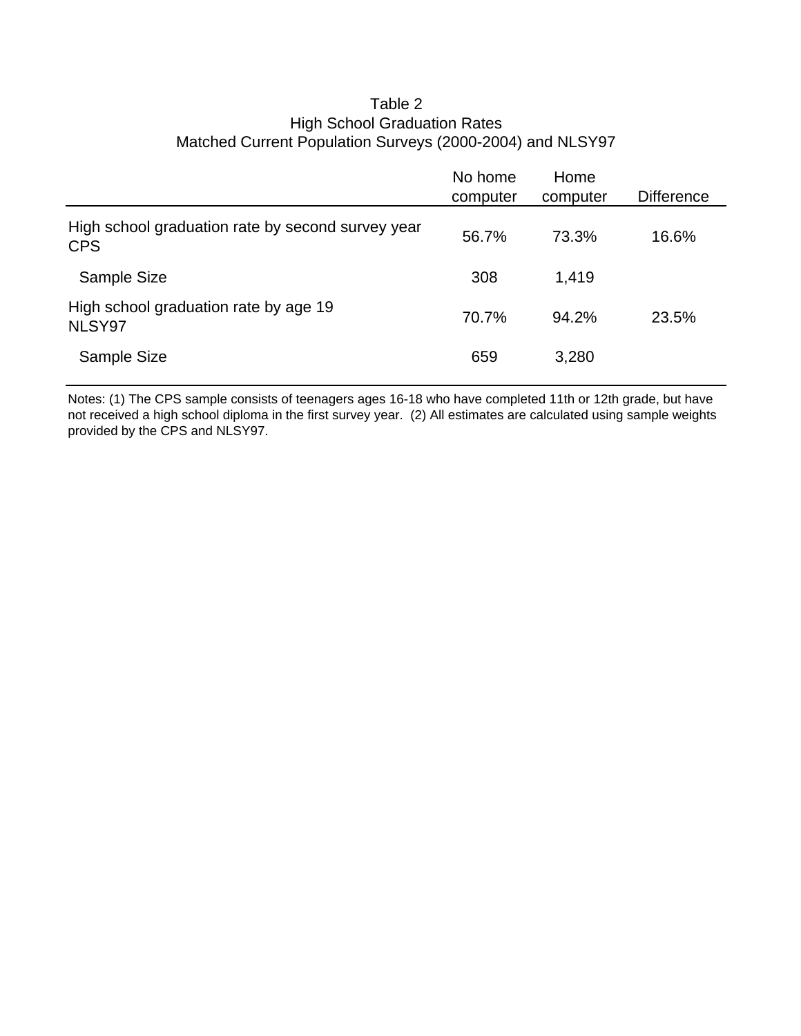Table 2
High School Graduation Rates
Matched Current Population Surveys (2000-2004) and NLSY97

| | No home computer | Home computer | Difference |
|---|---|---|---|
| High school graduation rate by second survey year CPS | 56.7% | 73.3% | 16.6% |
| Sample Size | 308 | 1,419 | |
| High school graduation rate by age 19 NLSY97 | 70.7% | 94.2% | 23.5% |
| Sample Size | 659 | 3,280 | |

Notes: (1) The CPS sample consists of teenagers ages 16-18 who have completed 11th or 12th grade, but have not received a high school diploma in the first survey year. (2) All estimates are calculated using sample weights provided by the CPS and NLSY97.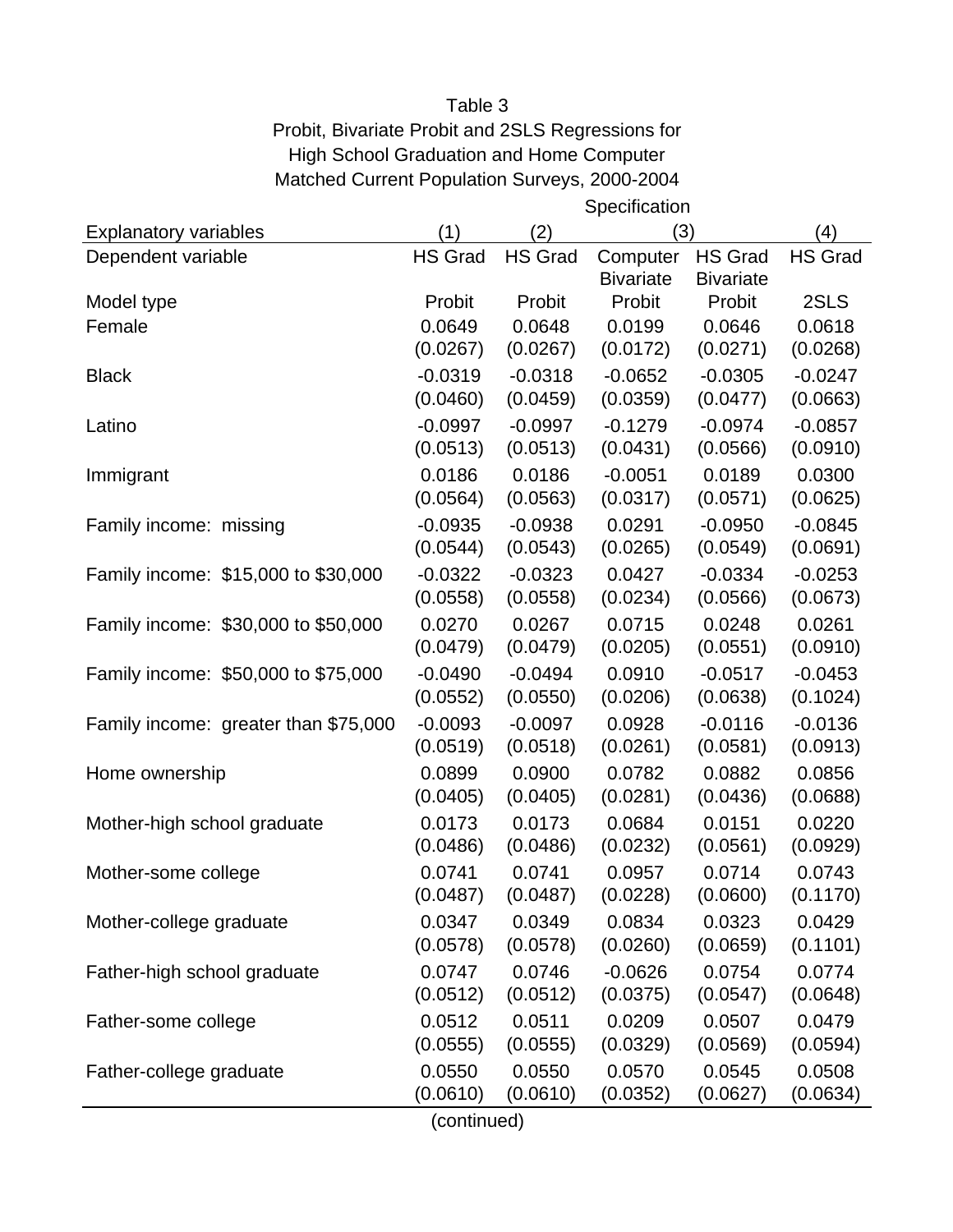# Table 3
## Probit, Bivariate Probit and 2SLS Regressions for High School Graduation and Home Computer
### Matched Current Population Surveys, 2000-2004

| | Specification | | | | |
|---|---|---|---|---|---|
| Explanatory variables | (1) | (2) | (3) | | (4) |
| Dependent variable | HS Grad | HS Grad | Computer Bivariate | HS Grad Bivariate | HS Grad |
| Model type | Probit | Probit | Probit | Probit | 2SLS |
| Female | 0.0649 | 0.0648 | 0.0199 | 0.0646 | 0.0618 |
| | (0.0267) | (0.0267) | (0.0172) | (0.0271) | (0.0268) |
| Black | -0.0319 | -0.0318 | -0.0652 | -0.0305 | -0.0247 |
| | (0.0460) | (0.0459) | (0.0359) | (0.0477) | (0.0663) |
| Latino | -0.0997 | -0.0997 | -0.1279 | -0.0974 | -0.0857 |
| | (0.0513) | (0.0513) | (0.0431) | (0.0566) | (0.0910) |
| Immigrant | 0.0186 | 0.0186 | -0.0051 | 0.0189 | 0.0300 |
| | (0.0564) | (0.0563) | (0.0317) | (0.0571) | (0.0625) |
| Family income: missing | -0.0935 | -0.0938 | 0.0291 | -0.0950 | -0.0845 |
| | (0.0544) | (0.0543) | (0.0265) | (0.0549) | (0.0691) |
| Family income: $15,000 to $30,000 | -0.0322 | -0.0323 | 0.0427 | -0.0334 | -0.0253 |
| | (0.0558) | (0.0558) | (0.0234) | (0.0566) | (0.0673) |
| Family income: $30,000 to $50,000 | 0.0270 | 0.0267 | 0.0715 | 0.0248 | 0.0261 |
| | (0.0479) | (0.0479) | (0.0205) | (0.0551) | (0.0910) |
| Family income: $50,000 to $75,000 | -0.0490 | -0.0494 | 0.0910 | -0.0517 | -0.0453 |
| | (0.0552) | (0.0550) | (0.0206) | (0.0638) | (0.1024) |
| Family income: greater than $75,000 | -0.0093 | -0.0097 | 0.0928 | -0.0116 | -0.0136 |
| | (0.0519) | (0.0518) | (0.0261) | (0.0581) | (0.0913) |
| Home ownership | 0.0899 | 0.0900 | 0.0782 | 0.0882 | 0.0856 |
| | (0.0405) | (0.0405) | (0.0281) | (0.0436) | (0.0688) |
| Mother-high school graduate | 0.0173 | 0.0173 | 0.0684 | 0.0151 | 0.0220 |
| | (0.0486) | (0.0486) | (0.0232) | (0.0561) | (0.0929) |
| Mother-some college | 0.0741 | 0.0741 | 0.0957 | 0.0714 | 0.0743 |
| | (0.0487) | (0.0487) | (0.0228) | (0.0600) | (0.1170) |
| Mother-college graduate | 0.0347 | 0.0349 | 0.0834 | 0.0323 | 0.0429 |
| | (0.0578) | (0.0578) | (0.0260) | (0.0659) | (0.1101) |
| Father-high school graduate | 0.0747 | 0.0746 | -0.0626 | 0.0754 | 0.0774 |
| | (0.0512) | (0.0512) | (0.0375) | (0.0547) | (0.0648) |
| Father-some college | 0.0512 | 0.0511 | 0.0209 | 0.0507 | 0.0479 |
| | (0.0555) | (0.0555) | (0.0329) | (0.0569) | (0.0594) |
| Father-college graduate | 0.0550 | 0.0550 | 0.0570 | 0.0545 | 0.0508 |
| | (0.0610) | (0.0610) | (0.0352) | (0.0627) | (0.0634) |

(continued)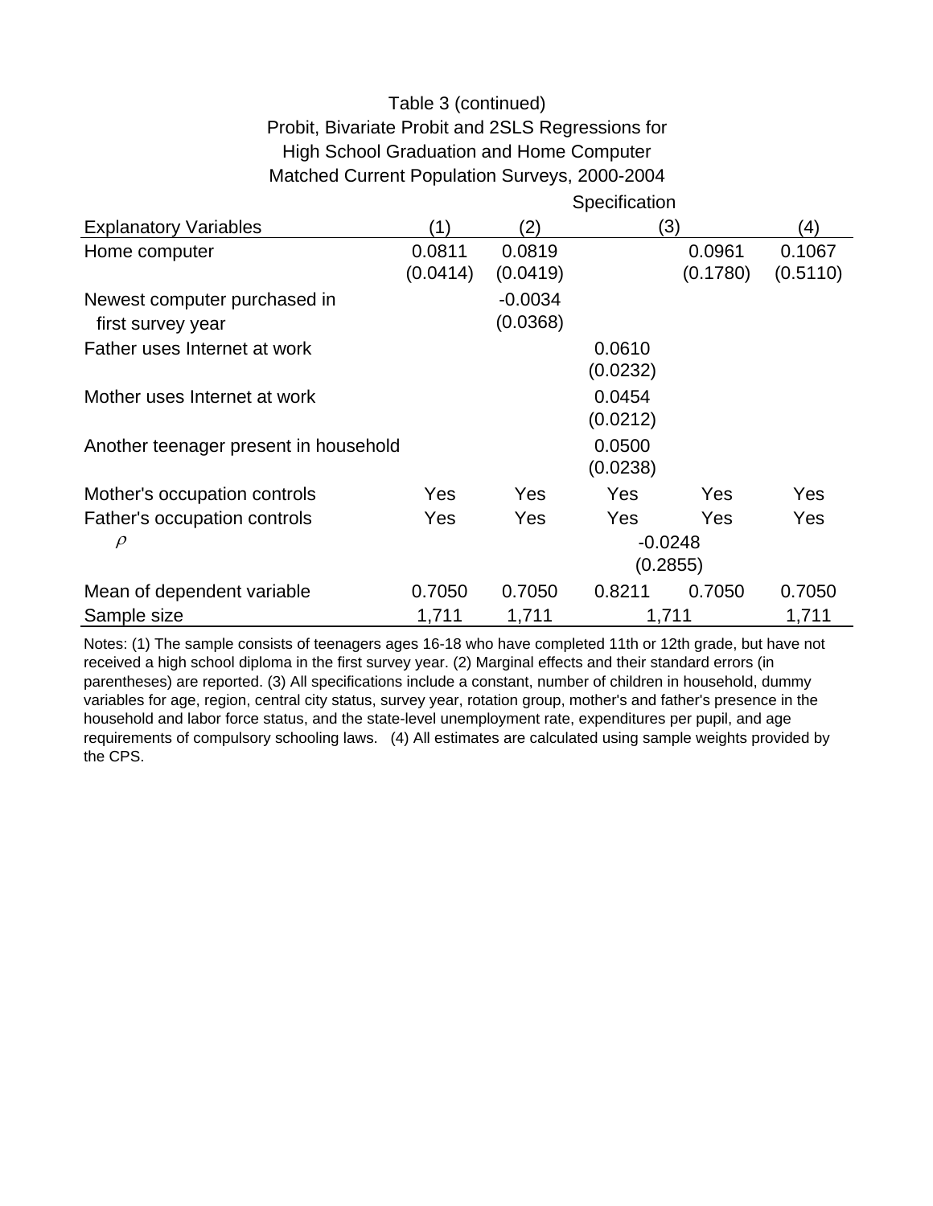Table 3 (continued)
Probit, Bivariate Probit and 2SLS Regressions for
High School Graduation and Home Computer
Matched Current Population Surveys, 2000-2004

| Explanatory Variables | Specification (1) | (2) | (3) | | (4) |
|---|---|---|---|---|---|
| Home computer | 0.0811 | 0.0819 | | 0.0961 | 0.1067 |
| | (0.0414) | (0.0419) | | (0.1780) | (0.5110) |
| Newest computer purchased in first survey year | | -0.0034 | | | |
| | | (0.0368) | | | |
| Father uses Internet at work | | | 0.0610 | | |
| | | | (0.0232) | | |
| Mother uses Internet at work | | | 0.0454 | | |
| | | | (0.0212) | | |
| Another teenager present in household | | | 0.0500 | | |
| | | | (0.0238) | | |
| Mother's occupation controls | Yes | Yes | Yes | Yes | Yes |
| Father's occupation controls | Yes | Yes | Yes | Yes | Yes |
| $\rho$ | | | -0.0248 | | |
| | | | (0.2855) | | |
| Mean of dependent variable | 0.7050 | 0.7050 | 0.8211 | 0.7050 | 0.7050 |
| Sample size | 1,711 | 1,711 | 1,711 | | 1,711 |

Notes: (1) The sample consists of teenagers ages 16-18 who have completed 11th or 12th grade, but have not received a high school diploma in the first survey year. (2) Marginal effects and their standard errors (in parentheses) are reported. (3) All specifications include a constant, number of children in household, dummy variables for age, region, central city status, survey year, rotation group, mother's and father's presence in the household and labor force status, and the state-level unemployment rate, expenditures per pupil, and age requirements of compulsory schooling laws. (4) All estimates are calculated using sample weights provided by the CPS.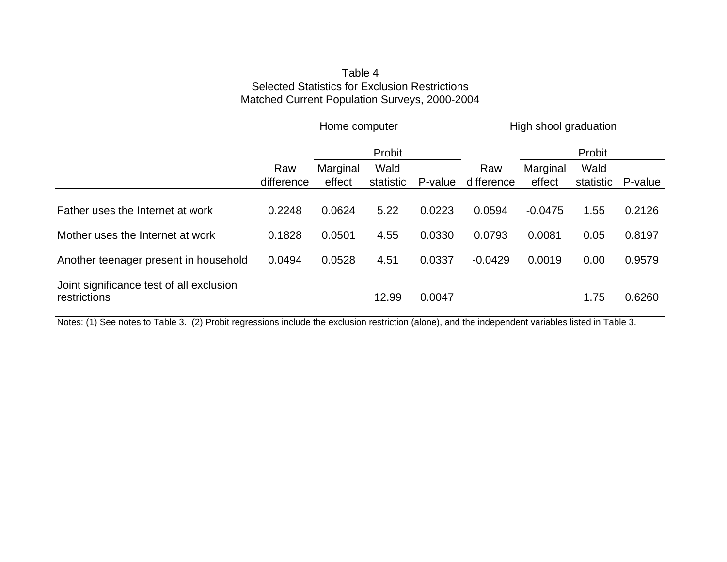Table 4
Selected Statistics for Exclusion Restrictions
Matched Current Population Surveys, 2000-2004

| | Home computer | | | | High shool graduation | | | |
|---|---|---|---|---|---|---|---|---|
| | | Probit | | | | Probit | | |
| | Raw difference | Marginal effect | Wald statistic | P-value | Raw difference | Marginal effect | Wald statistic | P-value |
| Father uses the Internet at work | 0.2248 | 0.0624 | 5.22 | 0.0223 | 0.0594 | -0.0475 | 1.55 | 0.2126 |
| Mother uses the Internet at work | 0.1828 | 0.0501 | 4.55 | 0.0330 | 0.0793 | 0.0081 | 0.05 | 0.8197 |
| Another teenager present in household | 0.0494 | 0.0528 | 4.51 | 0.0337 | -0.0429 | 0.0019 | 0.00 | 0.9579 |
| Joint significance test of all exclusion restrictions | | | 12.99 | 0.0047 | | | 1.75 | 0.6260 |

Notes: (1) See notes to Table 3. (2) Probit regressions include the exclusion restriction (alone), and the independent variables listed in Table 3.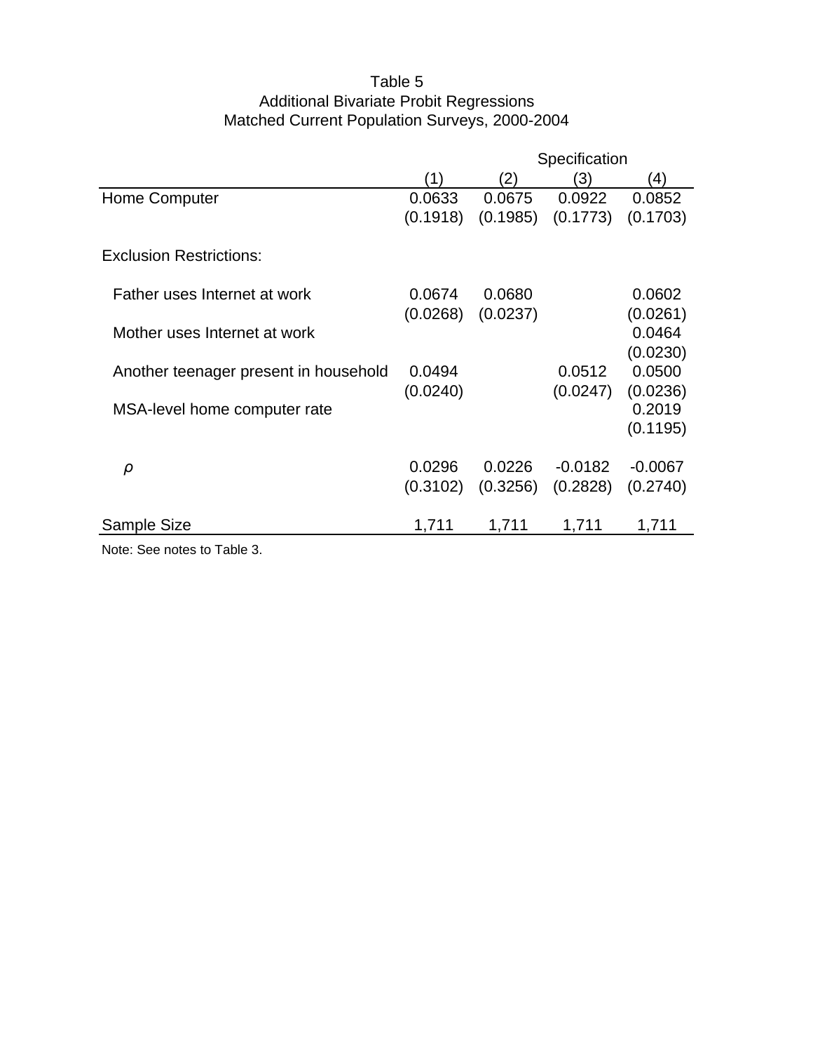Table 5
Additional Bivariate Probit Regressions
Matched Current Population Surveys, 2000-2004

| | Specification | | | |
|---|---|---|---|---|
| | (1) | (2) | (3) | (4) |
| Home Computer | 0.0633 | 0.0675 | 0.0922 | 0.0852 |
| | (0.1918) | (0.1985) | (0.1773) | (0.1703) |
| Exclusion Restrictions: | | | | |
| Father uses Internet at work | 0.0674 | 0.0680 | | 0.0602 |
| | (0.0268) | (0.0237) | | (0.0261) |
| Mother uses Internet at work | | | | 0.0464 |
| | | | | (0.0230) |
| Another teenager present in household | 0.0494 | | 0.0512 | 0.0500 |
| | (0.0240) | | (0.0247) | (0.0236) |
| MSA-level home computer rate | | | | 0.2019 |
| | | | | (0.1195) |
| $\rho$ | 0.0296 | 0.0226 | -0.0182 | -0.0067 |
| | (0.3102) | (0.3256) | (0.2828) | (0.2740) |
| Sample Size | 1,711 | 1,711 | 1,711 | 1,711 |

Note: See notes to Table 3.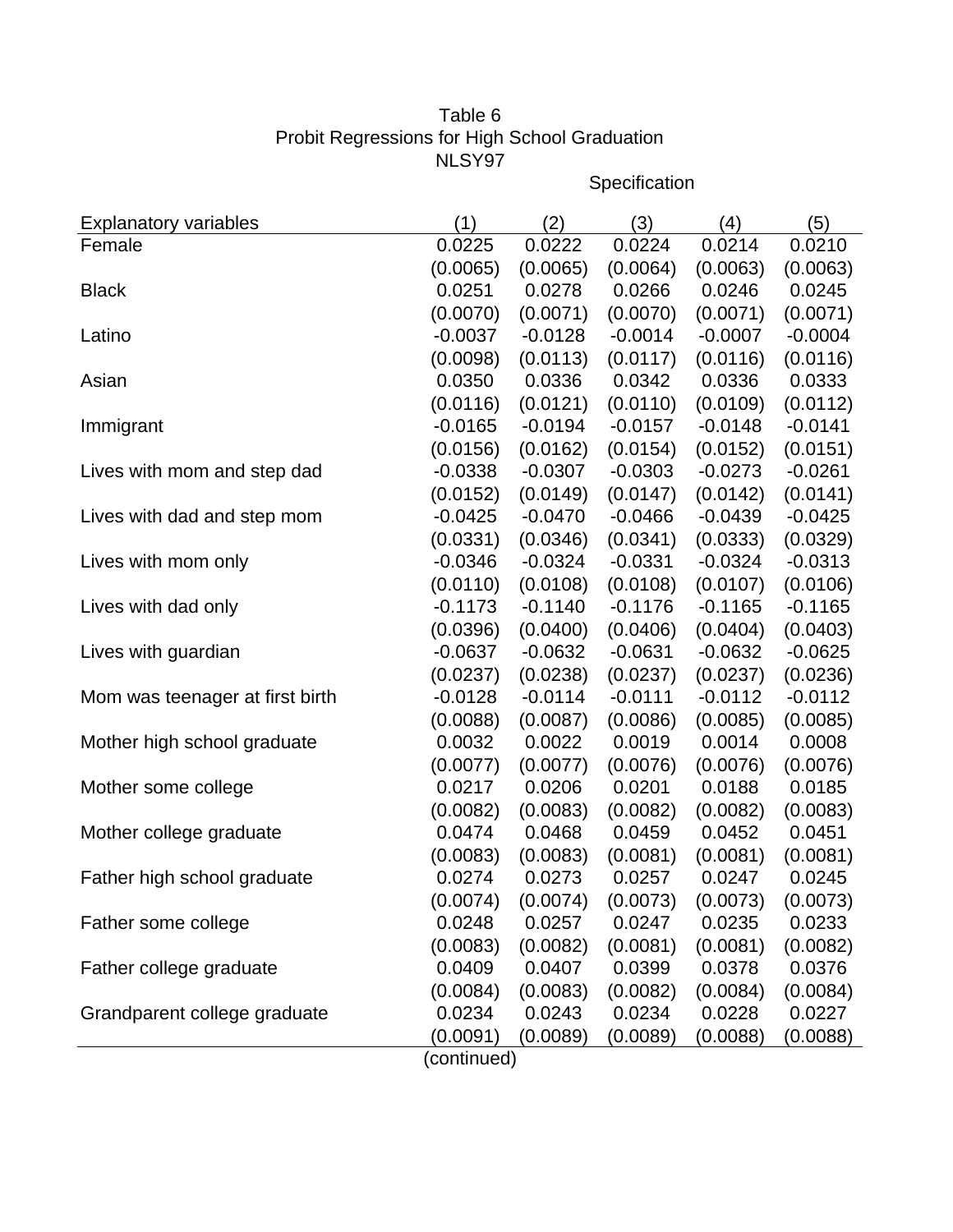Table 6
Probit Regressions for High School Graduation
NLSY97

| Explanatory variables | Specification (1) | (2) | (3) | (4) | (5) |
|---|---|---|---|---|---|
| Female | 0.0225 | 0.0222 | 0.0224 | 0.0214 | 0.0210 |
| | (0.0065) | (0.0065) | (0.0064) | (0.0063) | (0.0063) |
| Black | 0.0251 | 0.0278 | 0.0266 | 0.0246 | 0.0245 |
| | (0.0070) | (0.0071) | (0.0070) | (0.0071) | (0.0071) |
| Latino | -0.0037 | -0.0128 | -0.0014 | -0.0007 | -0.0004 |
| | (0.0098) | (0.0113) | (0.0117) | (0.0116) | (0.0116) |
| Asian | 0.0350 | 0.0336 | 0.0342 | 0.0336 | 0.0333 |
| | (0.0116) | (0.0121) | (0.0110) | (0.0109) | (0.0112) |
| Immigrant | -0.0165 | -0.0194 | -0.0157 | -0.0148 | -0.0141 |
| | (0.0156) | (0.0162) | (0.0154) | (0.0152) | (0.0151) |
| Lives with mom and step dad | -0.0338 | -0.0307 | -0.0303 | -0.0273 | -0.0261 |
| | (0.0152) | (0.0149) | (0.0147) | (0.0142) | (0.0141) |
| Lives with dad and step mom | -0.0425 | -0.0470 | -0.0466 | -0.0439 | -0.0425 |
| | (0.0331) | (0.0346) | (0.0341) | (0.0333) | (0.0329) |
| Lives with mom only | -0.0346 | -0.0324 | -0.0331 | -0.0324 | -0.0313 |
| | (0.0110) | (0.0108) | (0.0108) | (0.0107) | (0.0106) |
| Lives with dad only | -0.1173 | -0.1140 | -0.1176 | -0.1165 | -0.1165 |
| | (0.0396) | (0.0400) | (0.0406) | (0.0404) | (0.0403) |
| Lives with guardian | -0.0637 | -0.0632 | -0.0631 | -0.0632 | -0.0625 |
| | (0.0237) | (0.0238) | (0.0237) | (0.0237) | (0.0236) |
| Mom was teenager at first birth | -0.0128 | -0.0114 | -0.0111 | -0.0112 | -0.0112 |
| | (0.0088) | (0.0087) | (0.0086) | (0.0085) | (0.0085) |
| Mother high school graduate | 0.0032 | 0.0022 | 0.0019 | 0.0014 | 0.0008 |
| | (0.0077) | (0.0077) | (0.0076) | (0.0076) | (0.0076) |
| Mother some college | 0.0217 | 0.0206 | 0.0201 | 0.0188 | 0.0185 |
| | (0.0082) | (0.0083) | (0.0082) | (0.0082) | (0.0083) |
| Mother college graduate | 0.0474 | 0.0468 | 0.0459 | 0.0452 | 0.0451 |
| | (0.0083) | (0.0083) | (0.0081) | (0.0081) | (0.0081) |
| Father high school graduate | 0.0274 | 0.0273 | 0.0257 | 0.0247 | 0.0245 |
| | (0.0074) | (0.0074) | (0.0073) | (0.0073) | (0.0073) |
| Father some college | 0.0248 | 0.0257 | 0.0247 | 0.0235 | 0.0233 |
| | (0.0083) | (0.0082) | (0.0081) | (0.0081) | (0.0082) |
| Father college graduate | 0.0409 | 0.0407 | 0.0399 | 0.0378 | 0.0376 |
| | (0.0084) | (0.0083) | (0.0082) | (0.0084) | (0.0084) |
| Grandparent college graduate | 0.0234 | 0.0243 | 0.0234 | 0.0228 | 0.0227 |
| | (0.0091) | (0.0089) | (0.0089) | (0.0088) | (0.0088) |

(continued)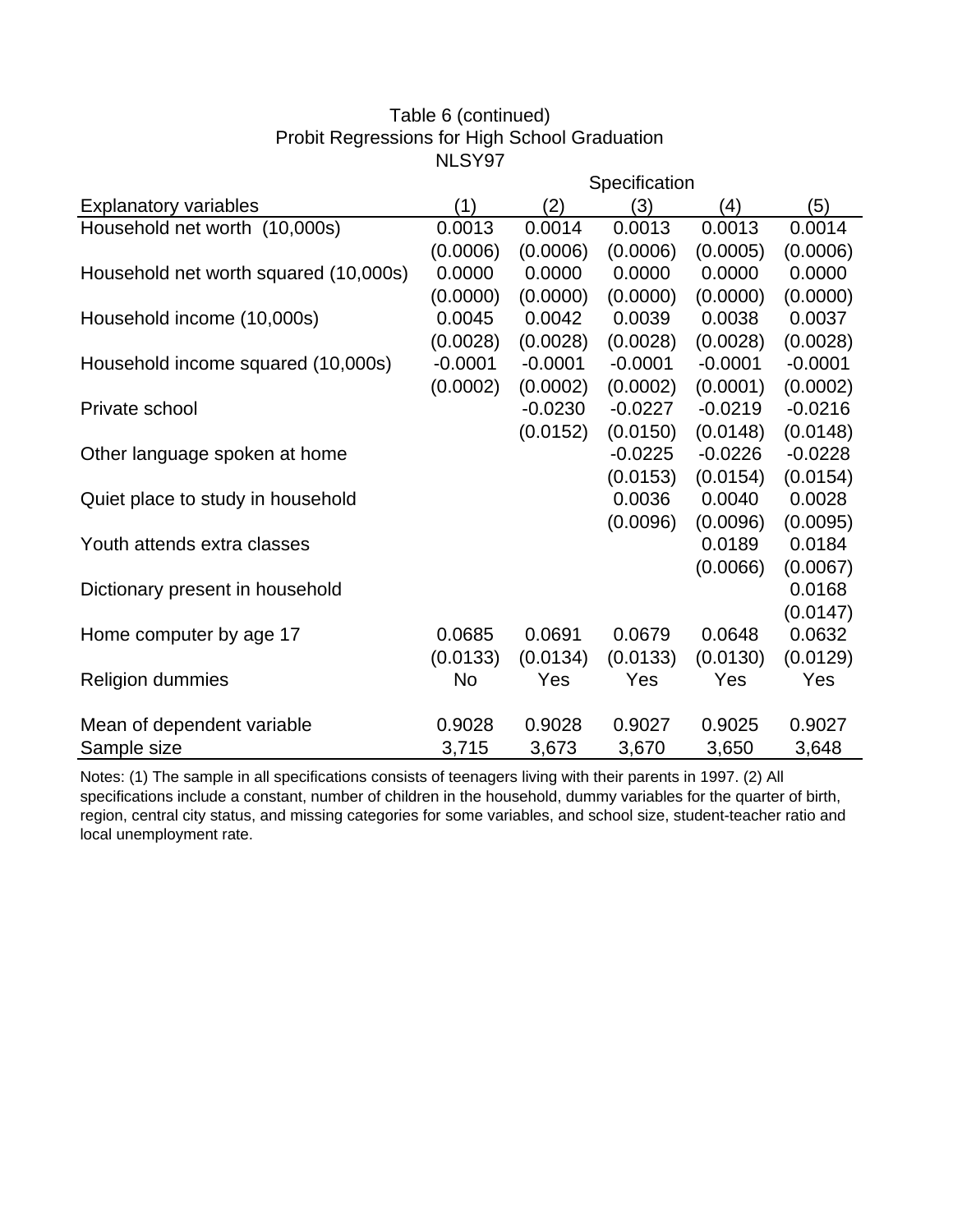Table 6 (continued)
Probit Regressions for High School Graduation
NLSY97

| Explanatory variables | Specification (1) | (2) | (3) | (4) | (5) |
|---|---|---|---|---|---|
| Household net worth (10,000s) | 0.0013 | 0.0014 | 0.0013 | 0.0013 | 0.0014 |
| | (0.0006) | (0.0006) | (0.0006) | (0.0005) | (0.0006) |
| Household net worth squared (10,000s) | 0.0000 | 0.0000 | 0.0000 | 0.0000 | 0.0000 |
| | (0.0000) | (0.0000) | (0.0000) | (0.0000) | (0.0000) |
| Household income (10,000s) | 0.0045 | 0.0042 | 0.0039 | 0.0038 | 0.0037 |
| | (0.0028) | (0.0028) | (0.0028) | (0.0028) | (0.0028) |
| Household income squared (10,000s) | -0.0001 | -0.0001 | -0.0001 | -0.0001 | -0.0001 |
| | (0.0002) | (0.0002) | (0.0002) | (0.0001) | (0.0002) |
| Private school | | -0.0230 | -0.0227 | -0.0219 | -0.0216 |
| | | (0.0152) | (0.0150) | (0.0148) | (0.0148) |
| Other language spoken at home | | | -0.0225 | -0.0226 | -0.0228 |
| | | | (0.0153) | (0.0154) | (0.0154) |
| Quiet place to study in household | | | 0.0036 | 0.0040 | 0.0028 |
| | | | (0.0096) | (0.0096) | (0.0095) |
| Youth attends extra classes | | | | 0.0189 | 0.0184 |
| | | | | (0.0066) | (0.0067) |
| Dictionary present in household | | | | | 0.0168 |
| | | | | | (0.0147) |
| Home computer by age 17 | 0.0685 | 0.0691 | 0.0679 | 0.0648 | 0.0632 |
| | (0.0133) | (0.0134) | (0.0133) | (0.0130) | (0.0129) |
| Religion dummies | No | Yes | Yes | Yes | Yes |
| Mean of dependent variable | 0.9028 | 0.9028 | 0.9027 | 0.9025 | 0.9027 |
| Sample size | 3,715 | 3,673 | 3,670 | 3,650 | 3,648 |

Notes: (1) The sample in all specifications consists of teenagers living with their parents in 1997. (2) All specifications include a constant, number of children in the household, dummy variables for the quarter of birth, region, central city status, and missing categories for some variables, and school size, student-teacher ratio and local unemployment rate.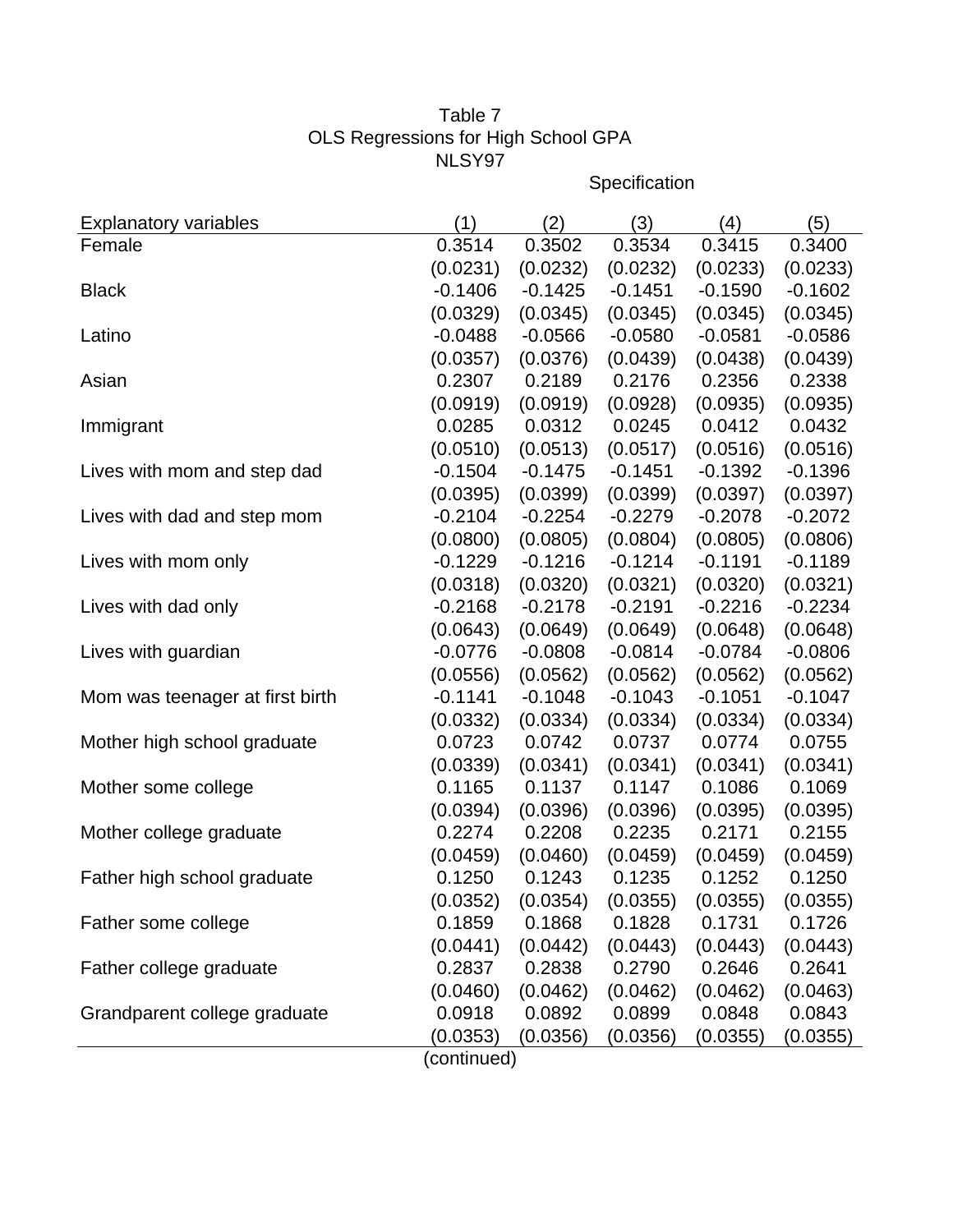Table 7
OLS Regressions for High School GPA
NLSY97

| Explanatory variables | Specification (1) | (2) | (3) | (4) | (5) |
|---|---|---|---|---|---|
| Female | 0.3514 | 0.3502 | 0.3534 | 0.3415 | 0.3400 |
| | (0.0231) | (0.0232) | (0.0232) | (0.0233) | (0.0233) |
| Black | -0.1406 | -0.1425 | -0.1451 | -0.1590 | -0.1602 |
| | (0.0329) | (0.0345) | (0.0345) | (0.0345) | (0.0345) |
| Latino | -0.0488 | -0.0566 | -0.0580 | -0.0581 | -0.0586 |
| | (0.0357) | (0.0376) | (0.0439) | (0.0438) | (0.0439) |
| Asian | 0.2307 | 0.2189 | 0.2176 | 0.2356 | 0.2338 |
| | (0.0919) | (0.0919) | (0.0928) | (0.0935) | (0.0935) |
| Immigrant | 0.0285 | 0.0312 | 0.0245 | 0.0412 | 0.0432 |
| | (0.0510) | (0.0513) | (0.0517) | (0.0516) | (0.0516) |
| Lives with mom and step dad | -0.1504 | -0.1475 | -0.1451 | -0.1392 | -0.1396 |
| | (0.0395) | (0.0399) | (0.0399) | (0.0397) | (0.0397) |
| Lives with dad and step mom | -0.2104 | -0.2254 | -0.2279 | -0.2078 | -0.2072 |
| | (0.0800) | (0.0805) | (0.0804) | (0.0805) | (0.0806) |
| Lives with mom only | -0.1229 | -0.1216 | -0.1214 | -0.1191 | -0.1189 |
| | (0.0318) | (0.0320) | (0.0321) | (0.0320) | (0.0321) |
| Lives with dad only | -0.2168 | -0.2178 | -0.2191 | -0.2216 | -0.2234 |
| | (0.0643) | (0.0649) | (0.0649) | (0.0648) | (0.0648) |
| Lives with guardian | -0.0776 | -0.0808 | -0.0814 | -0.0784 | -0.0806 |
| | (0.0556) | (0.0562) | (0.0562) | (0.0562) | (0.0562) |
| Mom was teenager at first birth | -0.1141 | -0.1048 | -0.1043 | -0.1051 | -0.1047 |
| | (0.0332) | (0.0334) | (0.0334) | (0.0334) | (0.0334) |
| Mother high school graduate | 0.0723 | 0.0742 | 0.0737 | 0.0774 | 0.0755 |
| | (0.0339) | (0.0341) | (0.0341) | (0.0341) | (0.0341) |
| Mother some college | 0.1165 | 0.1137 | 0.1147 | 0.1086 | 0.1069 |
| | (0.0394) | (0.0396) | (0.0396) | (0.0395) | (0.0395) |
| Mother college graduate | 0.2274 | 0.2208 | 0.2235 | 0.2171 | 0.2155 |
| | (0.0459) | (0.0460) | (0.0459) | (0.0459) | (0.0459) |
| Father high school graduate | 0.1250 | 0.1243 | 0.1235 | 0.1252 | 0.1250 |
| | (0.0352) | (0.0354) | (0.0355) | (0.0355) | (0.0355) |
| Father some college | 0.1859 | 0.1868 | 0.1828 | 0.1731 | 0.1726 |
| | (0.0441) | (0.0442) | (0.0443) | (0.0443) | (0.0443) |
| Father college graduate | 0.2837 | 0.2838 | 0.2790 | 0.2646 | 0.2641 |
| | (0.0460) | (0.0462) | (0.0462) | (0.0462) | (0.0463) |
| Grandparent college graduate | 0.0918 | 0.0892 | 0.0899 | 0.0848 | 0.0843 |
| | (0.0353) | (0.0356) | (0.0356) | (0.0355) | (0.0355) |

(continued)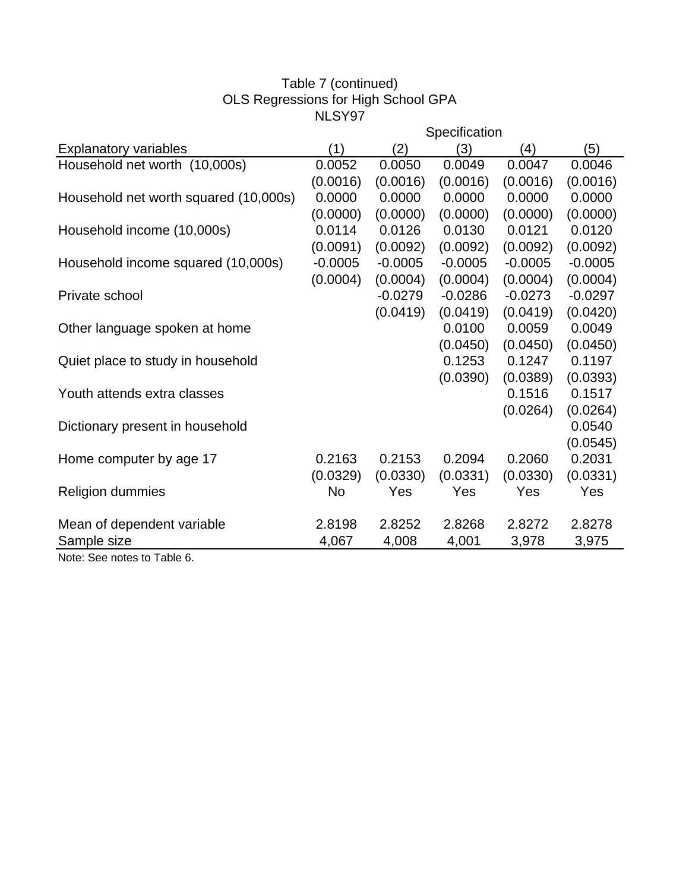Table 7 (continued)
OLS Regressions for High School GPA
NLSY97

| Explanatory variables | Specification (1) | (2) | (3) | (4) | (5) |
|---|---|---|---|---|---|
| Household net worth (10,000s) | 0.0052 | 0.0050 | 0.0049 | 0.0047 | 0.0046 |
| | (0.0016) | (0.0016) | (0.0016) | (0.0016) | (0.0016) |
| Household net worth squared (10,000s) | 0.0000 | 0.0000 | 0.0000 | 0.0000 | 0.0000 |
| | (0.0000) | (0.0000) | (0.0000) | (0.0000) | (0.0000) |
| Household income (10,000s) | 0.0114 | 0.0126 | 0.0130 | 0.0121 | 0.0120 |
| | (0.0091) | (0.0092) | (0.0092) | (0.0092) | (0.0092) |
| Household income squared (10,000s) | -0.0005 | -0.0005 | -0.0005 | -0.0005 | -0.0005 |
| | (0.0004) | (0.0004) | (0.0004) | (0.0004) | (0.0004) |
| Private school | | -0.0279 | -0.0286 | -0.0273 | -0.0297 |
| | | (0.0419) | (0.0419) | (0.0419) | (0.0420) |
| Other language spoken at home | | | 0.0100 | 0.0059 | 0.0049 |
| | | | (0.0450) | (0.0450) | (0.0450) |
| Quiet place to study in household | | | 0.1253 | 0.1247 | 0.1197 |
| | | | (0.0390) | (0.0389) | (0.0393) |
| Youth attends extra classes | | | | 0.1516 | 0.1517 |
| | | | | (0.0264) | (0.0264) |
| Dictionary present in household | | | | | 0.0540 |
| | | | | | (0.0545) |
| Home computer by age 17 | 0.2163 | 0.2153 | 0.2094 | 0.2060 | 0.2031 |
| | (0.0329) | (0.0330) | (0.0331) | (0.0330) | (0.0331) |
| Religion dummies | No | Yes | Yes | Yes | Yes |
| Mean of dependent variable | 2.8198 | 2.8252 | 2.8268 | 2.8272 | 2.8278 |
| Sample size | 4,067 | 4,008 | 4,001 | 3,978 | 3,975 |

Note: See notes to Table 6.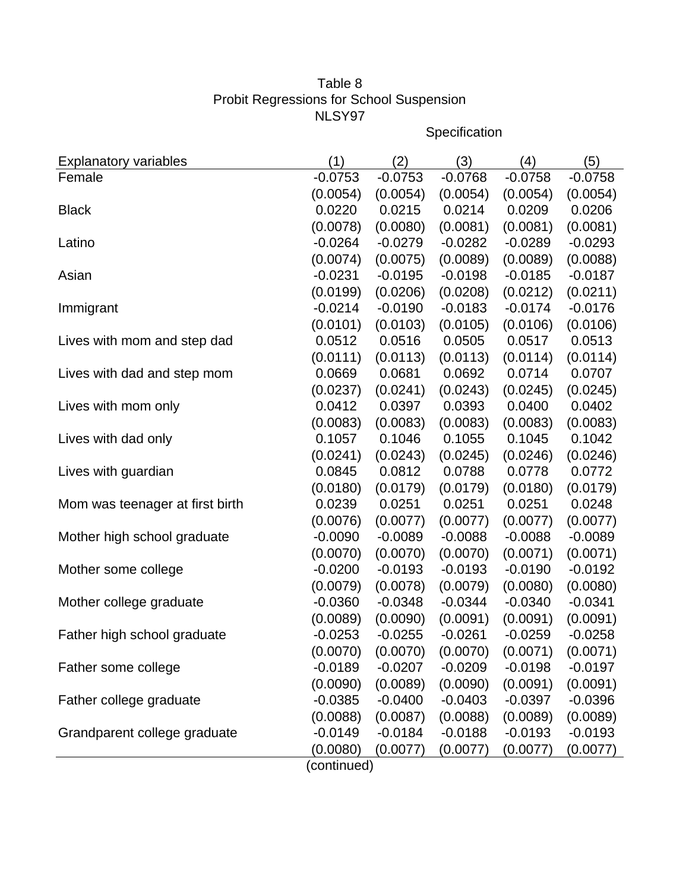Table 8
Probit Regressions for School Suspension
NLSY97

| Explanatory variables | (1) | (2) | (3) | (4) | (5) |
|---|---|---|---|---|---|
| | | | Specification | | |
| Female | -0.0753 | -0.0753 | -0.0768 | -0.0758 | -0.0758 |
| | (0.0054) | (0.0054) | (0.0054) | (0.0054) | (0.0054) |
| Black | 0.0220 | 0.0215 | 0.0214 | 0.0209 | 0.0206 |
| | (0.0078) | (0.0080) | (0.0081) | (0.0081) | (0.0081) |
| Latino | -0.0264 | -0.0279 | -0.0282 | -0.0289 | -0.0293 |
| | (0.0074) | (0.0075) | (0.0089) | (0.0089) | (0.0088) |
| Asian | -0.0231 | -0.0195 | -0.0198 | -0.0185 | -0.0187 |
| | (0.0199) | (0.0206) | (0.0208) | (0.0212) | (0.0211) |
| Immigrant | -0.0214 | -0.0190 | -0.0183 | -0.0174 | -0.0176 |
| | (0.0101) | (0.0103) | (0.0105) | (0.0106) | (0.0106) |
| Lives with mom and step dad | 0.0512 | 0.0516 | 0.0505 | 0.0517 | 0.0513 |
| | (0.0111) | (0.0113) | (0.0113) | (0.0114) | (0.0114) |
| Lives with dad and step mom | 0.0669 | 0.0681 | 0.0692 | 0.0714 | 0.0707 |
| | (0.0237) | (0.0241) | (0.0243) | (0.0245) | (0.0245) |
| Lives with mom only | 0.0412 | 0.0397 | 0.0393 | 0.0400 | 0.0402 |
| | (0.0083) | (0.0083) | (0.0083) | (0.0083) | (0.0083) |
| Lives with dad only | 0.1057 | 0.1046 | 0.1055 | 0.1045 | 0.1042 |
| | (0.0241) | (0.0243) | (0.0245) | (0.0246) | (0.0246) |
| Lives with guardian | 0.0845 | 0.0812 | 0.0788 | 0.0778 | 0.0772 |
| | (0.0180) | (0.0179) | (0.0179) | (0.0180) | (0.0179) |
| Mom was teenager at first birth | 0.0239 | 0.0251 | 0.0251 | 0.0251 | 0.0248 |
| | (0.0076) | (0.0077) | (0.0077) | (0.0077) | (0.0077) |
| Mother high school graduate | -0.0090 | -0.0089 | -0.0088 | -0.0088 | -0.0089 |
| | (0.0070) | (0.0070) | (0.0070) | (0.0071) | (0.0071) |
| Mother some college | -0.0200 | -0.0193 | -0.0193 | -0.0190 | -0.0192 |
| | (0.0079) | (0.0078) | (0.0079) | (0.0080) | (0.0080) |
| Mother college graduate | -0.0360 | -0.0348 | -0.0344 | -0.0340 | -0.0341 |
| | (0.0089) | (0.0090) | (0.0091) | (0.0091) | (0.0091) |
| Father high school graduate | -0.0253 | -0.0255 | -0.0261 | -0.0259 | -0.0258 |
| | (0.0070) | (0.0070) | (0.0070) | (0.0071) | (0.0071) |
| Father some college | -0.0189 | -0.0207 | -0.0209 | -0.0198 | -0.0197 |
| | (0.0090) | (0.0089) | (0.0090) | (0.0091) | (0.0091) |
| Father college graduate | -0.0385 | -0.0400 | -0.0403 | -0.0397 | -0.0396 |
| | (0.0088) | (0.0087) | (0.0088) | (0.0089) | (0.0089) |
| Grandparent college graduate | -0.0149 | -0.0184 | -0.0188 | -0.0193 | -0.0193 |
| | (0.0080) | (0.0077) | (0.0077) | (0.0077) | (0.0077) |

(continued)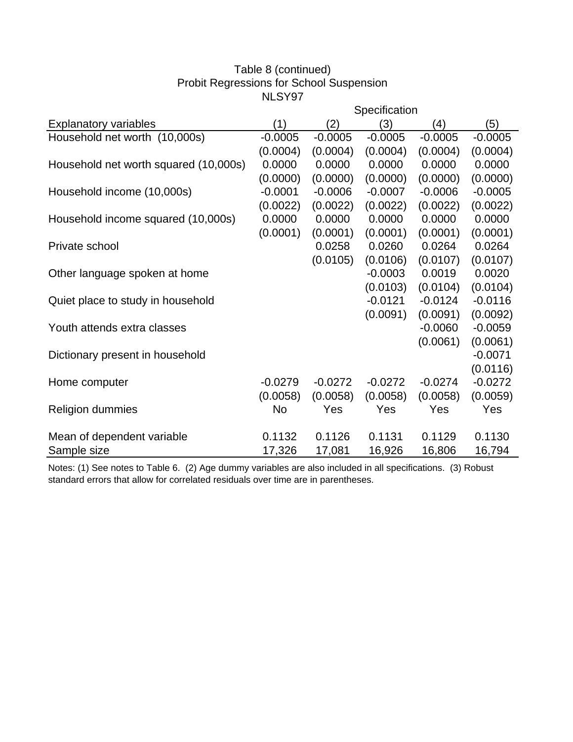Table 8 (continued)
Probit Regressions for School Suspension
NLSY97

| Explanatory variables | Specification (1) | (2) | (3) | (4) | (5) |
|---|---|---|---|---|---|
| Household net worth (10,000s) | -0.0005 | -0.0005 | -0.0005 | -0.0005 | -0.0005 |
| | (0.0004) | (0.0004) | (0.0004) | (0.0004) | (0.0004) |
| Household net worth squared (10,000s) | 0.0000 | 0.0000 | 0.0000 | 0.0000 | 0.0000 |
| | (0.0000) | (0.0000) | (0.0000) | (0.0000) | (0.0000) |
| Household income (10,000s) | -0.0001 | -0.0006 | -0.0007 | -0.0006 | -0.0005 |
| | (0.0022) | (0.0022) | (0.0022) | (0.0022) | (0.0022) |
| Household income squared (10,000s) | 0.0000 | 0.0000 | 0.0000 | 0.0000 | 0.0000 |
| | (0.0001) | (0.0001) | (0.0001) | (0.0001) | (0.0001) |
| Private school | | 0.0258 | 0.0260 | 0.0264 | 0.0264 |
| | | (0.0105) | (0.0106) | (0.0107) | (0.0107) |
| Other language spoken at home | | | -0.0003 | 0.0019 | 0.0020 |
| | | | (0.0103) | (0.0104) | (0.0104) |
| Quiet place to study in household | | | -0.0121 | -0.0124 | -0.0116 |
| | | | (0.0091) | (0.0091) | (0.0092) |
| Youth attends extra classes | | | | -0.0060 | -0.0059 |
| | | | | (0.0061) | (0.0061) |
| Dictionary present in household | | | | | -0.0071 |
| | | | | | (0.0116) |
| Home computer | -0.0279 | -0.0272 | -0.0272 | -0.0274 | -0.0272 |
| | (0.0058) | (0.0058) | (0.0058) | (0.0058) | (0.0059) |
| Religion dummies | No | Yes | Yes | Yes | Yes |
| | | | | | |
| Mean of dependent variable | 0.1132 | 0.1126 | 0.1131 | 0.1129 | 0.1130 |
| Sample size | 17,326 | 17,081 | 16,926 | 16,806 | 16,794 |

Notes: (1) See notes to Table 6. (2) Age dummy variables are also included in all specifications. (3) Robust standard errors that allow for correlated residuals over time are in parentheses.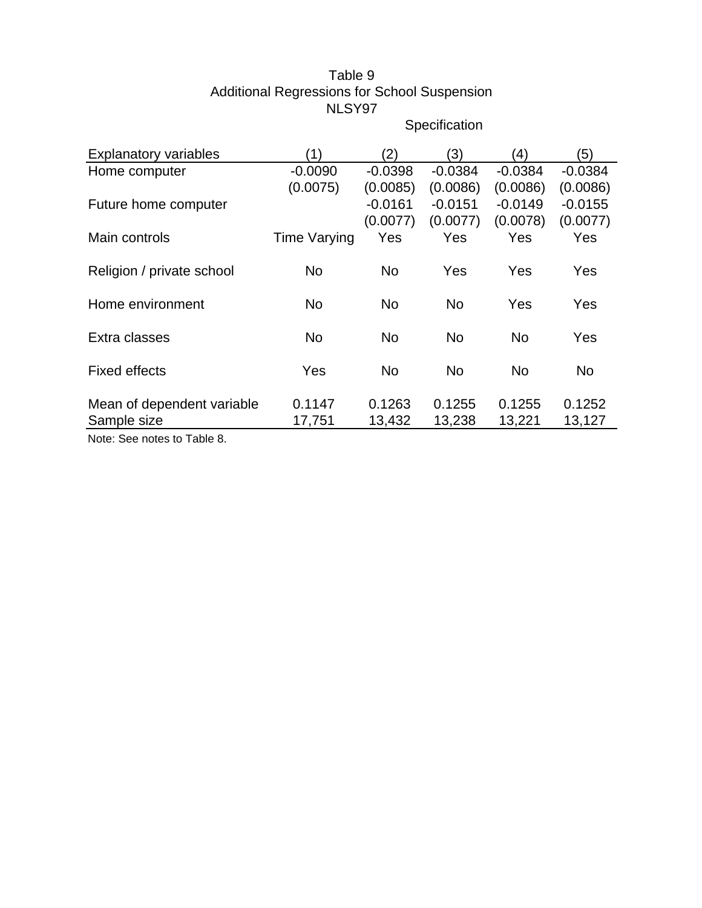Table 9

Additional Regressions for School Suspension

NLSY97

| Explanatory variables | Specification (1) | (2) | (3) | (4) | (5) |
|---|---|---|---|---|---|
| Home computer | -0.0090 | -0.0398 | -0.0384 | -0.0384 | -0.0384 |
| | (0.0075) | (0.0085) | (0.0086) | (0.0086) | (0.0086) |
| Future home computer | | -0.0161 | -0.0151 | -0.0149 | -0.0155 |
| | | (0.0077) | (0.0077) | (0.0078) | (0.0077) |
| Main controls | Time Varying | Yes | Yes | Yes | Yes |
| Religion / private school | No | No | Yes | Yes | Yes |
| Home environment | No | No | No | Yes | Yes |
| Extra classes | No | No | No | No | Yes |
| Fixed effects | Yes | No | No | No | No |
| Mean of dependent variable | 0.1147 | 0.1263 | 0.1255 | 0.1255 | 0.1252 |
| Sample size | 17,751 | 13,432 | 13,238 | 13,221 | 13,127 |

Note: See notes to Table 8.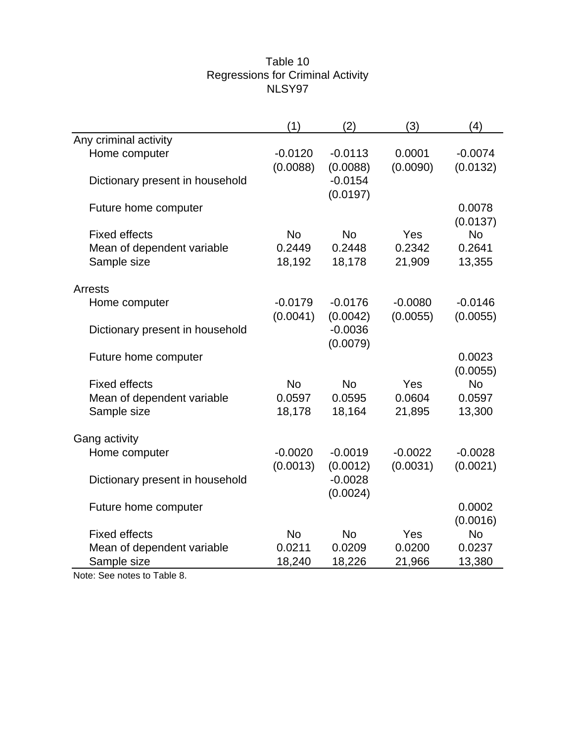Table 10
Regressions for Criminal Activity
NLSY97

| | (1) | (2) | (3) | (4) |
|---|---|---|---|---|
| Any criminal activity | | | | |
| Home computer | -0.0120 | -0.0113 | 0.0001 | -0.0074 |
| | (0.0088) | (0.0088) | (0.0090) | (0.0132) |
| Dictionary present in household | | -0.0154 | | |
| | | (0.0197) | | |
| Future home computer | | | | 0.0078 |
| | | | | (0.0137) |
| Fixed effects | No | No | Yes | No |
| Mean of dependent variable | 0.2449 | 0.2448 | 0.2342 | 0.2641 |
| Sample size | 18,192 | 18,178 | 21,909 | 13,355 |
| Arrests | | | | |
| Home computer | -0.0179 | -0.0176 | -0.0080 | -0.0146 |
| | (0.0041) | (0.0042) | (0.0055) | (0.0055) |
| Dictionary present in household | | -0.0036 | | |
| | | (0.0079) | | |
| Future home computer | | | | 0.0023 |
| | | | | (0.0055) |
| Fixed effects | No | No | Yes | No |
| Mean of dependent variable | 0.0597 | 0.0595 | 0.0604 | 0.0597 |
| Sample size | 18,178 | 18,164 | 21,895 | 13,300 |
| Gang activity | | | | |
| Home computer | -0.0020 | -0.0019 | -0.0022 | -0.0028 |
| | (0.0013) | (0.0012) | (0.0031) | (0.0021) |
| Dictionary present in household | | -0.0028 | | |
| | | (0.0024) | | |
| Future home computer | | | | 0.0002 |
| | | | | (0.0016) |
| Fixed effects | No | No | Yes | No |
| Mean of dependent variable | 0.0211 | 0.0209 | 0.0200 | 0.0237 |
| Sample size | 18,240 | 18,226 | 21,966 | 13,380 |

Note: See notes to Table 8.